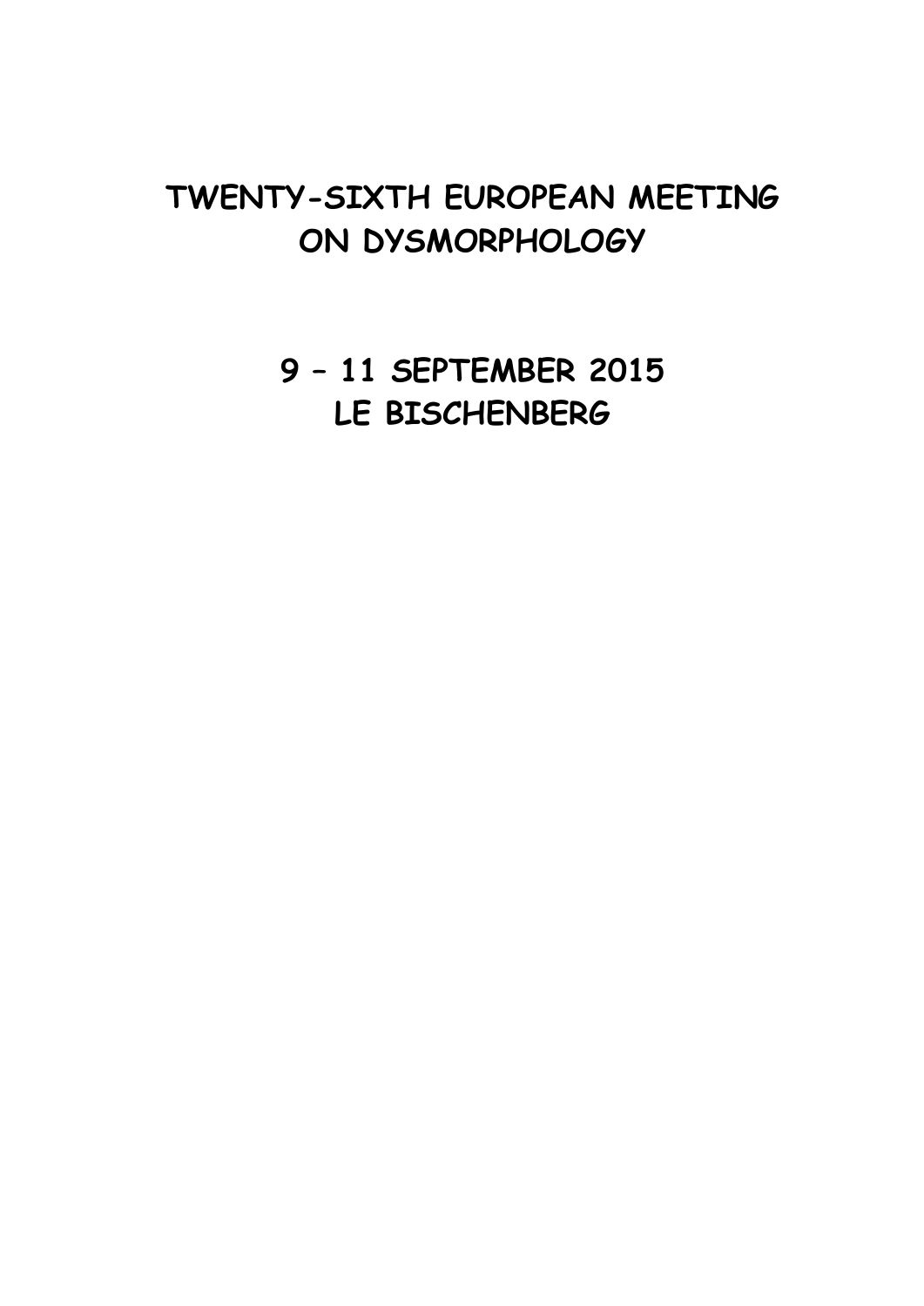# TWENTY-SIXTH EUROPEAN MEETING ON DYSMORPHOLOGY

## 9 – 11 SEPTEMBER 2015
## LE BISCHENBERG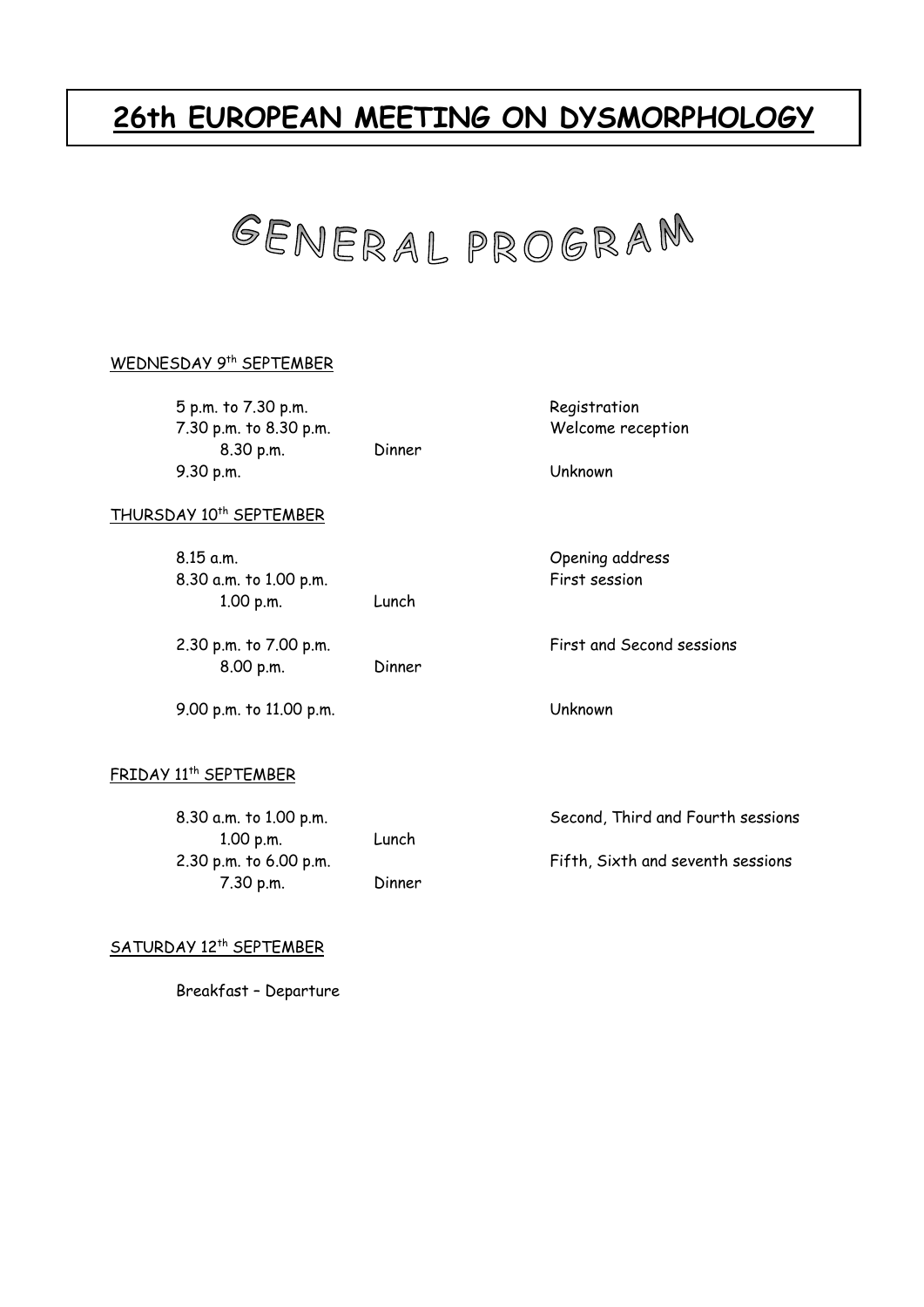# 26th EUROPEAN MEETING ON DYSMORPHOLOGY

## GENERAL PROGRAM

WEDNESDAY 9th SEPTEMBER

| | | |
|---|---|---|
| 5 p.m. to 7.30 p.m. | | Registration |
| 7.30 p.m. to 8.30 p.m. | | Welcome reception |
| 8.30 p.m. | Dinner | |
| 9.30 p.m. | | Unknown |

THURSDAY 10th SEPTEMBER

| | | |
|---|---|---|
| 8.15 a.m. | | Opening address |
| 8.30 a.m. to 1.00 p.m. | | First session |
| 1.00 p.m. | Lunch | |
| 2.30 p.m. to 7.00 p.m. | | First and Second sessions |
| 8.00 p.m. | Dinner | |
| 9.00 p.m. to 11.00 p.m. | | Unknown |

FRIDAY 11th SEPTEMBER

| | | |
|---|---|---|
| 8.30 a.m. to 1.00 p.m. | | Second, Third and Fourth sessions |
| 1.00 p.m. | Lunch | |
| 2.30 p.m. to 6.00 p.m. | | Fifth, Sixth and seventh sessions |
| 7.30 p.m. | Dinner | |

SATURDAY 12th SEPTEMBER

Breakfast – Departure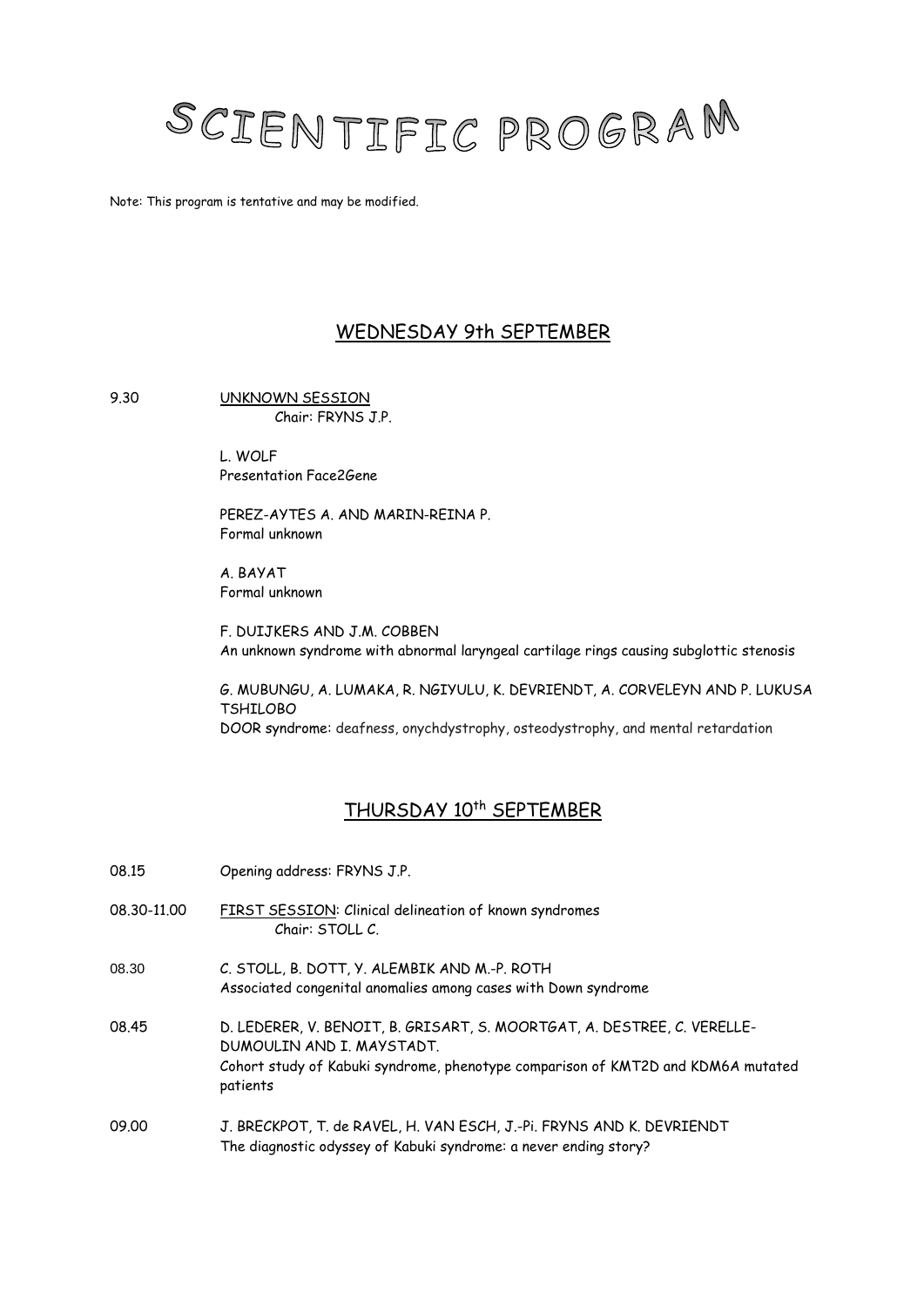# SCIENTIFIC PROGRAM

Note: This program is tentative and may be modified.

## WEDNESDAY 9th SEPTEMBER

9.30 UNKNOWN SESSION
Chair: FRYNS J.P.

L. WOLF
Presentation Face2Gene

PEREZ-AYTES A. AND MARIN-REINA P.
Formal unknown

A. BAYAT
Formal unknown

F. DUIJKERS AND J.M. COBBEN
An unknown syndrome with abnormal laryngeal cartilage rings causing subglottic stenosis

G. MUBUNGU, A. LUMAKA, R. NGIYULU, K. DEVRIENDT, A. CORVELEYN AND P. LUKUSA TSHILOBO
DOOR syndrome: deafness, onychdystrophy, osteodystrophy, and mental retardation

## THURSDAY 10th SEPTEMBER

08.15 Opening address: FRYNS J.P.

08.30-11.00 FIRST SESSION: Clinical delineation of known syndromes
Chair: STOLL C.

08.30 C. STOLL, B. DOTT, Y. ALEMBIK AND M.-P. ROTH
Associated congenital anomalies among cases with Down syndrome

08.45 D. LEDERER, V. BENOIT, B. GRISART, S. MOORTGAT, A. DESTREE, C. VERELLE-DUMOULIN AND I. MAYSTADT.
Cohort study of Kabuki syndrome, phenotype comparison of KMT2D and KDM6A mutated patients

09.00 J. BRECKPOT, T. de RAVEL, H. VAN ESCH, J.-Pi. FRYNS AND K. DEVRIENDT
The diagnostic odyssey of Kabuki syndrome: a never ending story?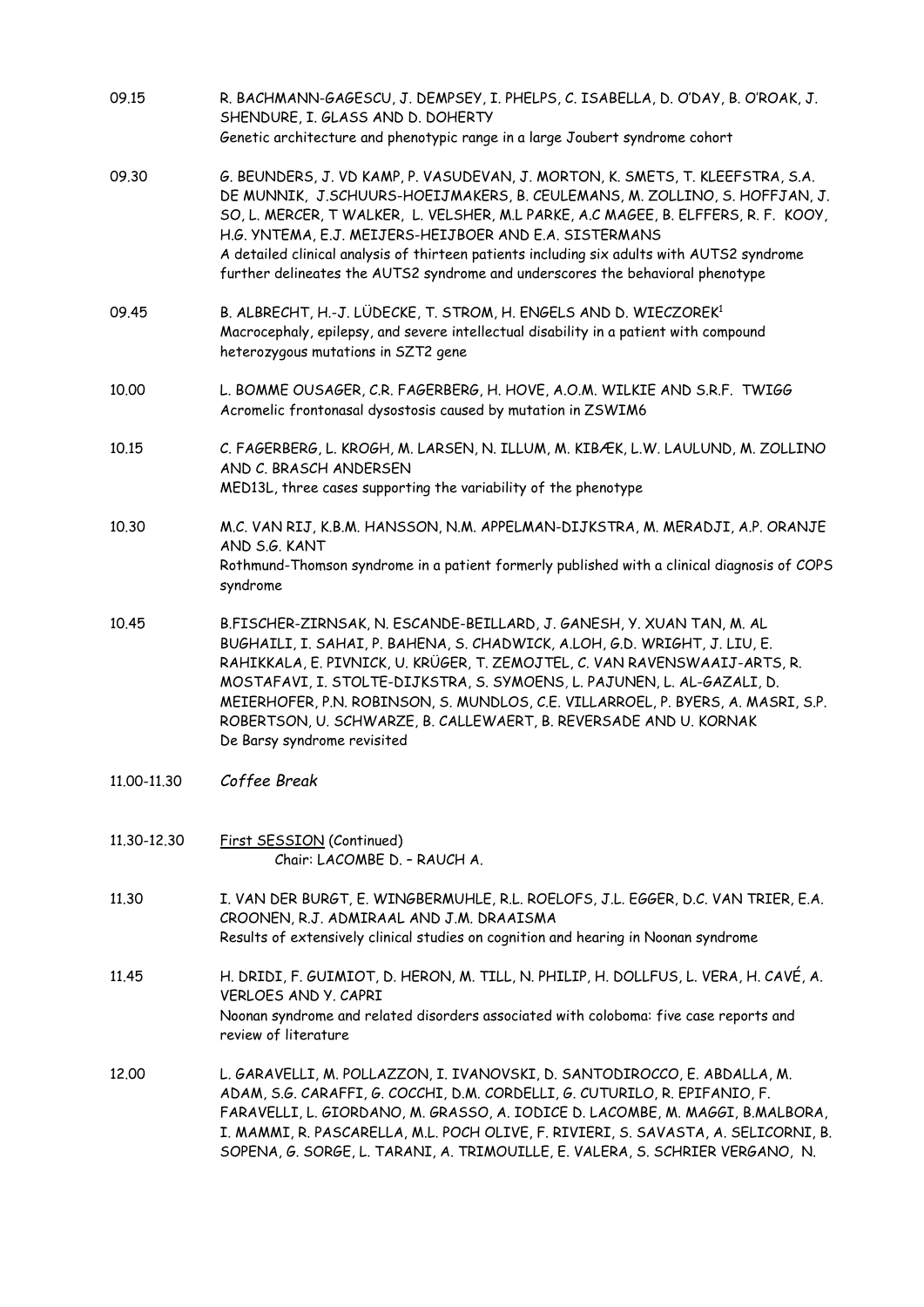09.15 R. BACHMANN-GAGESCU, J. DEMPSEY, I. PHELPS, C. ISABELLA, D. O'DAY, B. O'ROAK, J. SHENDURE, I. GLASS AND D. DOHERTY
Genetic architecture and phenotypic range in a large Joubert syndrome cohort

09.30 G. BEUNDERS, J. VD KAMP, P. VASUDEVAN, J. MORTON, K. SMETS, T. KLEEFSTRA, S.A. DE MUNNIK, J.SCHUURS-HOEIJMAKERS, B. CEULEMANS, M. ZOLLINO, S. HOFFJAN, J. SO, L. MERCER, T WALKER, L. VELSHER, M.L PARKE, A.C MAGEE, B. ELFFERS, R. F. KOOY, H.G. YNTEMA, E.J. MEIJERS-HEIJBOER AND E.A. SISTERMANS
A detailed clinical analysis of thirteen patients including six adults with AUTS2 syndrome further delineates the AUTS2 syndrome and underscores the behavioral phenotype

09.45 B. ALBRECHT, H.-J. LÜDECKE, T. STROM, H. ENGELS AND D. WIECZOREK[1]
Macrocephaly, epilepsy, and severe intellectual disability in a patient with compound heterozygous mutations in SZT2 gene

10.00 L. BOMME OUSAGER, C.R. FAGERBERG, H. HOVE, A.O.M. WILKIE AND S.R.F. TWIGG
Acromelic frontonasal dysostosis caused by mutation in ZSWIM6

10.15 C. FAGERBERG, L. KROGH, M. LARSEN, N. ILLUM, M. KIBÆK, L.W. LAULUND, M. ZOLLINO AND C. BRASCH ANDERSEN
MED13L, three cases supporting the variability of the phenotype

10.30 M.C. VAN RIJ, K.B.M. HANSSON, N.M. APPELMAN-DIJKSTRA, M. MERADJI, A.P. ORANJE AND S.G. KANT
Rothmund-Thomson syndrome in a patient formerly published with a clinical diagnosis of COPS syndrome

10.45 B.FISCHER-ZIRNSAK, N. ESCANDE-BEILLARD, J. GANESH, Y. XUAN TAN, M. AL BUGHAILI, I. SAHAI, P. BAHENA, S. CHADWICK, A.LOH, G.D. WRIGHT, J. LIU, E. RAHIKKALA, E. PIVNICK, U. KRÜGER, T. ZEMOJTEL, C. VAN RAVENSWAAIJ-ARTS, R. MOSTAFAVI, I. STOLTE-DIJKSTRA, S. SYMOENS, L. PAJUNEN, L. AL-GAZALI, D. MEIERHOFER, P.N. ROBINSON, S. MUNDLOS, C.E. VILLARROEL, P. BYERS, A. MASRI, S.P. ROBERTSON, U. SCHWARZE, B. CALLEWAERT, B. REVERSADE AND U. KORNAK
De Barsy syndrome revisited

11.00-11.30 *Coffee Break*

11.30-12.30 First SESSION (Continued)
Chair: LACOMBE D. – RAUCH A.

11.30 I. VAN DER BURGT, E. WINGBERMUHLE, R.L. ROELOFS, J.L. EGGER, D.C. VAN TRIER, E.A. CROONEN, R.J. ADMIRAAL AND J.M. DRAAISMA
Results of extensively clinical studies on cognition and hearing in Noonan syndrome

11.45 H. DRIDI, F. GUIMIOT, D. HERON, M. TILL, N. PHILIP, H. DOLLFUS, L. VERA, H. CAVÉ, A. VERLOES AND Y. CAPRI
Noonan syndrome and related disorders associated with coloboma: five case reports and review of literature

12.00 L. GARAVELLI, M. POLLAZZON, I. IVANOVSKI, D. SANTODIROCCO, E. ABDALLA, M. ADAM, S.G. CARAFFI, G. COCCHI, D.M. CORDELLI, G. CUTURILO, R. EPIFANIO, F. FARAVELLI, L. GIORDANO, M. GRASSO, A. IODICE D. LACOMBE, M. MAGGI, B.MALBORA, I. MAMMI, R. PASCARELLA, M.L. POCH OLIVE, F. RIVIERI, S. SAVASTA, A. SELICORNI, B. SOPENA, G. SORGE, L. TARANI, A. TRIMOUILLE, E. VALERA, S. SCHRIER VERGANO, N.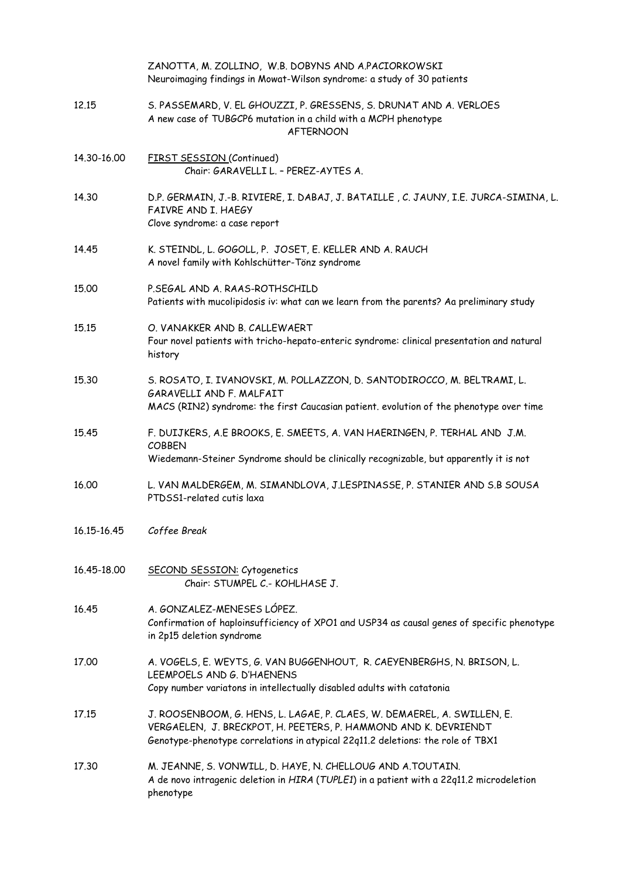ZANOTTA, M. ZOLLINO, W.B. DOBYNS AND A.PACIORKOWSKI
Neuroimaging findings in Mowat-Wilson syndrome: a study of 30 patients

12.15 S. PASSEMARD, V. EL GHOUZZI, P. GRESSENS, S. DRUNAT AND A. VERLOES
A new case of TUBGCP6 mutation in a child with a MCPH phenotype

AFTERNOON

14.30-16.00 FIRST SESSION (Continued)
Chair: GARAVELLI L. – PEREZ-AYTES A.

14.30 D.P. GERMAIN, J.-B. RIVIERE, I. DABAJ, J. BATAILLE , C. JAUNY, I.E. JURCA-SIMINA, L. FAIVRE AND I. HAEGY
Clove syndrome: a case report

14.45 K. STEINDL, L. GOGOLL, P. JOSET, E. KELLER AND A. RAUCH
A novel family with Kohlschütter-Tönz syndrome

15.00 P.SEGAL AND A. RAAS-ROTHSCHILD
Patients with mucolipidosis iv: what can we learn from the parents? Aa preliminary study

15.15 O. VANAKKER AND B. CALLEWAERT
Four novel patients with tricho-hepato-enteric syndrome: clinical presentation and natural history

15.30 S. ROSATO, I. IVANOVSKI, M. POLLAZZON, D. SANTODIROCCO, M. BELTRAMI, L. GARAVELLI AND F. MALFAIT
MACS (RIN2) syndrome: the first Caucasian patient. evolution of the phenotype over time

15.45 F. DUIJKERS, A.E BROOKS, E. SMEETS, A. VAN HAERINGEN, P. TERHAL AND J.M. COBBEN
Wiedemann-Steiner Syndrome should be clinically recognizable, but apparently it is not

16.00 L. VAN MALDERGEM, M. SIMANDLOVA, J.LESPINASSE, P. STANIER AND S.B SOUSA
PTDSS1-related cutis laxa

16.15-16.45 *Coffee Break*

16.45-18.00 SECOND SESSION: Cytogenetics
Chair: STUMPEL C.- KOHLHASE J.

16.45 A. GONZALEZ-MENESES LÓPEZ.
Confirmation of haploinsufficiency of XPO1 and USP34 as causal genes of specific phenotype in 2p15 deletion syndrome

17.00 A. VOGELS, E. WEYTS, G. VAN BUGGENHOUT, R. CAEYENBERGHS, N. BRISON, L. LEEMPOELS AND G. D'HAENENS
Copy number variatons in intellectually disabled adults with catatonia

17.15 J. ROOSENBOOM, G. HENS, L. LAGAE, P. CLAES, W. DEMAEREL, A. SWILLEN, E. VERGAELEN, J. BRECKPOT, H. PEETERS, P. HAMMOND AND K. DEVRIENDT
Genotype-phenotype correlations in atypical 22q11.2 deletions: the role of TBX1

17.30 M. JEANNE, S. VONWILL, D. HAYE, N. CHELLOUG AND A.TOUTAIN.
A de novo intragenic deletion in *HIRA* (*TUPLE1*) in a patient with a 22q11.2 microdeletion phenotype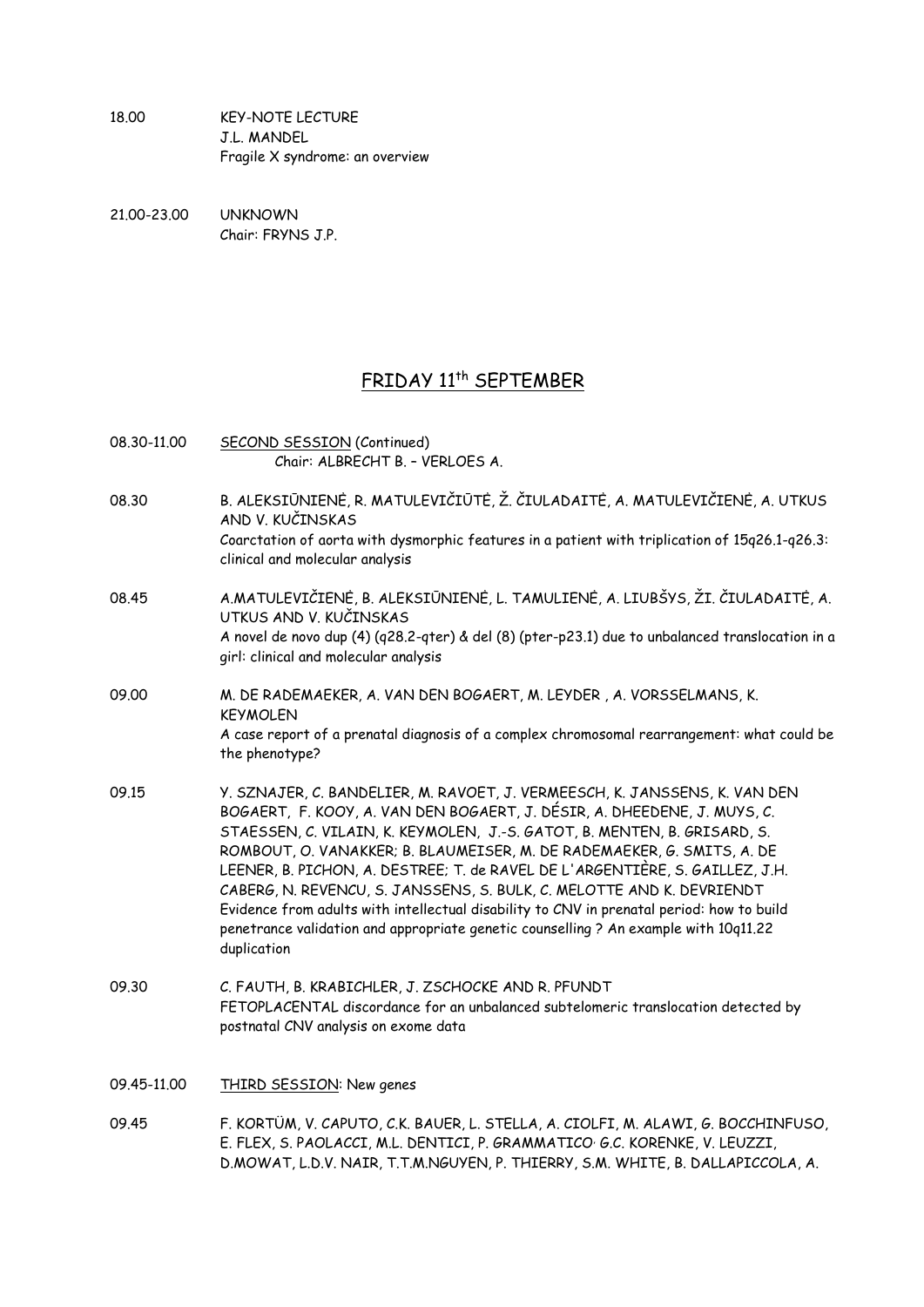18.00 KEY-NOTE LECTURE
J.L. MANDEL
Fragile X syndrome: an overview

21.00-23.00 UNKNOWN
Chair: FRYNS J.P.

## FRIDAY 11th SEPTEMBER

08.30-11.00 SECOND SESSION (Continued)
Chair: ALBRECHT B. – VERLOES A.

08.30 B. ALEKSIŪNIENĖ, R. MATULEVIČIŪTĖ, Ž. ČIULADAITĖ, A. MATULEVIČIENĖ, A. UTKUS AND V. KUČINSKAS
Coarctation of aorta with dysmorphic features in a patient with triplication of 15q26.1-q26.3: clinical and molecular analysis

08.45 A.MATULEVIČIENĖ, B. ALEKSIŪNIENĖ, L. TAMULIENĖ, A. LIUBŠYS, ŽI. ČIULADAITĖ, A. UTKUS AND V. KUČINSKAS
A novel de novo dup (4) (q28.2-qter) & del (8) (pter-p23.1) due to unbalanced translocation in a girl: clinical and molecular analysis

09.00 M. DE RADEMAEKER, A. VAN DEN BOGAERT, M. LEYDER , A. VORSSELMANS, K. KEYMOLEN
A case report of a prenatal diagnosis of a complex chromosomal rearrangement: what could be the phenotype?

09.15 Y. SZNAJER, C. BANDELIER, M. RAVOET, J. VERMEESCH, K. JANSSENS, K. VAN DEN BOGAERT, F. KOOY, A. VAN DEN BOGAERT, J. DÉSIR, A. DHEEDENE, J. MUYS, C. STAESSEN, C. VILAIN, K. KEYMOLEN, J.-S. GATOT, B. MENTEN, B. GRISARD, S. ROMBOUT, O. VANAKKER; B. BLAUMEISER, M. DE RADEMAEKER, G. SMITS, A. DE LEENER, B. PICHON, A. DESTREE; T. de RAVEL DE L'ARGENTIÈRE, S. GAILLEZ, J.H. CABERG, N. REVENCU, S. JANSSENS, S. BULK, C. MELOTTE AND K. DEVRIENDT
Evidence from adults with intellectual disability to CNV in prenatal period: how to build penetrance validation and appropriate genetic counselling ? An example with 10q11.22 duplication

09.30 C. FAUTH, B. KRABICHLER, J. ZSCHOCKE AND R. PFUNDT
FETOPLACENTAL discordance for an unbalanced subtelomeric translocation detected by postnatal CNV analysis on exome data

09.45-11.00 THIRD SESSION: New genes

09.45 F. KORTÜM, V. CAPUTO, C.K. BAUER, L. STELLA, A. CIOLFI, M. ALAWI, G. BOCCHINFUSO, E. FLEX, S. PAOLACCI, M.L. DENTICI, P. GRAMMATICO, G.C. KORENKE, V. LEUZZI, D.MOWAT, L.D.V. NAIR, T.T.M.NGUYEN, P. THIERRY, S.M. WHITE, B. DALLAPICCOLA, A.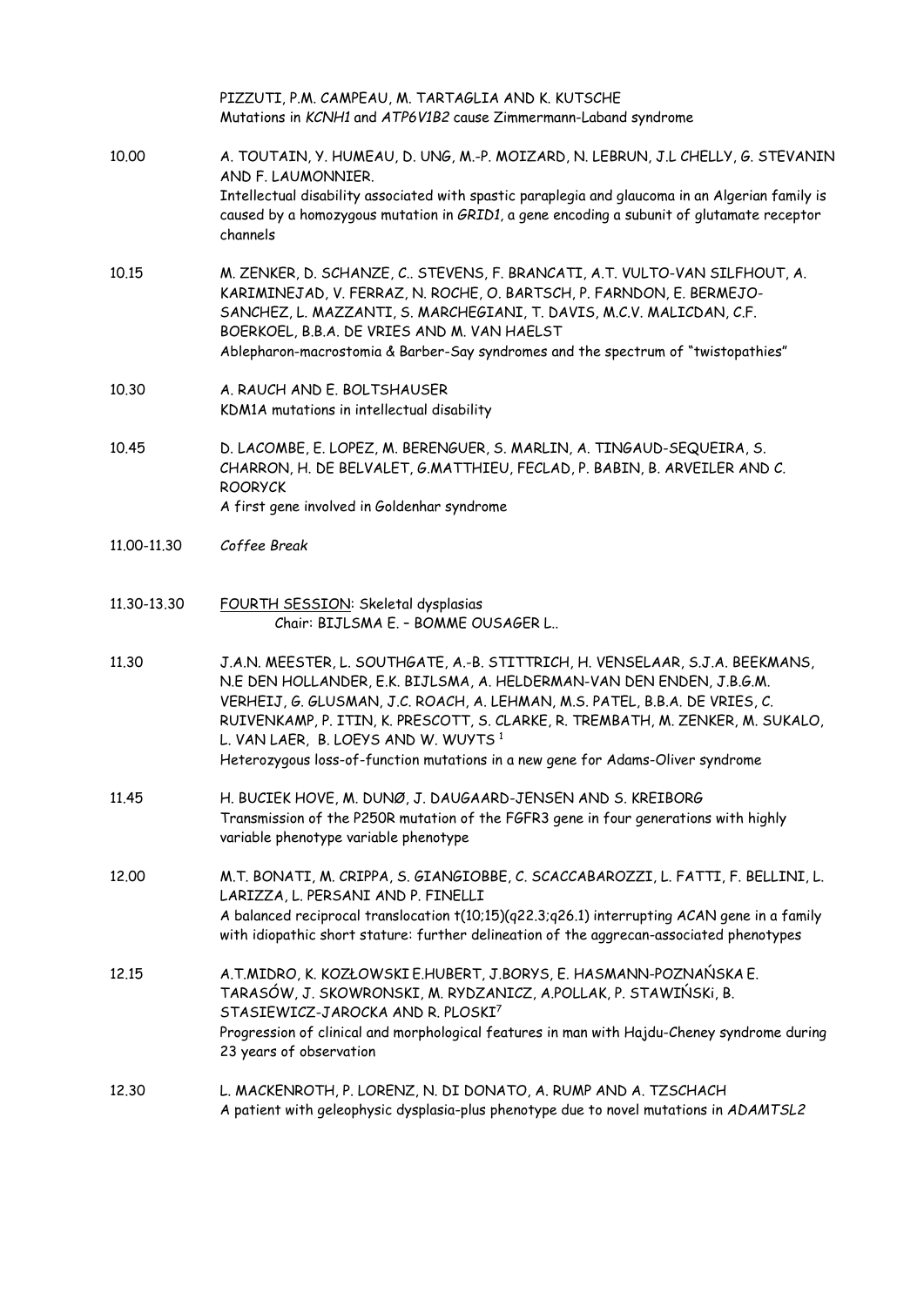PIZZUTI, P.M. CAMPEAU, M. TARTAGLIA AND K. KUTSCHE
Mutations in *KCNH1* and *ATP6V1B2* cause Zimmermann-Laband syndrome

10.00 A. TOUTAIN, Y. HUMEAU, D. UNG, M.-P. MOIZARD, N. LEBRUN, J.L CHELLY, G. STEVANIN AND F. LAUMONNIER.
Intellectual disability associated with spastic paraplegia and glaucoma in an Algerian family is caused by a homozygous mutation in *GRID1*, a gene encoding a subunit of glutamate receptor channels

10.15 M. ZENKER, D. SCHANZE, C.. STEVENS, F. BRANCATI, A.T. VULTO-VAN SILFHOUT, A. KARIMINEJAD, V. FERRAZ, N. ROCHE, O. BARTSCH, P. FARNDON, E. BERMEJO-SANCHEZ, L. MAZZANTI, S. MARCHEGIANI, T. DAVIS, M.C.V. MALICDAN, C.F. BOERKOEL, B.B.A. DE VRIES AND M. VAN HAELST
Ablepharon-macrostomia & Barber-Say syndromes and the spectrum of "twistopathies"

10.30 A. RAUCH AND E. BOLTSHAUSER
KDM1A mutations in intellectual disability

10.45 D. LACOMBE, E. LOPEZ, M. BERENGUER, S. MARLIN, A. TINGAUD-SEQUEIRA, S. CHARRON, H. DE BELVALET, G.MATTHIEU, FECLAD, P. BABIN, B. ARVEILER AND C. ROORYCK
A first gene involved in Goldenhar syndrome

11.00-11.30 *Coffee Break*

11.30-13.30 FOURTH SESSION: Skeletal dysplasias
Chair: BIJLSMA E. – BOMME OUSAGER L..

11.30 J.A.N. MEESTER, L. SOUTHGATE, A.-B. STITTRICH, H. VENSELAAR, S.J.A. BEEKMANS, N.E DEN HOLLANDER, E.K. BIJLSMA, A. HELDERMAN-VAN DEN ENDEN, J.B.G.M. VERHEIJ, G. GLUSMAN, J.C. ROACH, A. LEHMAN, M.S. PATEL, B.B.A. DE VRIES, C. RUIVENKAMP, P. ITIN, K. PRESCOTT, S. CLARKE, R. TREMBATH, M. ZENKER, M. SUKALO, L. VAN LAER, B. LOEYS AND W. WUYTS [1]
Heterozygous loss-of-function mutations in a new gene for Adams-Oliver syndrome

11.45 H. BUCIEK HOVE, M. DUNØ, J. DAUGAARD-JENSEN AND S. KREIBORG
Transmission of the P250R mutation of the FGFR3 gene in four generations with highly variable phenotype variable phenotype

12.00 M.T. BONATI, M. CRIPPA, S. GIANGIOBBE, C. SCACCABAROZZI, L. FATTI, F. BELLINI, L. LARIZZA, L. PERSANI AND P. FINELLI
A balanced reciprocal translocation t(10;15)(q22.3;q26.1) interrupting ACAN gene in a family with idiopathic short stature: further delineation of the aggrecan-associated phenotypes

12.15 A.T.MIDRO, K. KOZŁOWSKI E.HUBERT, J.BORYS, E. HASMANN-POZNAŃSKA E. TARASÓW, J. SKOWRONSKI, M. RYDZANICZ, A.POLLAK, P. STAWIŃSKi, B. STASIEWICZ-JAROCKA AND R. PLOSKI[7]
Progression of clinical and morphological features in man with Hajdu-Cheney syndrome during 23 years of observation

12.30 L. MACKENROTH, P. LORENZ, N. DI DONATO, A. RUMP AND A. TZSCHACH
A patient with geleophysic dysplasia-plus phenotype due to novel mutations in *ADAMTSL2*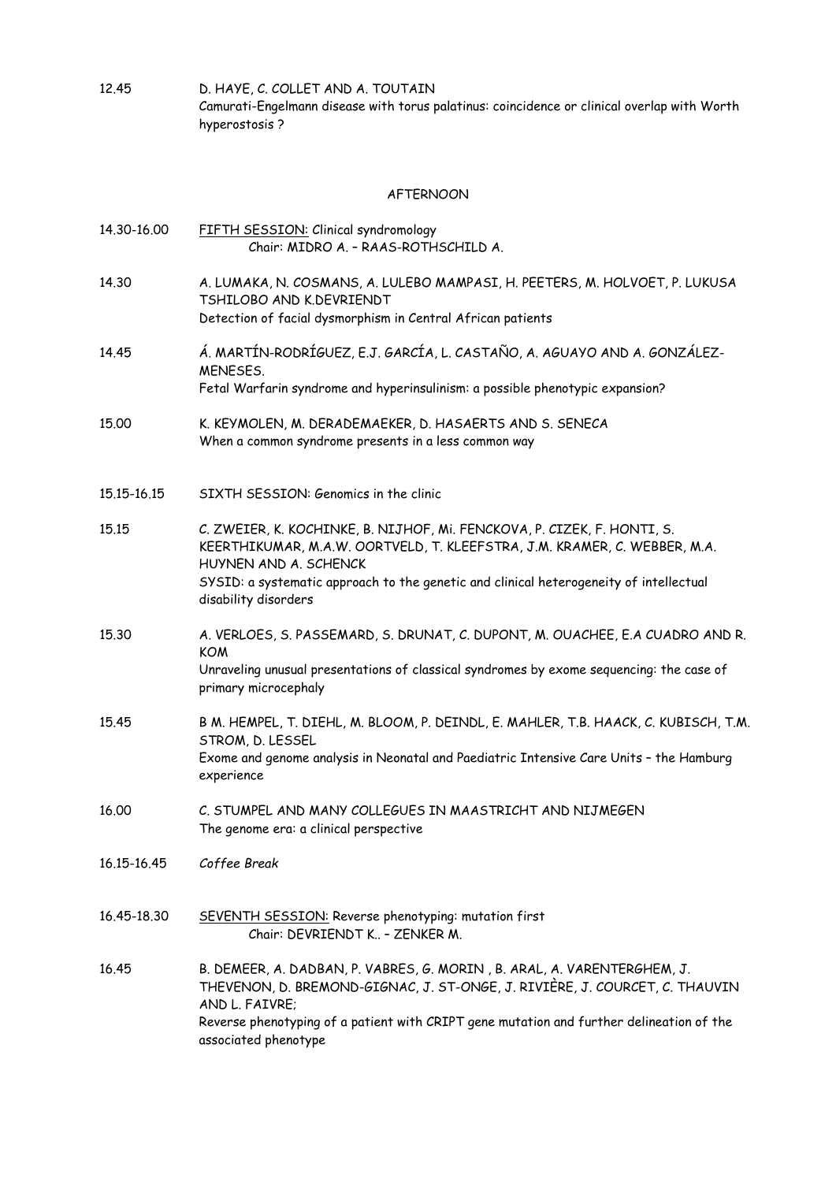12.45 D. HAYE, C. COLLET AND A. TOUTAIN
Camurati-Engelmann disease with torus palatinus: coincidence or clinical overlap with Worth hyperostosis ?

## AFTERNOON

14.30-16.00 <u>FIFTH SESSION:</u> Clinical syndromology
Chair: MIDRO A. – RAAS-ROTHSCHILD A.

14.30 A. LUMAKA, N. COSMANS, A. LULEBO MAMPASI, H. PEETERS, M. HOLVOET, P. LUKUSA TSHILOBO AND K.DEVRIENDT
Detection of facial dysmorphism in Central African patients

14.45 Á. MARTÍN-RODRÍGUEZ, E.J. GARCÍA, L. CASTAÑO, A. AGUAYO AND A. GONZÁLEZ-MENESES.
Fetal Warfarin syndrome and hyperinsulinism: a possible phenotypic expansion?

15.00 K. KEYMOLEN, M. DERADEMAEKER, D. HASAERTS AND S. SENECA
When a common syndrome presents in a less common way

15.15-16.15 SIXTH SESSION: Genomics in the clinic

15.15 C. ZWEIER, K. KOCHINKE, B. NIJHOF, Mi. FENCKOVA, P. CIZEK, F. HONTI, S. KEERTHIKUMAR, M.A.W. OORTVELD, T. KLEEFSTRA, J.M. KRAMER, C. WEBBER, M.A. HUYNEN AND A. SCHENCK
SYSID: a systematic approach to the genetic and clinical heterogeneity of intellectual disability disorders

15.30 A. VERLOES, S. PASSEMARD, S. DRUNAT, C. DUPONT, M. OUACHEE, E.A CUADRO AND R. KOM
Unraveling unusual presentations of classical syndromes by exome sequencing: the case of primary microcephaly

15.45 B M. HEMPEL, T. DIEHL, M. BLOOM, P. DEINDL, E. MAHLER, T.B. HAACK, C. KUBISCH, T.M. STROM, D. LESSEL
Exome and genome analysis in Neonatal and Paediatric Intensive Care Units – the Hamburg experience

16.00 C. STUMPEL AND MANY COLLEGUES IN MAASTRICHT AND NIJMEGEN
The genome era: a clinical perspective

16.15-16.45 *Coffee Break*

16.45-18.30 <u>SEVENTH SESSION:</u> Reverse phenotyping: mutation first
Chair: DEVRIENDT K.. – ZENKER M.

16.45 B. DEMEER, A. DADBAN, P. VABRES, G. MORIN , B. ARAL, A. VARENTERGHEM, J. THEVENON, D. BREMOND-GIGNAC, J. ST-ONGE, J. RIVIÈRE, J. COURCET, C. THAUVIN AND L. FAIVRE;
Reverse phenotyping of a patient with CRIPT gene mutation and further delineation of the associated phenotype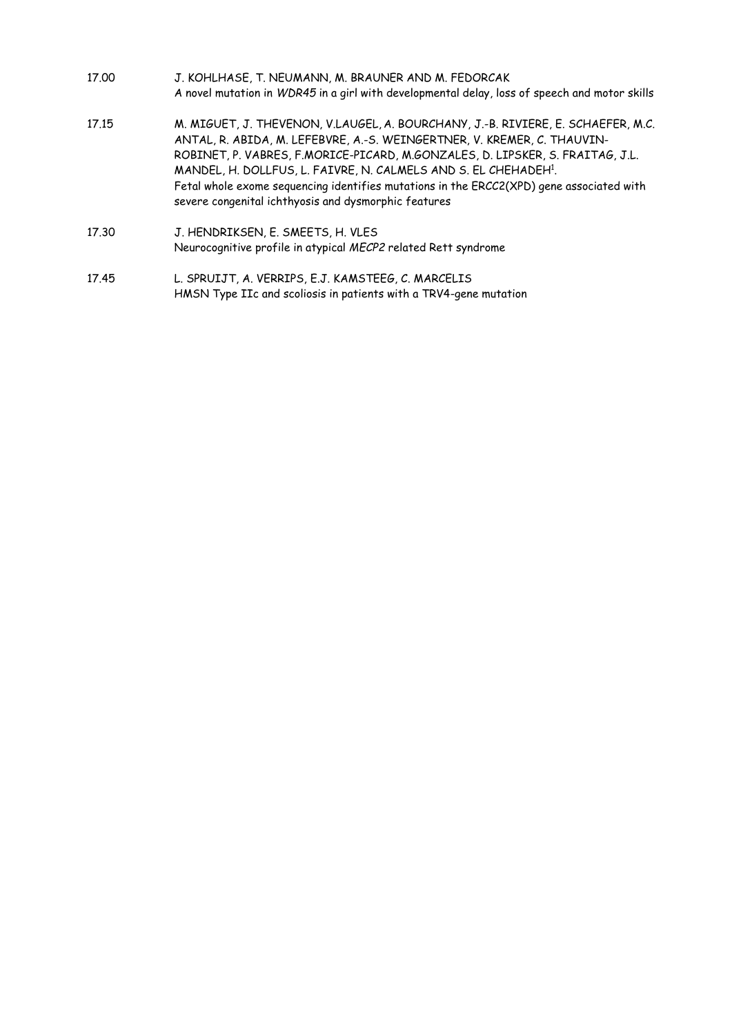17.00 J. KOHLHASE, T. NEUMANN, M. BRAUNER AND M. FEDORCAK
A novel mutation in *WDR45* in a girl with developmental delay, loss of speech and motor skills

17.15 M. MIGUET, J. THEVENON, V.LAUGEL, A. BOURCHANY, J.-B. RIVIERE, E. SCHAEFER, M.C. ANTAL, R. ABIDA, M. LEFEBVRE, A.-S. WEINGERTNER, V. KREMER, C. THAUVIN-ROBINET, P. VABRES, F.MORICE-PICARD, M.GONZALES, D. LIPSKER, S. FRAITAG, J.L. MANDEL, H. DOLLFUS, L. FAIVRE, N. CALMELS AND S. EL CHEHADEH[1].
Fetal whole exome sequencing identifies mutations in the ERCC2(XPD) gene associated with severe congenital ichthyosis and dysmorphic features

17.30 J. HENDRIKSEN, E. SMEETS, H. VLES
Neurocognitive profile in atypical *MECP2* related Rett syndrome

17.45 L. SPRUIJT, A. VERRIPS, E.J. KAMSTEEG, C. MARCELIS
HMSN Type IIc and scoliosis in patients with a TRV4-gene mutation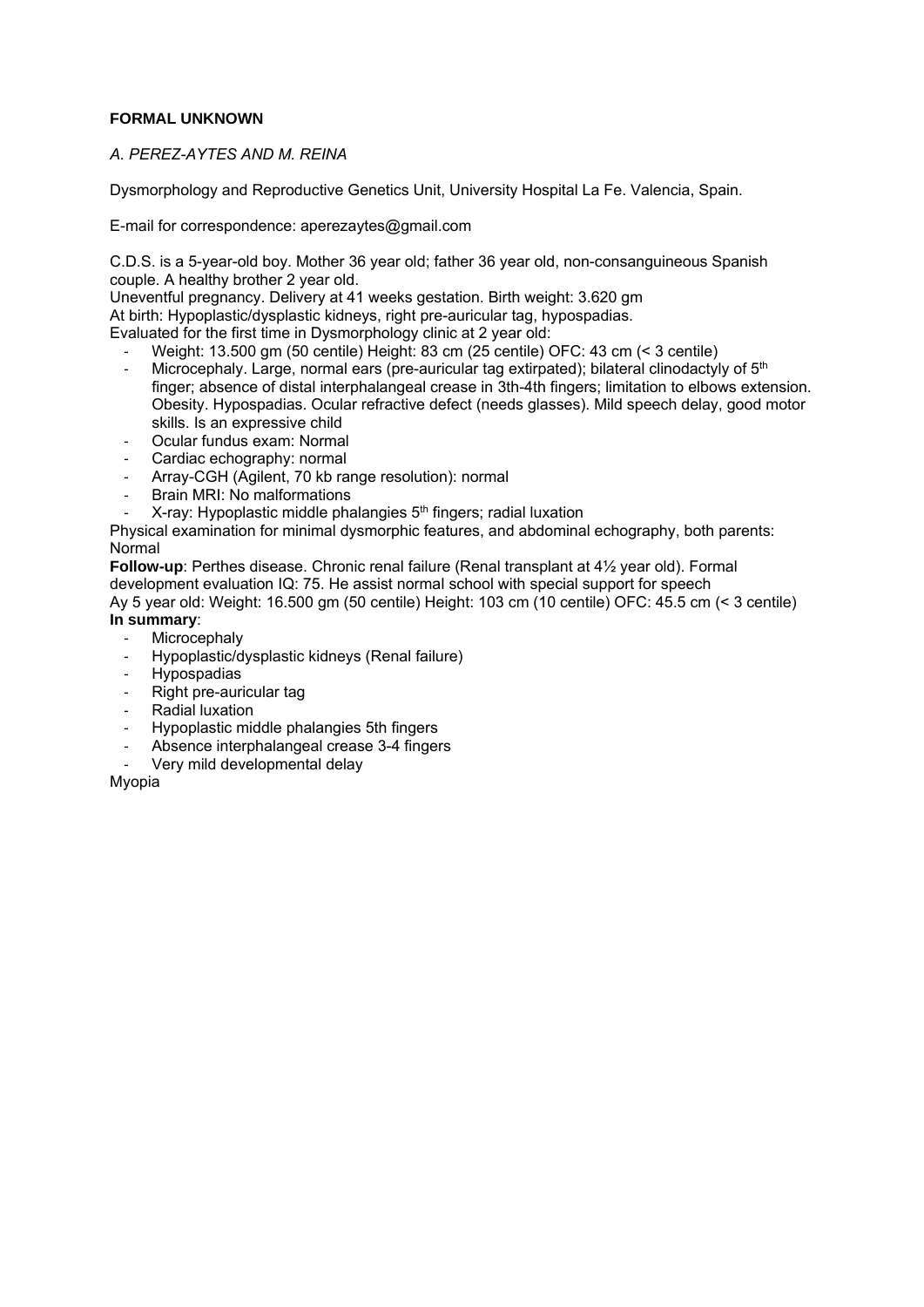**FORMAL UNKNOWN**

*A. PEREZ-AYTES AND M. REINA*

Dysmorphology and Reproductive Genetics Unit, University Hospital La Fe. Valencia, Spain.

E-mail for correspondence: aperezaytes@gmail.com

C.D.S. is a 5-year-old boy. Mother 36 year old; father 36 year old, non-consanguineous Spanish couple. A healthy brother 2 year old.
Uneventful pregnancy. Delivery at 41 weeks gestation. Birth weight: 3.620 gm
At birth: Hypoplastic/dysplastic kidneys, right pre-auricular tag, hypospadias.
Evaluated for the first time in Dysmorphology clinic at 2 year old:

- Weight: 13.500 gm (50 centile) Height: 83 cm (25 centile) OFC: 43 cm (< 3 centile)
- Microcephaly. Large, normal ears (pre-auricular tag extirpated); bilateral clinodactyly of 5th finger; absence of distal interphalangeal crease in 3th-4th fingers; limitation to elbows extension. Obesity. Hypospadias. Ocular refractive defect (needs glasses). Mild speech delay, good motor skills. Is an expressive child
- Ocular fundus exam: Normal
- Cardiac echography: normal
- Array-CGH (Agilent, 70 kb range resolution): normal
- Brain MRI: No malformations
- X-ray: Hypoplastic middle phalangies 5th fingers; radial luxation

Physical examination for minimal dysmorphic features, and abdominal echography, both parents: Normal

**Follow-up**: Perthes disease. Chronic renal failure (Renal transplant at 4½ year old). Formal development evaluation IQ: 75. He assist normal school with special support for speech
Ay 5 year old: Weight: 16.500 gm (50 centile) Height: 103 cm (10 centile) OFC: 45.5 cm (< 3 centile)

**In summary**:

- Microcephaly
- Hypoplastic/dysplastic kidneys (Renal failure)
- Hypospadias
- Right pre-auricular tag
- Radial luxation
- Hypoplastic middle phalangies 5th fingers
- Absence interphalangeal crease 3-4 fingers
- Very mild developmental delay

Myopia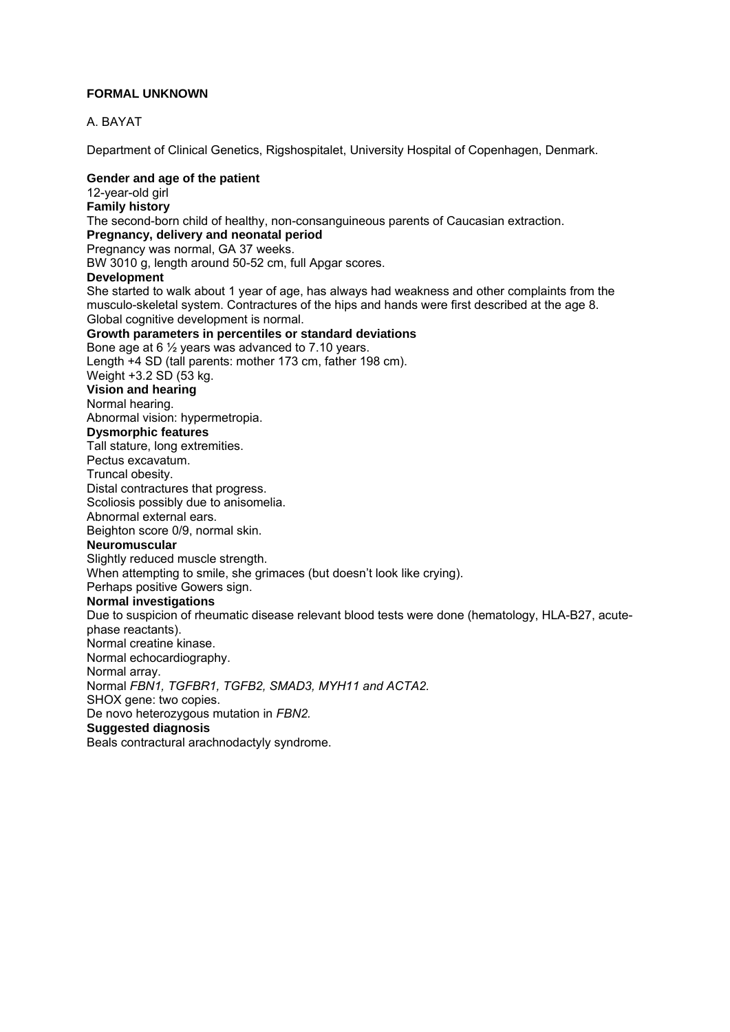**FORMAL UNKNOWN**

A. BAYAT

Department of Clinical Genetics, Rigshospitalet, University Hospital of Copenhagen, Denmark.

**Gender and age of the patient**
12-year-old girl
**Family history**
The second-born child of healthy, non-consanguineous parents of Caucasian extraction.
**Pregnancy, delivery and neonatal period**
Pregnancy was normal, GA 37 weeks.
BW 3010 g, length around 50-52 cm, full Apgar scores.
**Development**
She started to walk about 1 year of age, has always had weakness and other complaints from the musculo-skeletal system. Contractures of the hips and hands were first described at the age 8.
Global cognitive development is normal.
**Growth parameters in percentiles or standard deviations**
Bone age at 6 ½ years was advanced to 7.10 years.
Length +4 SD (tall parents: mother 173 cm, father 198 cm).
Weight +3.2 SD (53 kg.
**Vision and hearing**
Normal hearing.
Abnormal vision: hypermetropia.
**Dysmorphic features**
Tall stature, long extremities.
Pectus excavatum.
Truncal obesity.
Distal contractures that progress.
Scoliosis possibly due to anisomelia.
Abnormal external ears.
Beighton score 0/9, normal skin.
**Neuromuscular**
Slightly reduced muscle strength.
When attempting to smile, she grimaces (but doesn't look like crying).
Perhaps positive Gowers sign.
**Normal investigations**
Due to suspicion of rheumatic disease relevant blood tests were done (hematology, HLA-B27, acute-phase reactants).
Normal creatine kinase.
Normal echocardiography.
Normal array.
Normal *FBN1, TGFBR1, TGFB2, SMAD3, MYH11 and ACTA2.*
SHOX gene: two copies.
De novo heterozygous mutation in *FBN2.*
**Suggested diagnosis**
Beals contractural arachnodactyly syndrome.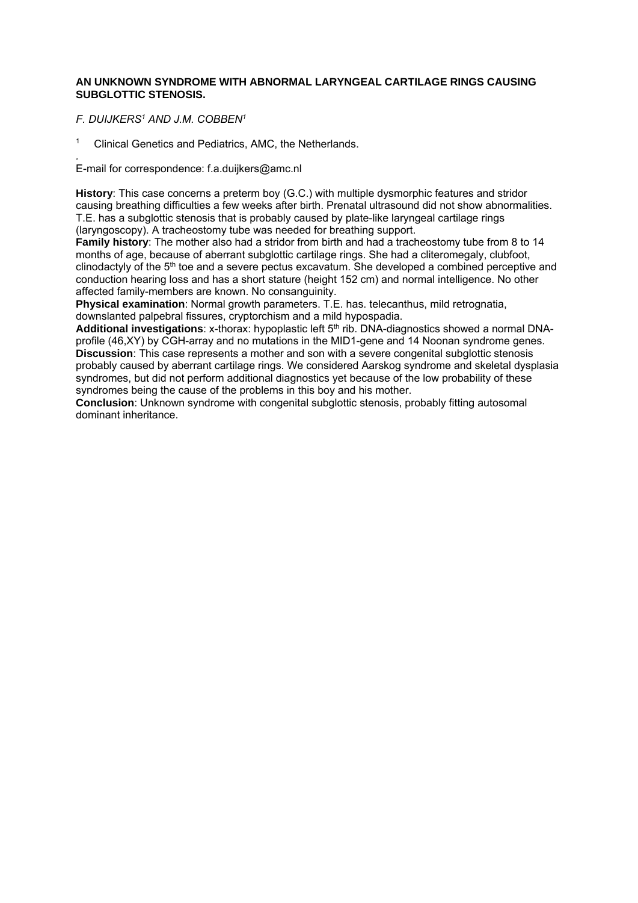## AN UNKNOWN SYNDROME WITH ABNORMAL LARYNGEAL CARTILAGE RINGS CAUSING SUBGLOTTIC STENOSIS.

*F. DUIJKERS[1] AND J.M. COBBEN[1]*

[1] Clinical Genetics and Pediatrics, AMC, the Netherlands.

.
E-mail for correspondence: f.a.duijkers@amc.nl

**History**: This case concerns a preterm boy (G.C.) with multiple dysmorphic features and stridor causing breathing difficulties a few weeks after birth. Prenatal ultrasound did not show abnormalities. T.E. has a subglottic stenosis that is probably caused by plate-like laryngeal cartilage rings (laryngoscopy). A tracheostomy tube was needed for breathing support.
**Family history**: The mother also had a stridor from birth and had a tracheostomy tube from 8 to 14 months of age, because of aberrant subglottic cartilage rings. She had a cliteromegaly, clubfoot, clinodactyly of the 5th toe and a severe pectus excavatum. She developed a combined perceptive and conduction hearing loss and has a short stature (height 152 cm) and normal intelligence. No other affected family-members are known. No consanguinity.
**Physical examination**: Normal growth parameters. T.E. has. telecanthus, mild retrognatia, downslanted palpebral fissures, cryptorchism and a mild hypospadia.
**Additional investigations**: x-thorax: hypoplastic left 5th rib. DNA-diagnostics showed a normal DNA-profile (46,XY) by CGH-array and no mutations in the MID1-gene and 14 Noonan syndrome genes.
**Discussion**: This case represents a mother and son with a severe congenital subglottic stenosis probably caused by aberrant cartilage rings. We considered Aarskog syndrome and skeletal dysplasia syndromes, but did not perform additional diagnostics yet because of the low probability of these syndromes being the cause of the problems in this boy and his mother.
**Conclusion**: Unknown syndrome with congenital subglottic stenosis, probably fitting autosomal dominant inheritance.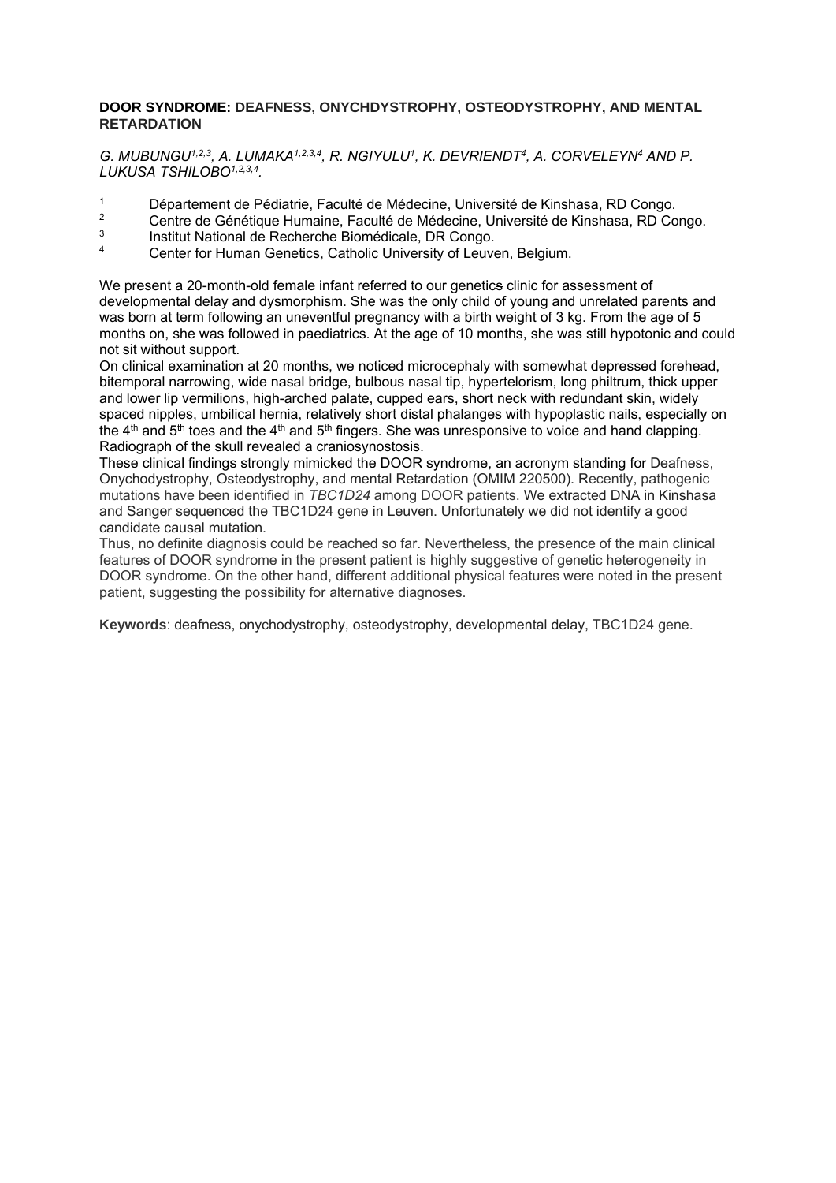**DOOR SYNDROME: DEAFNESS, ONYCHDYSTROPHY, OSTEODYSTROPHY, AND MENTAL RETARDATION**

*G. MUBUNGU[1,2,3], A. LUMAKA[1,2,3,4], R. NGIYULU[1], K. DEVRIENDT[4], A. CORVELEYN[4] AND P. LUKUSA TSHILOBO[1,2,3,4].*

1. Département de Pédiatrie, Faculté de Médecine, Université de Kinshasa, RD Congo.
2. Centre de Génétique Humaine, Faculté de Médecine, Université de Kinshasa, RD Congo.
3. Institut National de Recherche Biomédicale, DR Congo.
4. Center for Human Genetics, Catholic University of Leuven, Belgium.

We present a 20-month-old female infant referred to our genetics clinic for assessment of developmental delay and dysmorphism. She was the only child of young and unrelated parents and was born at term following an uneventful pregnancy with a birth weight of 3 kg. From the age of 5 months on, she was followed in paediatrics. At the age of 10 months, she was still hypotonic and could not sit without support.

On clinical examination at 20 months, we noticed microcephaly with somewhat depressed forehead, bitemporal narrowing, wide nasal bridge, bulbous nasal tip, hypertelorism, long philtrum, thick upper and lower lip vermilions, high-arched palate, cupped ears, short neck with redundant skin, widely spaced nipples, umbilical hernia, relatively short distal phalanges with hypoplastic nails, especially on the 4th and 5th toes and the 4th and 5th fingers. She was unresponsive to voice and hand clapping. Radiograph of the skull revealed a craniosynostosis.

These clinical findings strongly mimicked the DOOR syndrome, an acronym standing for Deafness, Onychodystrophy, Osteodystrophy, and mental Retardation (OMIM 220500). Recently, pathogenic mutations have been identified in *TBC1D24* among DOOR patients. We extracted DNA in Kinshasa and Sanger sequenced the TBC1D24 gene in Leuven. Unfortunately we did not identify a good candidate causal mutation.

Thus, no definite diagnosis could be reached so far. Nevertheless, the presence of the main clinical features of DOOR syndrome in the present patient is highly suggestive of genetic heterogeneity in DOOR syndrome. On the other hand, different additional physical features were noted in the present patient, suggesting the possibility for alternative diagnoses.

**Keywords**: deafness, onychodystrophy, osteodystrophy, developmental delay, TBC1D24 gene.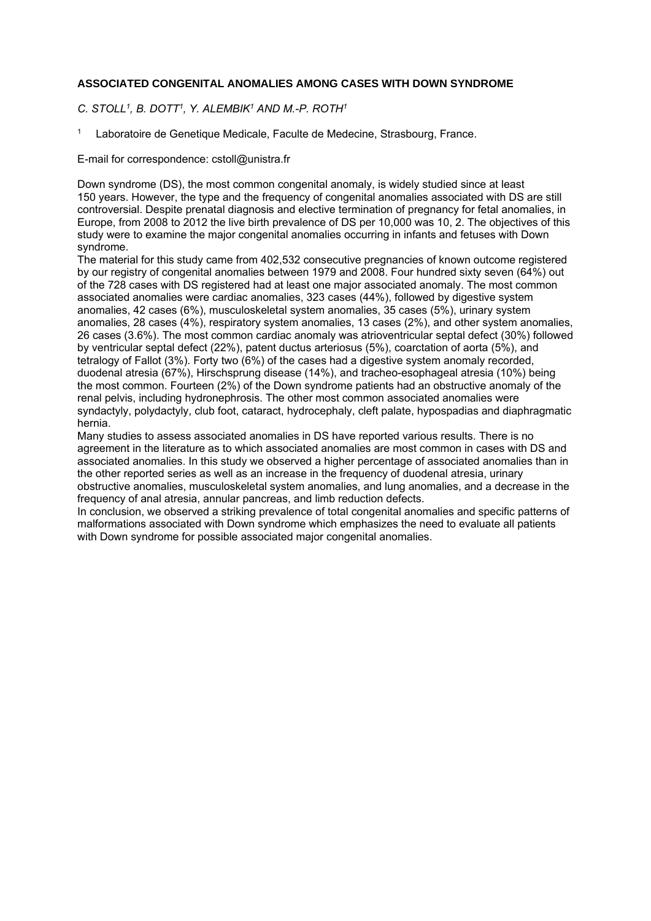**ASSOCIATED CONGENITAL ANOMALIES AMONG CASES WITH DOWN SYNDROME**

*C. STOLL[1], B. DOTT[1], Y. ALEMBIK[1] AND M.-P. ROTH[1]*

[1] Laboratoire de Genetique Medicale, Faculte de Medecine, Strasbourg, France.

E-mail for correspondence: cstoll@unistra.fr

Down syndrome (DS), the most common congenital anomaly, is widely studied since at least 150 years. However, the type and the frequency of congenital anomalies associated with DS are still controversial. Despite prenatal diagnosis and elective termination of pregnancy for fetal anomalies, in Europe, from 2008 to 2012 the live birth prevalence of DS per 10,000 was 10, 2. The objectives of this study were to examine the major congenital anomalies occurring in infants and fetuses with Down syndrome.

The material for this study came from 402,532 consecutive pregnancies of known outcome registered by our registry of congenital anomalies between 1979 and 2008. Four hundred sixty seven (64%) out of the 728 cases with DS registered had at least one major associated anomaly. The most common associated anomalies were cardiac anomalies, 323 cases (44%), followed by digestive system anomalies, 42 cases (6%), musculoskeletal system anomalies, 35 cases (5%), urinary system anomalies, 28 cases (4%), respiratory system anomalies, 13 cases (2%), and other system anomalies, 26 cases (3.6%). The most common cardiac anomaly was atrioventricular septal defect (30%) followed by ventricular septal defect (22%), patent ductus arteriosus (5%), coarctation of aorta (5%), and tetralogy of Fallot (3%). Forty two (6%) of the cases had a digestive system anomaly recorded, duodenal atresia (67%), Hirschsprung disease (14%), and tracheo-esophageal atresia (10%) being the most common. Fourteen (2%) of the Down syndrome patients had an obstructive anomaly of the renal pelvis, including hydronephrosis. The other most common associated anomalies were syndactyly, polydactyly, club foot, cataract, hydrocephaly, cleft palate, hypospadias and diaphragmatic hernia.

Many studies to assess associated anomalies in DS have reported various results. There is no agreement in the literature as to which associated anomalies are most common in cases with DS and associated anomalies. In this study we observed a higher percentage of associated anomalies than in the other reported series as well as an increase in the frequency of duodenal atresia, urinary obstructive anomalies, musculoskeletal system anomalies, and lung anomalies, and a decrease in the frequency of anal atresia, annular pancreas, and limb reduction defects.

In conclusion, we observed a striking prevalence of total congenital anomalies and specific patterns of malformations associated with Down syndrome which emphasizes the need to evaluate all patients with Down syndrome for possible associated major congenital anomalies.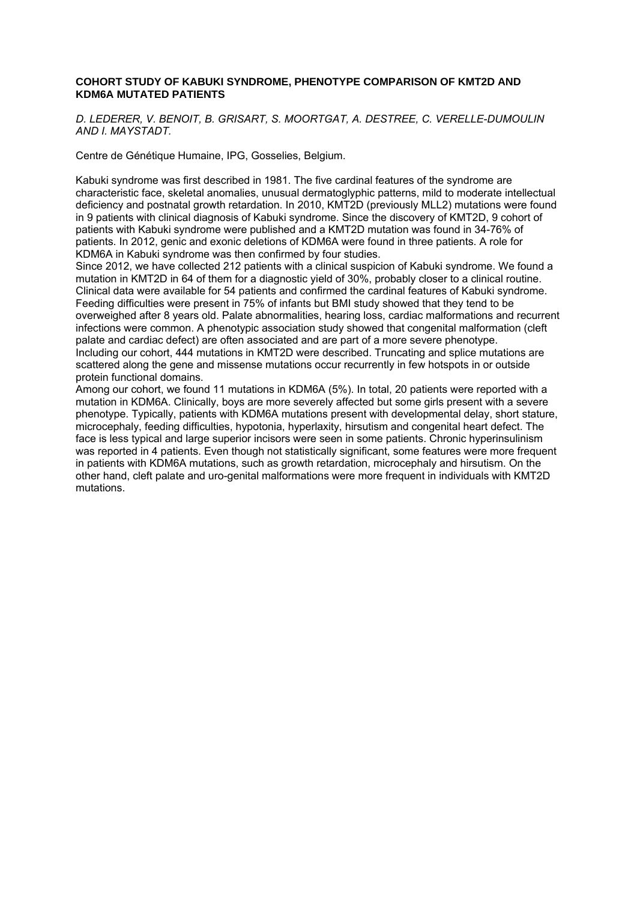**COHORT STUDY OF KABUKI SYNDROME, PHENOTYPE COMPARISON OF KMT2D AND KDM6A MUTATED PATIENTS**

*D. LEDERER, V. BENOIT, B. GRISART, S. MOORTGAT, A. DESTREE, C. VERELLE-DUMOULIN AND I. MAYSTADT.*

Centre de Génétique Humaine, IPG, Gosselies, Belgium.

Kabuki syndrome was first described in 1981. The five cardinal features of the syndrome are characteristic face, skeletal anomalies, unusual dermatoglyphic patterns, mild to moderate intellectual deficiency and postnatal growth retardation. In 2010, KMT2D (previously MLL2) mutations were found in 9 patients with clinical diagnosis of Kabuki syndrome. Since the discovery of KMT2D, 9 cohort of patients with Kabuki syndrome were published and a KMT2D mutation was found in 34-76% of patients. In 2012, genic and exonic deletions of KDM6A were found in three patients. A role for KDM6A in Kabuki syndrome was then confirmed by four studies.

Since 2012, we have collected 212 patients with a clinical suspicion of Kabuki syndrome. We found a mutation in KMT2D in 64 of them for a diagnostic yield of 30%, probably closer to a clinical routine. Clinical data were available for 54 patients and confirmed the cardinal features of Kabuki syndrome. Feeding difficulties were present in 75% of infants but BMI study showed that they tend to be overweighed after 8 years old. Palate abnormalities, hearing loss, cardiac malformations and recurrent infections were common. A phenotypic association study showed that congenital malformation (cleft palate and cardiac defect) are often associated and are part of a more severe phenotype.

Including our cohort, 444 mutations in KMT2D were described. Truncating and splice mutations are scattered along the gene and missense mutations occur recurrently in few hotspots in or outside protein functional domains.

Among our cohort, we found 11 mutations in KDM6A (5%). In total, 20 patients were reported with a mutation in KDM6A. Clinically, boys are more severely affected but some girls present with a severe phenotype. Typically, patients with KDM6A mutations present with developmental delay, short stature, microcephaly, feeding difficulties, hypotonia, hyperlaxity, hirsutism and congenital heart defect. The face is less typical and large superior incisors were seen in some patients. Chronic hyperinsulinism was reported in 4 patients. Even though not statistically significant, some features were more frequent in patients with KDM6A mutations, such as growth retardation, microcephaly and hirsutism. On the other hand, cleft palate and uro-genital malformations were more frequent in individuals with KMT2D mutations.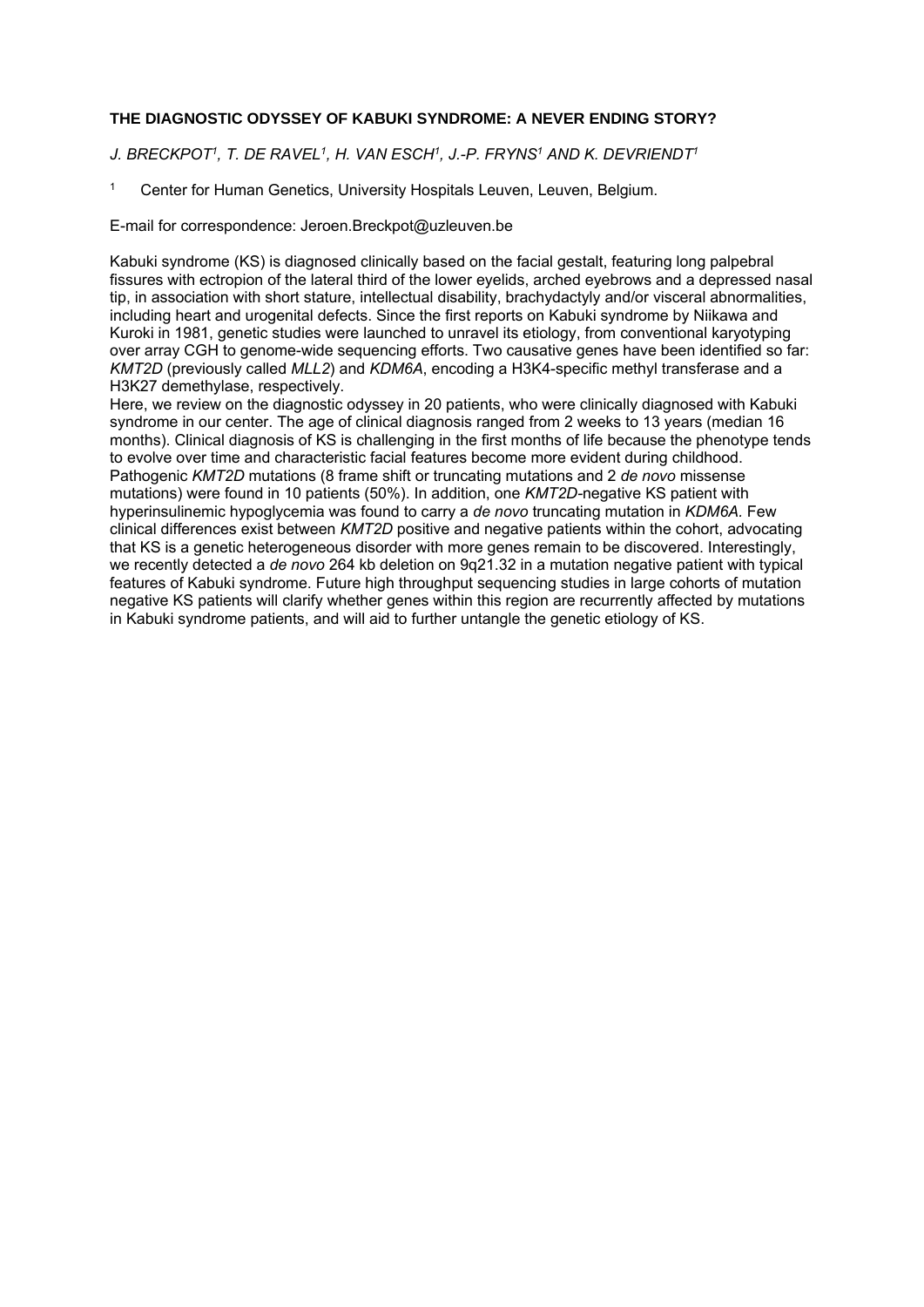**THE DIAGNOSTIC ODYSSEY OF KABUKI SYNDROME: A NEVER ENDING STORY?**

*J. BRECKPOT[1], T. DE RAVEL[1], H. VAN ESCH[1], J.-P. FRYNS[1] AND K. DEVRIENDT[1]*

[1] Center for Human Genetics, University Hospitals Leuven, Leuven, Belgium.

E-mail for correspondence: Jeroen.Breckpot@uzleuven.be

Kabuki syndrome (KS) is diagnosed clinically based on the facial gestalt, featuring long palpebral fissures with ectropion of the lateral third of the lower eyelids, arched eyebrows and a depressed nasal tip, in association with short stature, intellectual disability, brachydactyly and/or visceral abnormalities, including heart and urogenital defects. Since the first reports on Kabuki syndrome by Niikawa and Kuroki in 1981, genetic studies were launched to unravel its etiology, from conventional karyotyping over array CGH to genome-wide sequencing efforts. Two causative genes have been identified so far: *KMT2D* (previously called *MLL2*) and *KDM6A*, encoding a H3K4-specific methyl transferase and a H3K27 demethylase, respectively.
Here, we review on the diagnostic odyssey in 20 patients, who were clinically diagnosed with Kabuki syndrome in our center. The age of clinical diagnosis ranged from 2 weeks to 13 years (median 16 months). Clinical diagnosis of KS is challenging in the first months of life because the phenotype tends to evolve over time and characteristic facial features become more evident during childhood. Pathogenic *KMT2D* mutations (8 frame shift or truncating mutations and 2 *de novo* missense mutations) were found in 10 patients (50%). In addition, one *KMT2D*-negative KS patient with hyperinsulinemic hypoglycemia was found to carry a *de novo* truncating mutation in *KDM6A*. Few clinical differences exist between *KMT2D* positive and negative patients within the cohort, advocating that KS is a genetic heterogeneous disorder with more genes remain to be discovered. Interestingly, we recently detected a *de novo* 264 kb deletion on 9q21.32 in a mutation negative patient with typical features of Kabuki syndrome. Future high throughput sequencing studies in large cohorts of mutation negative KS patients will clarify whether genes within this region are recurrently affected by mutations in Kabuki syndrome patients, and will aid to further untangle the genetic etiology of KS.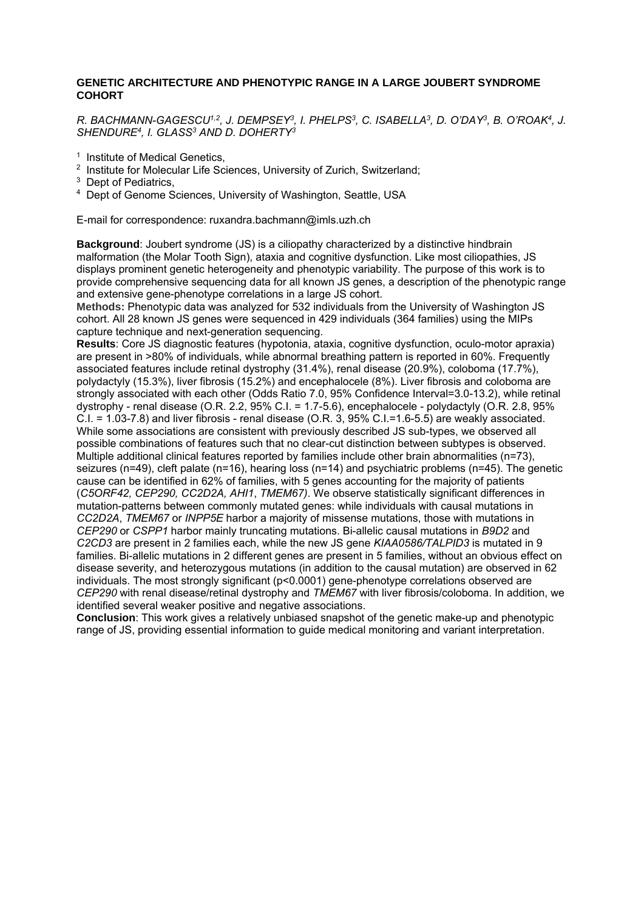**GENETIC ARCHITECTURE AND PHENOTYPIC RANGE IN A LARGE JOUBERT SYNDROME COHORT**

*R. BACHMANN-GAGESCU[1,2], J. DEMPSEY[3], I. PHELPS[3], C. ISABELLA[3], D. O'DAY[3], B. O'ROAK[4], J. SHENDURE[4], I. GLASS[3] AND D. DOHERTY[3]*

[1] Institute of Medical Genetics,
[2] Institute for Molecular Life Sciences, University of Zurich, Switzerland;
[3] Dept of Pediatrics,
[4] Dept of Genome Sciences, University of Washington, Seattle, USA

E-mail for correspondence: ruxandra.bachmann@imls.uzh.ch

**Background**: Joubert syndrome (JS) is a ciliopathy characterized by a distinctive hindbrain malformation (the Molar Tooth Sign), ataxia and cognitive dysfunction. Like most ciliopathies, JS displays prominent genetic heterogeneity and phenotypic variability. The purpose of this work is to provide comprehensive sequencing data for all known JS genes, a description of the phenotypic range and extensive gene-phenotype correlations in a large JS cohort.

**Methods:** Phenotypic data was analyzed for 532 individuals from the University of Washington JS cohort. All 28 known JS genes were sequenced in 429 individuals (364 families) using the MIPs capture technique and next-generation sequencing.

**Results**: Core JS diagnostic features (hypotonia, ataxia, cognitive dysfunction, oculo-motor apraxia) are present in >80% of individuals, while abnormal breathing pattern is reported in 60%. Frequently associated features include retinal dystrophy (31.4%), renal disease (20.9%), coloboma (17.7%), polydactyly (15.3%), liver fibrosis (15.2%) and encephalocele (8%). Liver fibrosis and coloboma are strongly associated with each other (Odds Ratio 7.0, 95% Confidence Interval=3.0-13.2), while retinal dystrophy - renal disease (O.R. 2.2, 95% C.I. = 1.7-5.6), encephalocele - polydactyly (O.R. 2.8, 95% C.I. = 1.03-7.8) and liver fibrosis - renal disease (O.R. 3, 95% C.I.=1.6-5.5) are weakly associated. While some associations are consistent with previously described JS sub-types, we observed all possible combinations of features such that no clear-cut distinction between subtypes is observed. Multiple additional clinical features reported by families include other brain abnormalities (n=73), seizures (n=49), cleft palate (n=16), hearing loss (n=14) and psychiatric problems (n=45). The genetic cause can be identified in 62% of families, with 5 genes accounting for the majority of patients (*C5ORF42, CEP290, CC2D2A, AHI1*, *TMEM67)*. We observe statistically significant differences in mutation-patterns between commonly mutated genes: while individuals with causal mutations in *CC2D2A*, *TMEM67* or *INPP5E* harbor a majority of missense mutations, those with mutations in *CEP290* or *CSPP1* harbor mainly truncating mutations. Bi-allelic causal mutations in *B9D2* and *C2CD3* are present in 2 families each, while the new JS gene *KIAA0586/TALPID3* is mutated in 9 families. Bi-allelic mutations in 2 different genes are present in 5 families, without an obvious effect on disease severity, and heterozygous mutations (in addition to the causal mutation) are observed in 62 individuals. The most strongly significant ($p<0.0001$) gene-phenotype correlations observed are *CEP290* with renal disease/retinal dystrophy and *TMEM67* with liver fibrosis/coloboma. In addition, we identified several weaker positive and negative associations.

**Conclusion**: This work gives a relatively unbiased snapshot of the genetic make-up and phenotypic range of JS, providing essential information to guide medical monitoring and variant interpretation.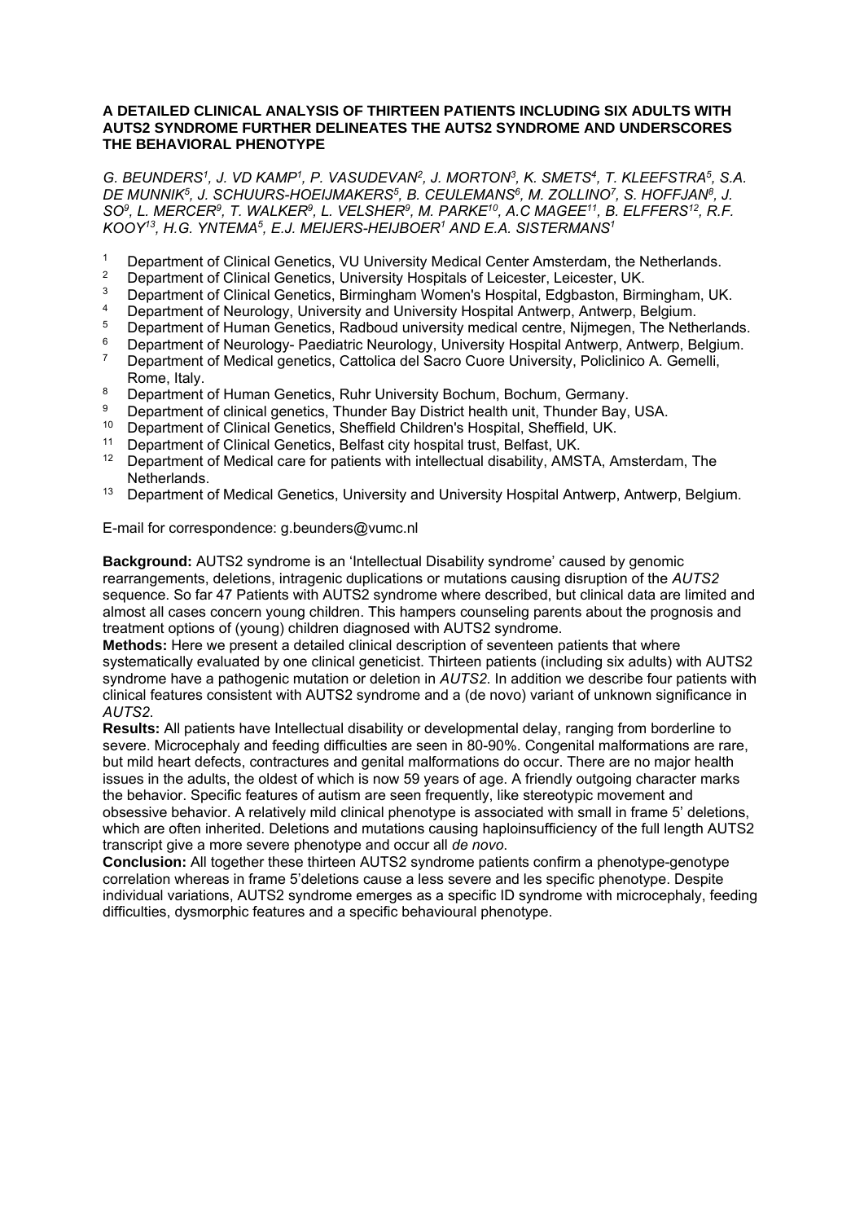### A DETAILED CLINICAL ANALYSIS OF THIRTEEN PATIENTS INCLUDING SIX ADULTS WITH AUTS2 SYNDROME FURTHER DELINEATES THE AUTS2 SYNDROME AND UNDERSCORES THE BEHAVIORAL PHENOTYPE

*G. BEUNDERS[1], J. VD KAMP[1], P. VASUDEVAN[2], J. MORTON[3], K. SMETS[4], T. KLEEFSTRA[5], S.A. DE MUNNIK[5], J. SCHUURS-HOEIJMAKERS[5], B. CEULEMANS[6], M. ZOLLINO[7], S. HOFFJAN[8], J. SO[9], L. MERCER[9], T. WALKER[9], L. VELSHER[9], M. PARKE[10], A.C MAGEE[11], B. ELFFERS[12], R.F. KOOY[13], H.G. YNTEMA[5], E.J. MEIJERS-HEIJBOER[1] AND E.A. SISTERMANS[1]*

1. Department of Clinical Genetics, VU University Medical Center Amsterdam, the Netherlands.
2. Department of Clinical Genetics, University Hospitals of Leicester, Leicester, UK.
3. Department of Clinical Genetics, Birmingham Women's Hospital, Edgbaston, Birmingham, UK.
4. Department of Neurology, University and University Hospital Antwerp, Antwerp, Belgium.
5. Department of Human Genetics, Radboud university medical centre, Nijmegen, The Netherlands.
6. Department of Neurology- Paediatric Neurology, University Hospital Antwerp, Antwerp, Belgium.
7. Department of Medical genetics, Cattolica del Sacro Cuore University, Policlinico A. Gemelli, Rome, Italy.
8. Department of Human Genetics, Ruhr University Bochum, Bochum, Germany.
9. Department of clinical genetics, Thunder Bay District health unit, Thunder Bay, USA.
10. Department of Clinical Genetics, Sheffield Children's Hospital, Sheffield, UK.
11. Department of Clinical Genetics, Belfast city hospital trust, Belfast, UK.
12. Department of Medical care for patients with intellectual disability, AMSTA, Amsterdam, The Netherlands.
13. Department of Medical Genetics, University and University Hospital Antwerp, Antwerp, Belgium.

E-mail for correspondence: g.beunders@vumc.nl

**Background:** AUTS2 syndrome is an 'Intellectual Disability syndrome' caused by genomic rearrangements, deletions, intragenic duplications or mutations causing disruption of the *AUTS2* sequence. So far 47 Patients with AUTS2 syndrome where described, but clinical data are limited and almost all cases concern young children. This hampers counseling parents about the prognosis and treatment options of (young) children diagnosed with AUTS2 syndrome.

**Methods:** Here we present a detailed clinical description of seventeen patients that where systematically evaluated by one clinical geneticist. Thirteen patients (including six adults) with AUTS2 syndrome have a pathogenic mutation or deletion in *AUTS2*. In addition we describe four patients with clinical features consistent with AUTS2 syndrome and a (de novo) variant of unknown significance in *AUTS2*.

**Results:** All patients have Intellectual disability or developmental delay, ranging from borderline to severe. Microcephaly and feeding difficulties are seen in 80-90%. Congenital malformations are rare, but mild heart defects, contractures and genital malformations do occur. There are no major health issues in the adults, the oldest of which is now 59 years of age. A friendly outgoing character marks the behavior. Specific features of autism are seen frequently, like stereotypic movement and obsessive behavior. A relatively mild clinical phenotype is associated with small in frame 5' deletions, which are often inherited. Deletions and mutations causing haploinsufficiency of the full length AUTS2 transcript give a more severe phenotype and occur all *de novo*.

**Conclusion:** All together these thirteen AUTS2 syndrome patients confirm a phenotype-genotype correlation whereas in frame 5'deletions cause a less severe and les specific phenotype. Despite individual variations, AUTS2 syndrome emerges as a specific ID syndrome with microcephaly, feeding difficulties, dysmorphic features and a specific behavioural phenotype.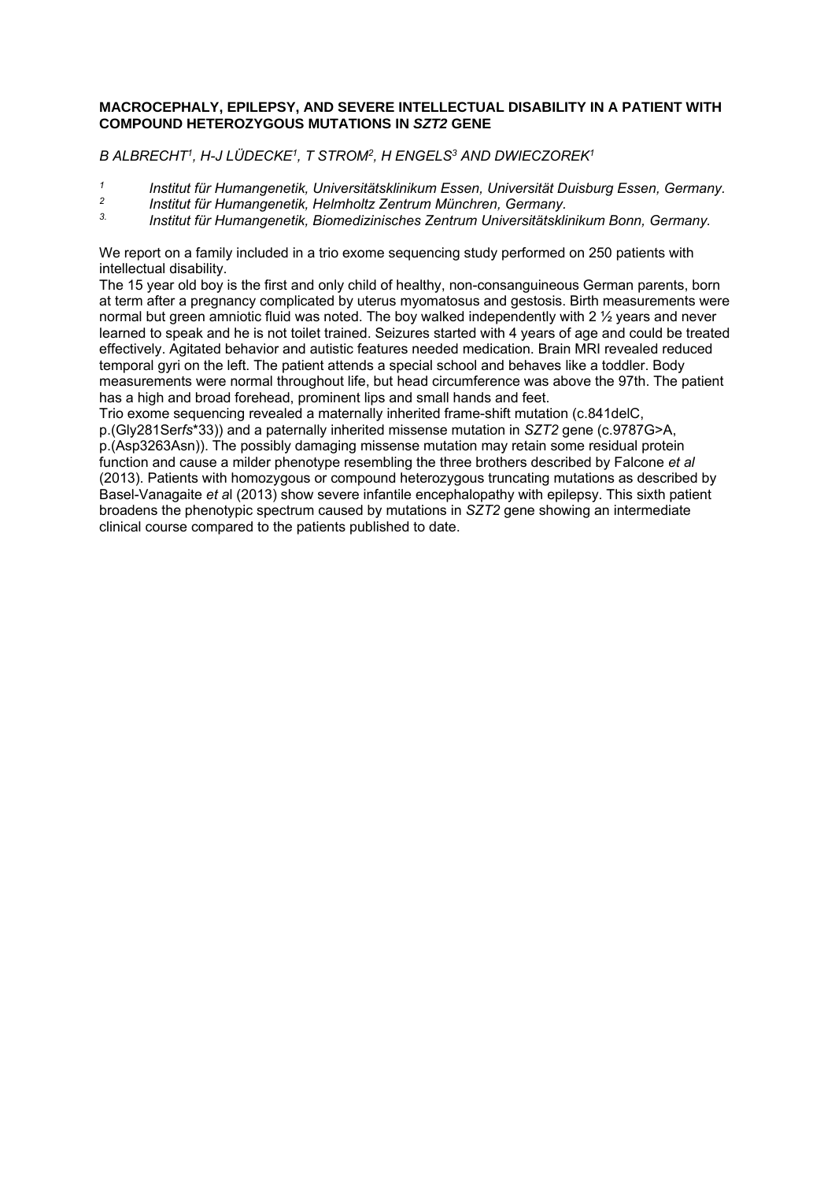# MACROCEPHALY, EPILEPSY, AND SEVERE INTELLECTUAL DISABILITY IN A PATIENT WITH COMPOUND HETEROZYGOUS MUTATIONS IN *SZT2* GENE

*B ALBRECHT[1], H-J LÜDECKE[1], T STROM[2], H ENGELS[3] AND DWIECZOREK[1]*

[1] *Institut für Humangenetik, Universitätsklinikum Essen, Universität Duisburg Essen, Germany.*
[2] *Institut für Humangenetik, Helmholtz Zentrum Münchren, Germany.*
[3.] *Institut für Humangenetik, Biomedizinisches Zentrum Universitätsklinikum Bonn, Germany.*

We report on a family included in a trio exome sequencing study performed on 250 patients with intellectual disability.
The 15 year old boy is the first and only child of healthy, non-consanguineous German parents, born at term after a pregnancy complicated by uterus myomatosus and gestosis. Birth measurements were normal but green amniotic fluid was noted. The boy walked independently with 2 ½ years and never learned to speak and he is not toilet trained. Seizures started with 4 years of age and could be treated effectively. Agitated behavior and autistic features needed medication. Brain MRI revealed reduced temporal gyri on the left. The patient attends a special school and behaves like a toddler. Body measurements were normal throughout life, but head circumference was above the 97th. The patient has a high and broad forehead, prominent lips and small hands and feet.
Trio exome sequencing revealed a maternally inherited frame-shift mutation (c.841delC, p.(Gly281Ser*fs**33)) and a paternally inherited missense mutation in *SZT2* gene (c.9787G>A, p.(Asp3263Asn)). The possibly damaging missense mutation may retain some residual protein function and cause a milder phenotype resembling the three brothers described by Falcone *et al* (2013). Patients with homozygous or compound heterozygous truncating mutations as described by Basel-Vanagaite *et a*l (2013) show severe infantile encephalopathy with epilepsy. This sixth patient broadens the phenotypic spectrum caused by mutations in *SZT2* gene showing an intermediate clinical course compared to the patients published to date.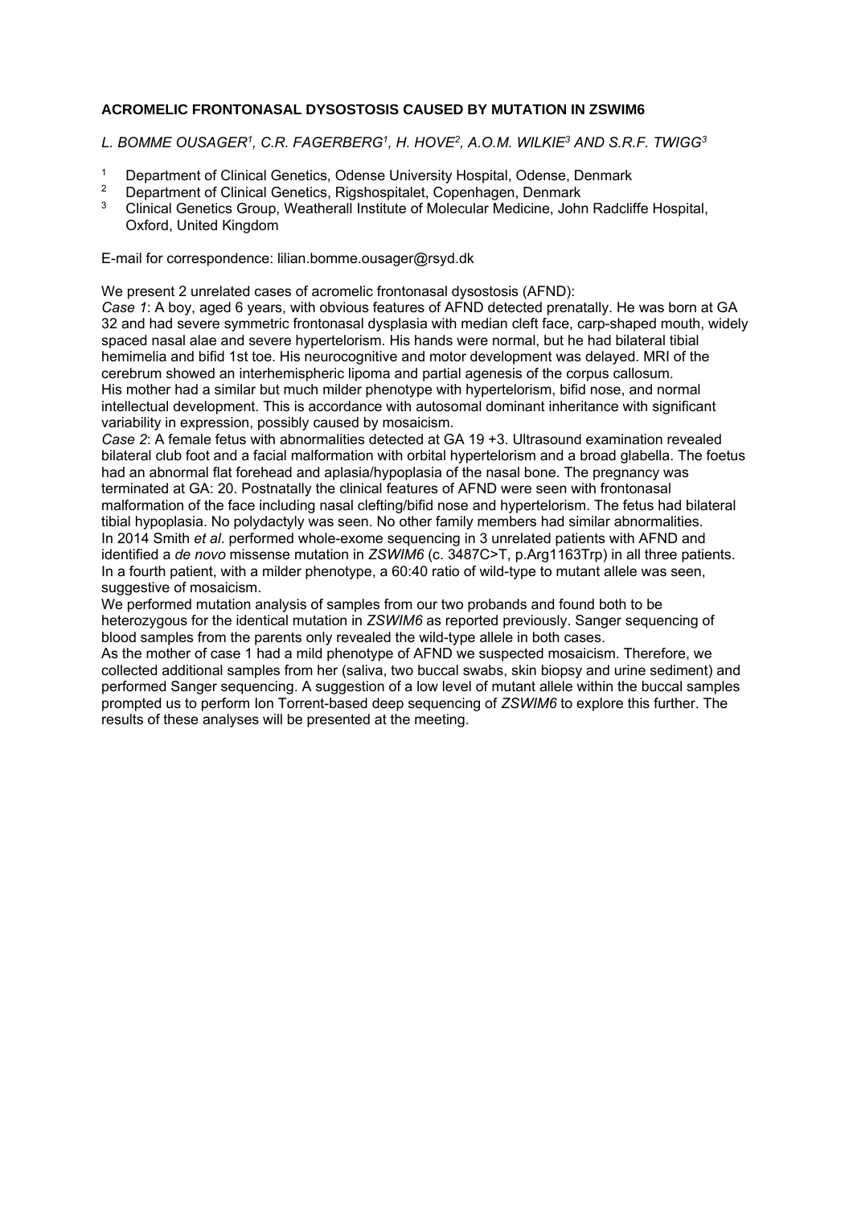**ACROMELIC FRONTONASAL DYSOSTOSIS CAUSED BY MUTATION IN ZSWIM6**

*L. BOMME OUSAGER[1], C.R. FAGERBERG[1], H. HOVE[2], A.O.M. WILKIE[3] AND S.R.F. TWIGG[3]*

[1] Department of Clinical Genetics, Odense University Hospital, Odense, Denmark
[2] Department of Clinical Genetics, Rigshospitalet, Copenhagen, Denmark
[3] Clinical Genetics Group, Weatherall Institute of Molecular Medicine, John Radcliffe Hospital, Oxford, United Kingdom

E-mail for correspondence: lilian.bomme.ousager@rsyd.dk

We present 2 unrelated cases of acromelic frontonasal dysostosis (AFND):
*Case 1*: A boy, aged 6 years, with obvious features of AFND detected prenatally. He was born at GA 32 and had severe symmetric frontonasal dysplasia with median cleft face, carp-shaped mouth, widely spaced nasal alae and severe hypertelorism. His hands were normal, but he had bilateral tibial hemimelia and bifid 1st toe. His neurocognitive and motor development was delayed. MRI of the cerebrum showed an interhemispheric lipoma and partial agenesis of the corpus callosum.
His mother had a similar but much milder phenotype with hypertelorism, bifid nose, and normal intellectual development. This is accordance with autosomal dominant inheritance with significant variability in expression, possibly caused by mosaicism.
*Case 2*: A female fetus with abnormalities detected at GA 19 +3. Ultrasound examination revealed bilateral club foot and a facial malformation with orbital hypertelorism and a broad glabella. The foetus had an abnormal flat forehead and aplasia/hypoplasia of the nasal bone. The pregnancy was terminated at GA: 20. Postnatally the clinical features of AFND were seen with frontonasal malformation of the face including nasal clefting/bifid nose and hypertelorism. The fetus had bilateral tibial hypoplasia. No polydactyly was seen. No other family members had similar abnormalities.
In 2014 Smith *et al*. performed whole-exome sequencing in 3 unrelated patients with AFND and identified a *de novo* missense mutation in *ZSWIM6* (c. 3487C>T, p.Arg1163Trp) in all three patients. In a fourth patient, with a milder phenotype, a 60:40 ratio of wild-type to mutant allele was seen, suggestive of mosaicism.
We performed mutation analysis of samples from our two probands and found both to be heterozygous for the identical mutation in *ZSWIM6* as reported previously. Sanger sequencing of blood samples from the parents only revealed the wild-type allele in both cases.
As the mother of case 1 had a mild phenotype of AFND we suspected mosaicism. Therefore, we collected additional samples from her (saliva, two buccal swabs, skin biopsy and urine sediment) and performed Sanger sequencing. A suggestion of a low level of mutant allele within the buccal samples prompted us to perform Ion Torrent-based deep sequencing of *ZSWIM6* to explore this further. The results of these analyses will be presented at the meeting.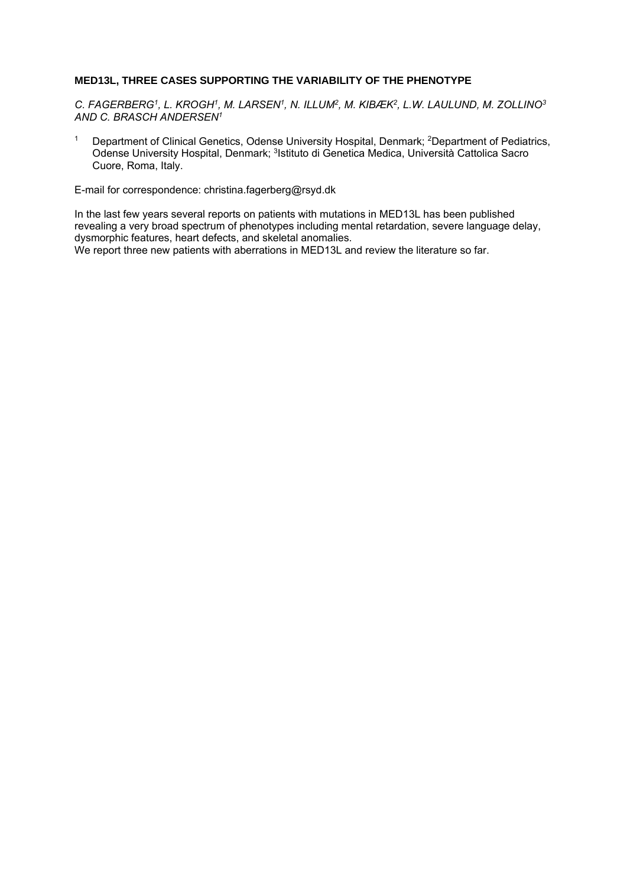### MED13L, THREE CASES SUPPORTING THE VARIABILITY OF THE PHENOTYPE

*C. FAGERBERG[1], L. KROGH[1], M. LARSEN[1], N. ILLUM[2], M. KIBÆK[2], L.W. LAULUND, M. ZOLLINO[3] AND C. BRASCH ANDERSEN[1]*

[1] Department of Clinical Genetics, Odense University Hospital, Denmark; [2]Department of Pediatrics, Odense University Hospital, Denmark; [3]Istituto di Genetica Medica, Università Cattolica Sacro Cuore, Roma, Italy.

E-mail for correspondence: christina.fagerberg@rsyd.dk

In the last few years several reports on patients with mutations in MED13L has been published revealing a very broad spectrum of phenotypes including mental retardation, severe language delay, dysmorphic features, heart defects, and skeletal anomalies.
We report three new patients with aberrations in MED13L and review the literature so far.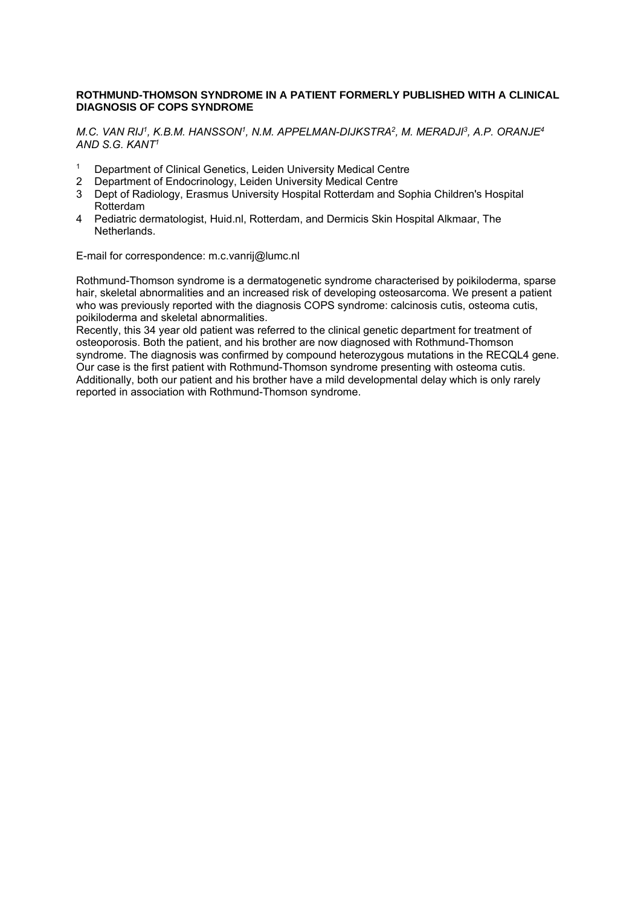## ROTHMUND-THOMSON SYNDROME IN A PATIENT FORMERLY PUBLISHED WITH A CLINICAL DIAGNOSIS OF COPS SYNDROME

*M.C. VAN RIJ[1], K.B.M. HANSSON[1], N.M. APPELMAN-DIJKSTRA[2], M. MERADJI[3], A.P. ORANJE[4] AND S.G. KANT[1]*

1. Department of Clinical Genetics, Leiden University Medical Centre
2. Department of Endocrinology, Leiden University Medical Centre
3. Dept of Radiology, Erasmus University Hospital Rotterdam and Sophia Children's Hospital Rotterdam
4. Pediatric dermatologist, Huid.nl, Rotterdam, and Dermicis Skin Hospital Alkmaar, The Netherlands.

E-mail for correspondence: m.c.vanrij@lumc.nl

Rothmund-Thomson syndrome is a dermatogenetic syndrome characterised by poikiloderma, sparse hair, skeletal abnormalities and an increased risk of developing osteosarcoma. We present a patient who was previously reported with the diagnosis COPS syndrome: calcinosis cutis, osteoma cutis, poikiloderma and skeletal abnormalities.
Recently, this 34 year old patient was referred to the clinical genetic department for treatment of osteoporosis. Both the patient, and his brother are now diagnosed with Rothmund-Thomson syndrome. The diagnosis was confirmed by compound heterozygous mutations in the RECQL4 gene. Our case is the first patient with Rothmund-Thomson syndrome presenting with osteoma cutis. Additionally, both our patient and his brother have a mild developmental delay which is only rarely reported in association with Rothmund-Thomson syndrome.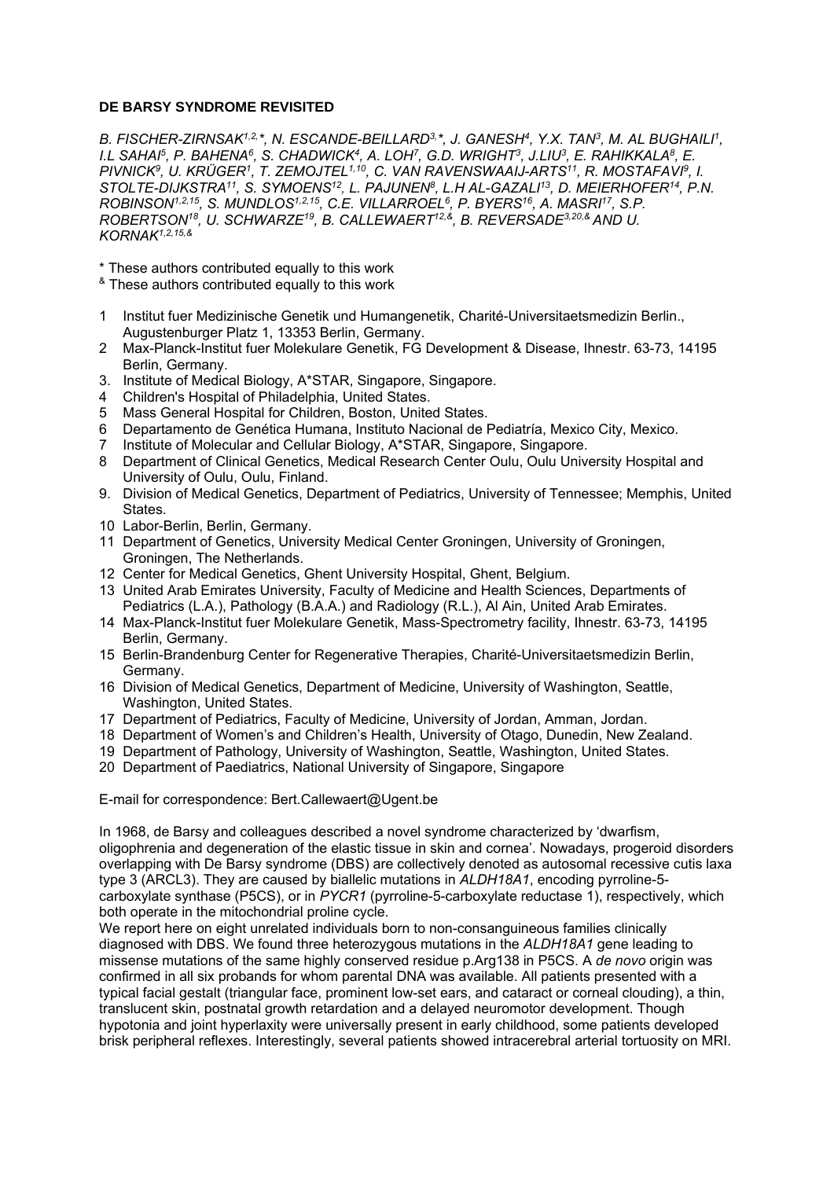**DE BARSY SYNDROME REVISITED**

*B. FISCHER-ZIRNSAK[1,2,*], N. ESCANDE-BEILLARD[3,*], J. GANESH[4], Y.X. TAN[3], M. AL BUGHAILI[1], I.L SAHAI[5], P. BAHENA[6], S. CHADWICK[4], A. LOH[7], G.D. WRIGHT[3], J.LIU[3], E. RAHIKKALA[8], E. PIVNICK[9], U. KRÜGER[1], T. ZEMOJTEL[1,10], C. VAN RAVENSWAAIJ-ARTS[11], R. MOSTAFAVI[9], I. STOLTE-DIJKSTRA[11], S. SYMOENS[12], L. PAJUNEN[8], L.H AL-GAZALI[13], D. MEIERHOFER[14], P.N. ROBINSON[1,2,15], S. MUNDLOS[1,2,15], C.E. VILLARROEL[6], P. BYERS[16], A. MASRI[17], S.P. ROBERTSON[18], U. SCHWARZE[19], B. CALLEWAERT[12,&], B. REVERSADE[3,20,&] AND U. KORNAK[1,2,15,&]*

* These authors contributed equally to this work

& These authors contributed equally to this work

1 Institut fuer Medizinische Genetik und Humangenetik, Charité-Universitaetsmedizin Berlin., Augustenburger Platz 1, 13353 Berlin, Germany.
2 Max-Planck-Institut fuer Molekulare Genetik, FG Development & Disease, Ihnestr. 63-73, 14195 Berlin, Germany.
3. Institute of Medical Biology, A*STAR, Singapore, Singapore.
4 Children's Hospital of Philadelphia, United States.
5 Mass General Hospital for Children, Boston, United States.
6 Departamento de Genética Humana, Instituto Nacional de Pediatría, Mexico City, Mexico.
7 Institute of Molecular and Cellular Biology, A*STAR, Singapore, Singapore.
8 Department of Clinical Genetics, Medical Research Center Oulu, Oulu University Hospital and University of Oulu, Oulu, Finland.
9. Division of Medical Genetics, Department of Pediatrics, University of Tennessee; Memphis, United States.
10 Labor-Berlin, Berlin, Germany.
11 Department of Genetics, University Medical Center Groningen, University of Groningen, Groningen, The Netherlands.
12 Center for Medical Genetics, Ghent University Hospital, Ghent, Belgium.
13 United Arab Emirates University, Faculty of Medicine and Health Sciences, Departments of Pediatrics (L.A.), Pathology (B.A.A.) and Radiology (R.L.), Al Ain, United Arab Emirates.
14 Max-Planck-Institut fuer Molekulare Genetik, Mass-Spectrometry facility, Ihnestr. 63-73, 14195 Berlin, Germany.
15 Berlin-Brandenburg Center for Regenerative Therapies, Charité-Universitaetsmedizin Berlin, Germany.
16 Division of Medical Genetics, Department of Medicine, University of Washington, Seattle, Washington, United States.
17 Department of Pediatrics, Faculty of Medicine, University of Jordan, Amman, Jordan.
18 Department of Women's and Children's Health, University of Otago, Dunedin, New Zealand.
19 Department of Pathology, University of Washington, Seattle, Washington, United States.
20 Department of Paediatrics, National University of Singapore, Singapore

E-mail for correspondence: Bert.Callewaert@Ugent.be

In 1968, de Barsy and colleagues described a novel syndrome characterized by 'dwarfism, oligophrenia and degeneration of the elastic tissue in skin and cornea'. Nowadays, progeroid disorders overlapping with De Barsy syndrome (DBS) are collectively denoted as autosomal recessive cutis laxa type 3 (ARCL3). They are caused by biallelic mutations in *ALDH18A1*, encoding pyrroline-5-carboxylate synthase (P5CS), or in *PYCR1* (pyrroline-5-carboxylate reductase 1), respectively, which both operate in the mitochondrial proline cycle.

We report here on eight unrelated individuals born to non-consanguineous families clinically diagnosed with DBS. We found three heterozygous mutations in the *ALDH18A1* gene leading to missense mutations of the same highly conserved residue p.Arg138 in P5CS. A *de novo* origin was confirmed in all six probands for whom parental DNA was available. All patients presented with a typical facial gestalt (triangular face, prominent low-set ears, and cataract or corneal clouding), a thin, translucent skin, postnatal growth retardation and a delayed neuromotor development. Though hypotonia and joint hyperlaxity were universally present in early childhood, some patients developed brisk peripheral reflexes. Interestingly, several patients showed intracerebral arterial tortuosity on MRI.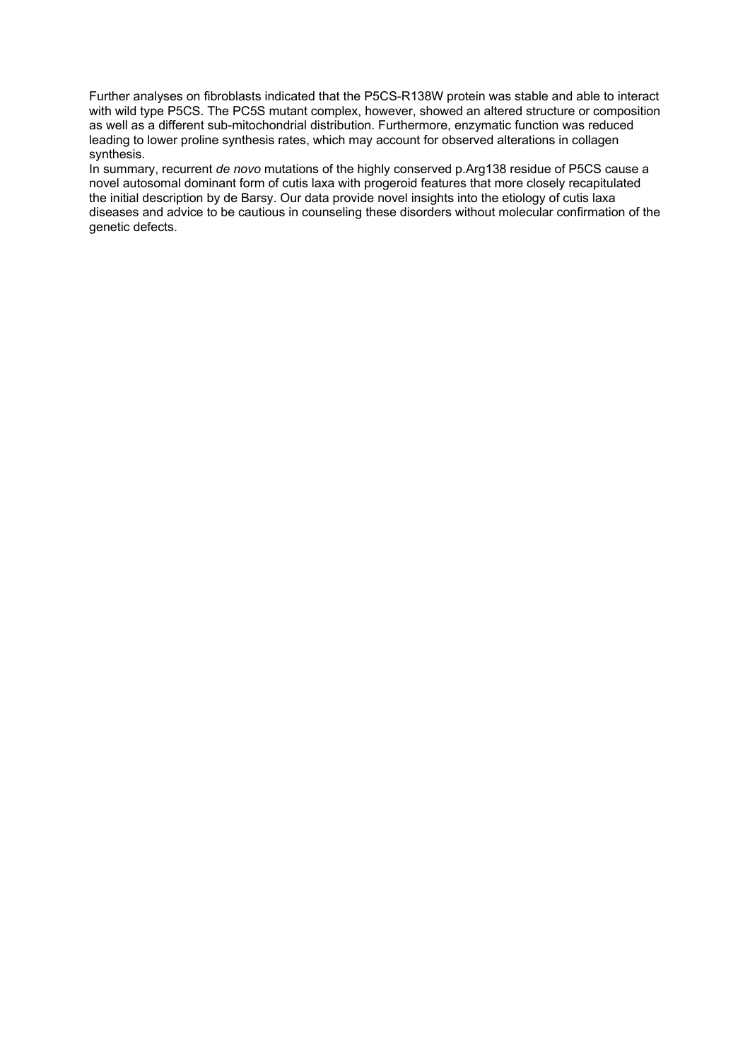Further analyses on fibroblasts indicated that the P5CS-R138W protein was stable and able to interact with wild type P5CS. The PC5S mutant complex, however, showed an altered structure or composition as well as a different sub-mitochondrial distribution. Furthermore, enzymatic function was reduced leading to lower proline synthesis rates, which may account for observed alterations in collagen synthesis.

In summary, recurrent *de novo* mutations of the highly conserved p.Arg138 residue of P5CS cause a novel autosomal dominant form of cutis laxa with progeroid features that more closely recapitulated the initial description by de Barsy. Our data provide novel insights into the etiology of cutis laxa diseases and advice to be cautious in counseling these disorders without molecular confirmation of the genetic defects.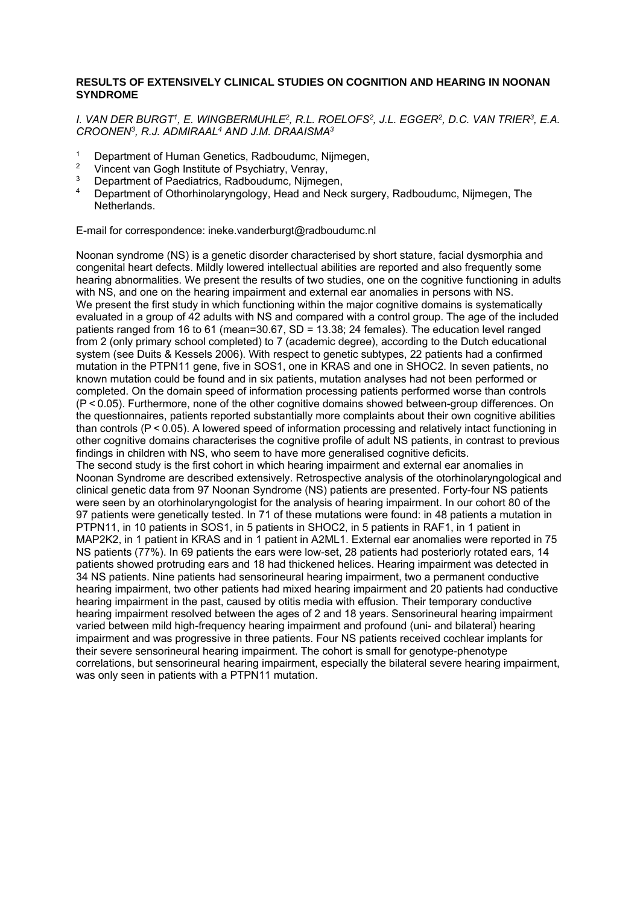## RESULTS OF EXTENSIVELY CLINICAL STUDIES ON COGNITION AND HEARING IN NOONAN SYNDROME

*I. VAN DER BURGT[1], E. WINGBERMUHLE[2], R.L. ROELOFS[2], J.L. EGGER[2], D.C. VAN TRIER[3], E.A. CROONEN[3], R.J. ADMIRAAL[4] AND J.M. DRAAISMA[3]*

1. Department of Human Genetics, Radboudumc, Nijmegen,
2. Vincent van Gogh Institute of Psychiatry, Venray,
3. Department of Paediatrics, Radboudumc, Nijmegen,
4. Department of Othorhinolaryngology, Head and Neck surgery, Radboudumc, Nijmegen, The Netherlands.

E-mail for correspondence: ineke.vanderburgt@radboudumc.nl

Noonan syndrome (NS) is a genetic disorder characterised by short stature, facial dysmorphia and congenital heart defects. Mildly lowered intellectual abilities are reported and also frequently some hearing abnormalities. We present the results of two studies, one on the cognitive functioning in adults with NS, and one on the hearing impairment and external ear anomalies in persons with NS.
We present the first study in which functioning within the major cognitive domains is systematically evaluated in a group of 42 adults with NS and compared with a control group. The age of the included patients ranged from 16 to 61 (mean=30.67, SD = 13.38; 24 females). The education level ranged from 2 (only primary school completed) to 7 (academic degree), according to the Dutch educational system (see Duits & Kessels 2006). With respect to genetic subtypes, 22 patients had a confirmed mutation in the PTPN11 gene, five in SOS1, one in KRAS and one in SHOC2. In seven patients, no known mutation could be found and in six patients, mutation analyses had not been performed or completed. On the domain speed of information processing patients performed worse than controls ($P < 0.05$). Furthermore, none of the other cognitive domains showed between-group differences. On the questionnaires, patients reported substantially more complaints about their own cognitive abilities than controls ($P < 0.05$). A lowered speed of information processing and relatively intact functioning in other cognitive domains characterises the cognitive profile of adult NS patients, in contrast to previous findings in children with NS, who seem to have more generalised cognitive deficits.
The second study is the first cohort in which hearing impairment and external ear anomalies in Noonan Syndrome are described extensively. Retrospective analysis of the otorhinolaryngological and clinical genetic data from 97 Noonan Syndrome (NS) patients are presented. Forty-four NS patients were seen by an otorhinolaryngologist for the analysis of hearing impairment. In our cohort 80 of the 97 patients were genetically tested. In 71 of these mutations were found: in 48 patients a mutation in PTPN11, in 10 patients in SOS1, in 5 patients in SHOC2, in 5 patients in RAF1, in 1 patient in MAP2K2, in 1 patient in KRAS and in 1 patient in A2ML1. External ear anomalies were reported in 75 NS patients (77%). In 69 patients the ears were low-set, 28 patients had posteriorly rotated ears, 14 patients showed protruding ears and 18 had thickened helices. Hearing impairment was detected in 34 NS patients. Nine patients had sensorineural hearing impairment, two a permanent conductive hearing impairment, two other patients had mixed hearing impairment and 20 patients had conductive hearing impairment in the past, caused by otitis media with effusion. Their temporary conductive hearing impairment resolved between the ages of 2 and 18 years. Sensorineural hearing impairment varied between mild high-frequency hearing impairment and profound (uni- and bilateral) hearing impairment and was progressive in three patients. Four NS patients received cochlear implants for their severe sensorineural hearing impairment. The cohort is small for genotype-phenotype correlations, but sensorineural hearing impairment, especially the bilateral severe hearing impairment, was only seen in patients with a PTPN11 mutation.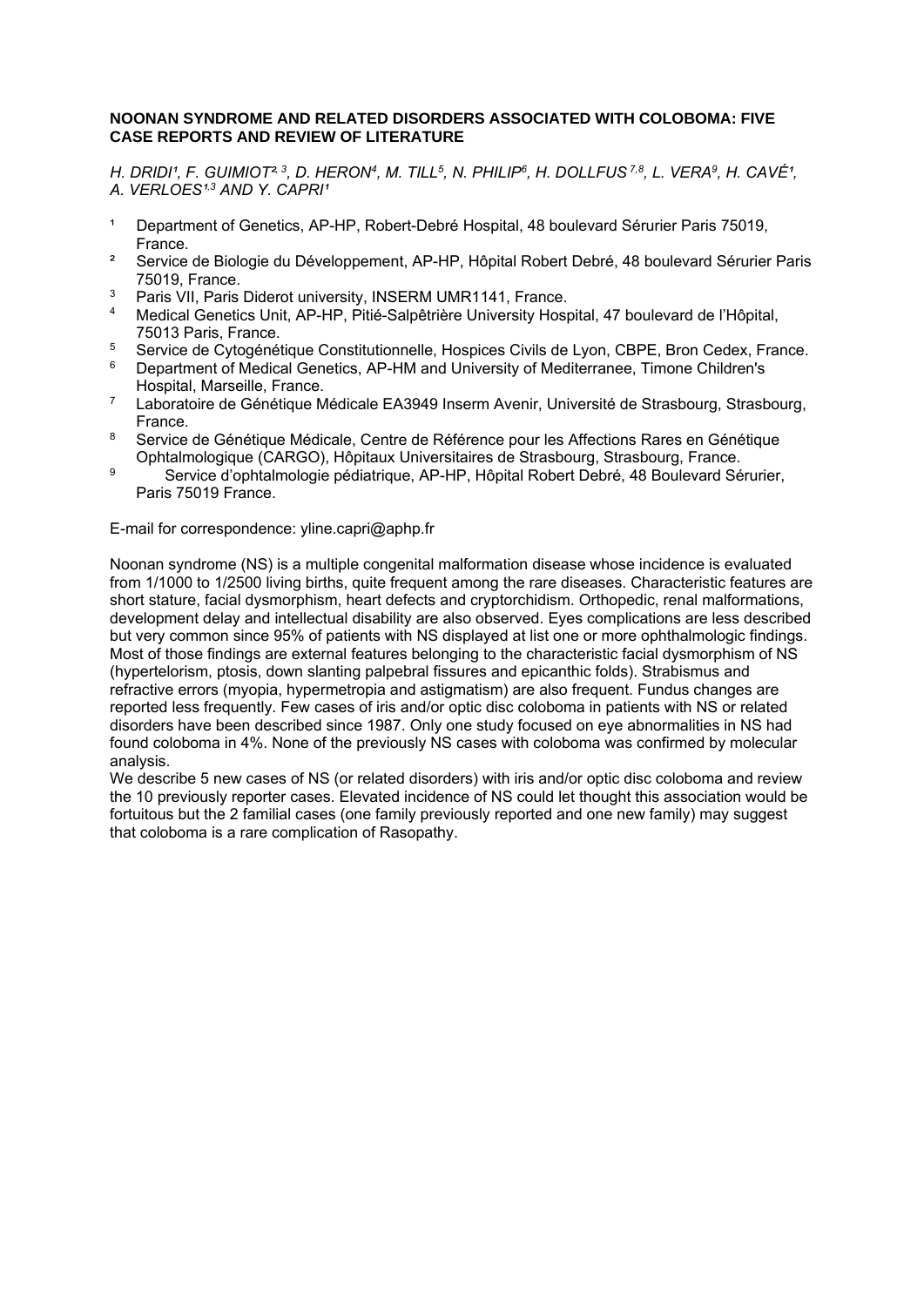**NOONAN SYNDROME AND RELATED DISORDERS ASSOCIATED WITH COLOBOMA: FIVE CASE REPORTS AND REVIEW OF LITERATURE**

*H. DRIDI[1], F. GUIMIOT[2,3], D. HERON[4], M. TILL[5], N. PHILIP[6], H. DOLLFUS[7,8], L. VERA[9], H. CAVÉ[1], A. VERLOES[1,3] AND Y. CAPRI[1]*

1. Department of Genetics, AP-HP, Robert-Debré Hospital, 48 boulevard Sérurier Paris 75019, France.
2. Service de Biologie du Développement, AP-HP, Hôpital Robert Debré, 48 boulevard Sérurier Paris 75019, France.
3. Paris VII, Paris Diderot university, INSERM UMR1141, France.
4. Medical Genetics Unit, AP-HP, Pitié-Salpêtrière University Hospital, 47 boulevard de l'Hôpital, 75013 Paris, France.
5. Service de Cytogénétique Constitutionnelle, Hospices Civils de Lyon, CBPE, Bron Cedex, France.
6. Department of Medical Genetics, AP-HM and University of Mediterranee, Timone Children's Hospital, Marseille, France.
7. Laboratoire de Génétique Médicale EA3949 Inserm Avenir, Université de Strasbourg, Strasbourg, France.
8. Service de Génétique Médicale, Centre de Référence pour les Affections Rares en Génétique Ophtalmologique (CARGO), Hôpitaux Universitaires de Strasbourg, Strasbourg, France.
9. Service d'ophtalmologie pédiatrique, AP-HP, Hôpital Robert Debré, 48 Boulevard Sérurier, Paris 75019 France.

E-mail for correspondence: yline.capri@aphp.fr

Noonan syndrome (NS) is a multiple congenital malformation disease whose incidence is evaluated from 1/1000 to 1/2500 living births, quite frequent among the rare diseases. Characteristic features are short stature, facial dysmorphism, heart defects and cryptorchidism. Orthopedic, renal malformations, development delay and intellectual disability are also observed. Eyes complications are less described but very common since 95% of patients with NS displayed at list one or more ophthalmologic findings. Most of those findings are external features belonging to the characteristic facial dysmorphism of NS (hypertelorism, ptosis, down slanting palpebral fissures and epicanthic folds). Strabismus and refractive errors (myopia, hypermetropia and astigmatism) are also frequent. Fundus changes are reported less frequently. Few cases of iris and/or optic disc coloboma in patients with NS or related disorders have been described since 1987. Only one study focused on eye abnormalities in NS had found coloboma in 4%. None of the previously NS cases with coloboma was confirmed by molecular analysis.
We describe 5 new cases of NS (or related disorders) with iris and/or optic disc coloboma and review the 10 previously reporter cases. Elevated incidence of NS could let thought this association would be fortuitous but the 2 familial cases (one family previously reported and one new family) may suggest that coloboma is a rare complication of Rasopathy.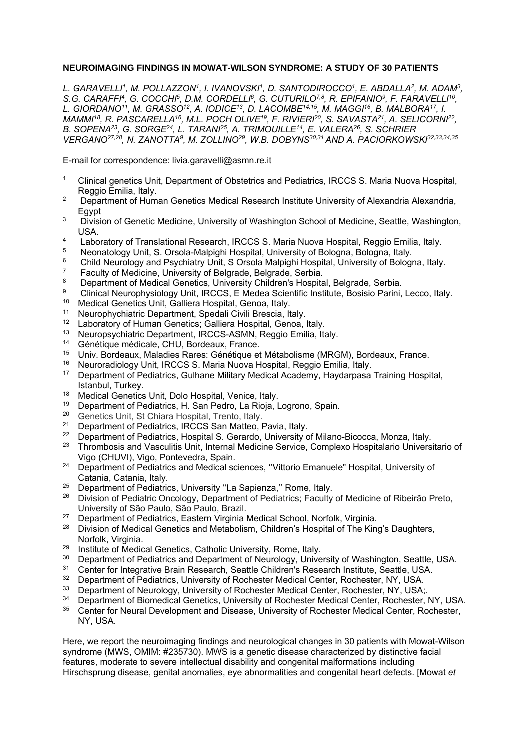**NEUROIMAGING FINDINGS IN MOWAT-WILSON SYNDROME: A STUDY OF 30 PATIENTS**

*L. GARAVELLI[1], M. POLLAZZON[1], I. IVANOVSKI[1], D. SANTODIROCCO[1], E. ABDALLA[2], M. ADAM[3], S.G. CARAFFI[4], G. COCCHI[5], D.M. CORDELLI[6], G. CUTURILO[7,8], R. EPIFANIO[9], F. FARAVELLI[10], L. GIORDANO[11], M. GRASSO[12], A. IODICE[13], D. LACOMBE[14,15], M. MAGGI[16], B. MALBORA[17], I. MAMMI[18], R. PASCARELLA[16], M.L. POCH OLIVE[19], F. RIVIERI[20], S. SAVASTA[21], A. SELICORNI[22], B. SOPENA[23], G. SORGE[24], L. TARANI[25], A. TRIMOUILLE[14], E. VALERA[26], S. SCHRIER VERGANO[27,28], N. ZANOTTA[9], M. ZOLLINO[29], W.B. DOBYNS[30,31] AND A. PACIORKOWSKI[32,33,34,35]*

E-mail for correspondence: livia.garavelli@asmn.re.it

1. Clinical genetics Unit, Department of Obstetrics and Pediatrics, IRCCS S. Maria Nuova Hospital, Reggio Emilia, Italy.
2. Department of Human Genetics Medical Research Institute University of Alexandria Alexandria, Egypt
3. Division of Genetic Medicine, University of Washington School of Medicine, Seattle, Washington, USA.
4. Laboratory of Translational Research, IRCCS S. Maria Nuova Hospital, Reggio Emilia, Italy.
5. Neonatology Unit, S. Orsola-Malpighi Hospital, University of Bologna, Bologna, Italy.
6. Child Neurology and Psychiatry Unit, S Orsola Malpighi Hospital, University of Bologna, Italy.
7. Faculty of Medicine, University of Belgrade, Belgrade, Serbia.
8. Department of Medical Genetics, University Children's Hospital, Belgrade, Serbia.
9. Clinical Neurophysiology Unit, IRCCS, E Medea Scientific Institute, Bosisio Parini, Lecco, Italy.
10. Medical Genetics Unit, Galliera Hospital, Genoa, Italy.
11. Neurophychiatric Department, Spedali Civili Brescia, Italy.
12. Laboratory of Human Genetics; Galliera Hospital, Genoa, Italy.
13. Neuropsychiatric Department, IRCCS-ASMN, Reggio Emilia, Italy.
14. Génétique médicale, CHU, Bordeaux, France.
15. Univ. Bordeaux, Maladies Rares: Génétique et Métabolisme (MRGM), Bordeaux, France.
16. Neuroradiology Unit, IRCCS S. Maria Nuova Hospital, Reggio Emilia, Italy.
17. Department of Pediatrics, Gulhane Military Medical Academy, Haydarpasa Training Hospital, Istanbul, Turkey.
18. Medical Genetics Unit, Dolo Hospital, Venice, Italy.
19. Department of Pediatrics, H. San Pedro, La Rioja, Logrono, Spain.
20. Genetics Unit, St Chiara Hospital, Trento, Italy.
21. Department of Pediatrics, IRCCS San Matteo, Pavia, Italy.
22. Department of Pediatrics, Hospital S. Gerardo, University of Milano-Bicocca, Monza, Italy.
23. Thrombosis and Vasculitis Unit, Internal Medicine Service, Complexo Hospitalario Universitario of Vigo (CHUVI), Vigo, Pontevedra, Spain.
24. Department of Pediatrics and Medical sciences, ''Vittorio Emanuele" Hospital, University of Catania, Catania, Italy.
25. Department of Pediatrics, University ''La Sapienza,'' Rome, Italy.
26. Division of Pediatric Oncology, Department of Pediatrics; Faculty of Medicine of Ribeirão Preto, University of São Paulo, São Paulo, Brazil.
27. Department of Pediatrics, Eastern Virginia Medical School, Norfolk, Virginia.
28. Division of Medical Genetics and Metabolism, Children's Hospital of The King's Daughters, Norfolk, Virginia.
29. Institute of Medical Genetics, Catholic University, Rome, Italy.
30. Department of Pediatrics and Department of Neurology, University of Washington, Seattle, USA.
31. Center for Integrative Brain Research, Seattle Children's Research Institute, Seattle, USA.
32. Department of Pediatrics, University of Rochester Medical Center, Rochester, NY, USA.
33. Department of Neurology, University of Rochester Medical Center, Rochester, NY, USA;.
34. Department of Biomedical Genetics, University of Rochester Medical Center, Rochester, NY, USA.
35. Center for Neural Development and Disease, University of Rochester Medical Center, Rochester, NY, USA.

Here, we report the neuroimaging findings and neurological changes in 30 patients with Mowat-Wilson syndrome (MWS, OMIM: #235730). MWS is a genetic disease characterized by distinctive facial features, moderate to severe intellectual disability and congenital malformations including Hirschsprung disease, genital anomalies, eye abnormalities and congenital heart defects. [Mowat *et*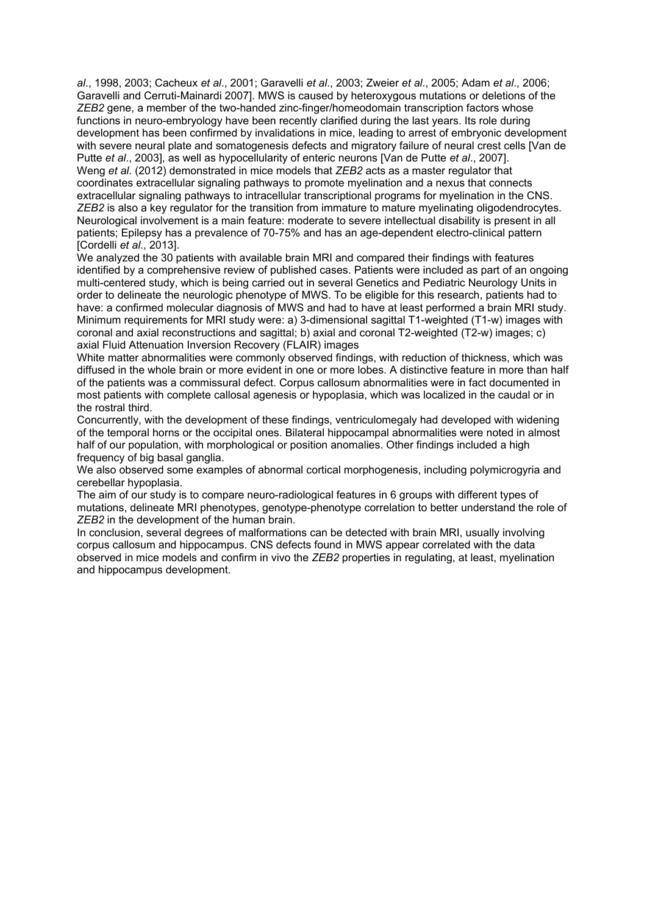*al*., 1998, 2003; Cacheux *et al*., 2001; Garavelli *et al*., 2003; Zweier *et al*., 2005; Adam *et al*., 2006; Garavelli and Cerruti-Mainardi 2007]. MWS is caused by heteroxygous mutations or deletions of the *ZEB2* gene, a member of the two-handed zinc-finger/homeodomain transcription factors whose functions in neuro-embryology have been recently clarified during the last years. Its role during development has been confirmed by invalidations in mice, leading to arrest of embryonic development with severe neural plate and somatogenesis defects and migratory failure of neural crest cells [Van de Putte *et al*., 2003], as well as hypocellularity of enteric neurons [Van de Putte *et al*., 2007]. Weng *et al*. (2012) demonstrated in mice models that *ZEB2* acts as a master regulator that coordinates extracellular signaling pathways to promote myelination and a nexus that connects extracellular signaling pathways to intracellular transcriptional programs for myelination in the CNS. *ZEB2* is also a key regulator for the transition from immature to mature myelinating oligodendrocytes. Neurological involvement is a main feature: moderate to severe intellectual disability is present in all patients; Epilepsy has a prevalence of 70-75% and has an age-dependent electro-clinical pattern [Cordelli *et al*., 2013].

We analyzed the 30 patients with available brain MRI and compared their findings with features identified by a comprehensive review of published cases. Patients were included as part of an ongoing multi-centered study, which is being carried out in several Genetics and Pediatric Neurology Units in order to delineate the neurologic phenotype of MWS. To be eligible for this research, patients had to have: a confirmed molecular diagnosis of MWS and had to have at least performed a brain MRI study. Minimum requirements for MRI study were: a) 3-dimensional sagittal T1-weighted (T1-w) images with coronal and axial reconstructions and sagittal; b) axial and coronal T2-weighted (T2-w) images; c) axial Fluid Attenuation Inversion Recovery (FLAIR) images

White matter abnormalities were commonly observed findings, with reduction of thickness, which was diffused in the whole brain or more evident in one or more lobes. A distinctive feature in more than half of the patients was a commissural defect. Corpus callosum abnormalities were in fact documented in most patients with complete callosal agenesis or hypoplasia, which was localized in the caudal or in the rostral third.

Concurrently, with the development of these findings, ventriculomegaly had developed with widening of the temporal horns or the occipital ones. Bilateral hippocampal abnormalities were noted in almost half of our population, with morphological or position anomalies. Other findings included a high frequency of big basal ganglia.

We also observed some examples of abnormal cortical morphogenesis, including polymicrogyria and cerebellar hypoplasia.

The aim of our study is to compare neuro-radiological features in 6 groups with different types of mutations, delineate MRI phenotypes, genotype-phenotype correlation to better understand the role of *ZEB2* in the development of the human brain.

In conclusion, several degrees of malformations can be detected with brain MRI, usually involving corpus callosum and hippocampus. CNS defects found in MWS appear correlated with the data observed in mice models and confirm in vivo the *ZEB2* properties in regulating, at least, myelination and hippocampus development.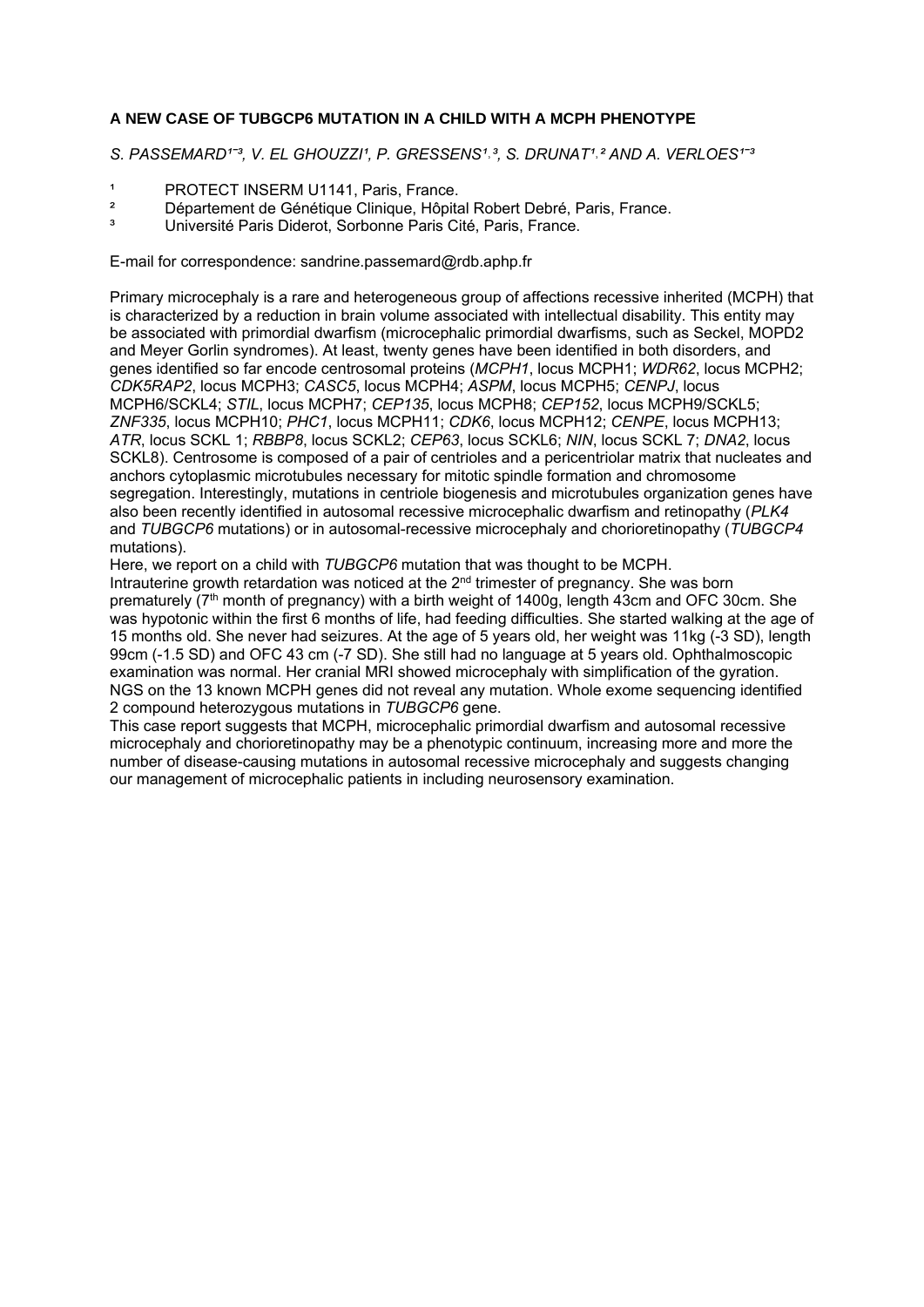**A NEW CASE OF TUBGCP6 MUTATION IN A CHILD WITH A MCPH PHENOTYPE**

*S. PASSEMARD[1–3], V. EL GHOUZZI[1], P. GRESSENS[1,3], S. DRUNAT[1,2] AND A. VERLOES[1–3]*

[1] PROTECT INSERM U1141, Paris, France.
[2] Département de Génétique Clinique, Hôpital Robert Debré, Paris, France.
[3] Université Paris Diderot, Sorbonne Paris Cité, Paris, France.

E-mail for correspondence: sandrine.passemard@rdb.aphp.fr

Primary microcephaly is a rare and heterogeneous group of affections recessive inherited (MCPH) that is characterized by a reduction in brain volume associated with intellectual disability. This entity may be associated with primordial dwarfism (microcephalic primordial dwarfisms, such as Seckel, MOPD2 and Meyer Gorlin syndromes). At least, twenty genes have been identified in both disorders, and genes identified so far encode centrosomal proteins (*MCPH1*, locus MCPH1; *WDR62*, locus MCPH2; *CDK5RAP2*, locus MCPH3; *CASC5*, locus MCPH4; *ASPM*, locus MCPH5; *CENPJ*, locus MCPH6/SCKL4; *STIL*, locus MCPH7; *CEP135*, locus MCPH8; *CEP152*, locus MCPH9/SCKL5; *ZNF335*, locus MCPH10; *PHC1*, locus MCPH11; *CDK6*, locus MCPH12; *CENPE*, locus MCPH13; *ATR*, locus SCKL 1; *RBBP8*, locus SCKL2; *CEP63*, locus SCKL6; *NIN*, locus SCKL 7; *DNA2*, locus SCKL8). Centrosome is composed of a pair of centrioles and a pericentriolar matrix that nucleates and anchors cytoplasmic microtubules necessary for mitotic spindle formation and chromosome segregation. Interestingly, mutations in centriole biogenesis and microtubules organization genes have also been recently identified in autosomal recessive microcephalic dwarfism and retinopathy (*PLK4* and *TUBGCP6* mutations) or in autosomal-recessive microcephaly and chorioretinopathy (*TUBGCP4* mutations).

Here, we report on a child with *TUBGCP6* mutation that was thought to be MCPH.

Intrauterine growth retardation was noticed at the 2nd trimester of pregnancy. She was born prematurely (7th month of pregnancy) with a birth weight of 1400g, length 43cm and OFC 30cm. She was hypotonic within the first 6 months of life, had feeding difficulties. She started walking at the age of 15 months old. She never had seizures. At the age of 5 years old, her weight was 11kg (-3 SD), length 99cm (-1.5 SD) and OFC 43 cm (-7 SD). She still had no language at 5 years old. Ophthalmoscopic examination was normal. Her cranial MRI showed microcephaly with simplification of the gyration. NGS on the 13 known MCPH genes did not reveal any mutation. Whole exome sequencing identified 2 compound heterozygous mutations in *TUBGCP6* gene.

This case report suggests that MCPH, microcephalic primordial dwarfism and autosomal recessive microcephaly and chorioretinopathy may be a phenotypic continuum, increasing more and more the number of disease-causing mutations in autosomal recessive microcephaly and suggests changing our management of microcephalic patients in including neurosensory examination.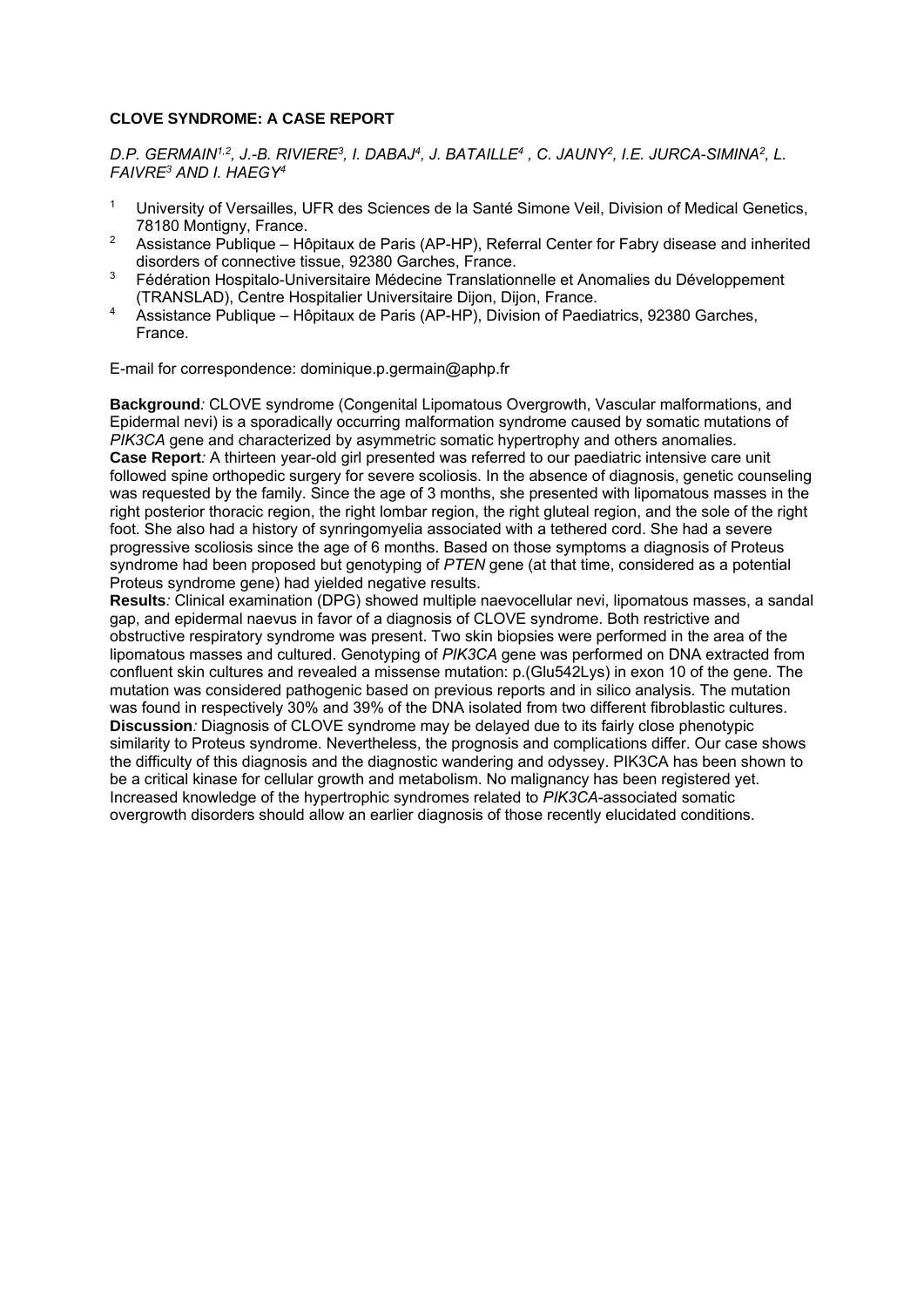**CLOVE SYNDROME: A CASE REPORT**

*D.P. GERMAIN[1,2], J.-B. RIVIERE[3], I. DABAJ[4], J. BATAILLE[4] , C. JAUNY[2], I.E. JURCA-SIMINA[2], L. FAIVRE[3] AND I. HAEGY[4]*

1. University of Versailles, UFR des Sciences de la Santé Simone Veil, Division of Medical Genetics, 78180 Montigny, France.
2. Assistance Publique – Hôpitaux de Paris (AP-HP), Referral Center for Fabry disease and inherited disorders of connective tissue, 92380 Garches, France.
3. Fédération Hospitalo-Universitaire Médecine Translationnelle et Anomalies du Développement (TRANSLAD), Centre Hospitalier Universitaire Dijon, Dijon, France.
4. Assistance Publique – Hôpitaux de Paris (AP-HP), Division of Paediatrics, 92380 Garches, France.

E-mail for correspondence: dominique.p.germain@aphp.fr

**Background***:* CLOVE syndrome (Congenital Lipomatous Overgrowth, Vascular malformations, and Epidermal nevi) is a sporadically occurring malformation syndrome caused by somatic mutations of *PIK3CA* gene and characterized by asymmetric somatic hypertrophy and others anomalies.
**Case Report***:* A thirteen year-old girl presented was referred to our paediatric intensive care unit followed spine orthopedic surgery for severe scoliosis. In the absence of diagnosis, genetic counseling was requested by the family. Since the age of 3 months, she presented with lipomatous masses in the right posterior thoracic region, the right lombar region, the right gluteal region, and the sole of the right foot. She also had a history of synringomyelia associated with a tethered cord. She had a severe progressive scoliosis since the age of 6 months. Based on those symptoms a diagnosis of Proteus syndrome had been proposed but genotyping of *PTEN* gene (at that time, considered as a potential Proteus syndrome gene) had yielded negative results.
**Results***:* Clinical examination (DPG) showed multiple naevocellular nevi, lipomatous masses, a sandal gap, and epidermal naevus in favor of a diagnosis of CLOVE syndrome. Both restrictive and obstructive respiratory syndrome was present. Two skin biopsies were performed in the area of the lipomatous masses and cultured. Genotyping of *PIK3CA* gene was performed on DNA extracted from confluent skin cultures and revealed a missense mutation: p.(Glu542Lys) in exon 10 of the gene. The mutation was considered pathogenic based on previous reports and in silico analysis. The mutation was found in respectively 30% and 39% of the DNA isolated from two different fibroblastic cultures.
**Discussion***:* Diagnosis of CLOVE syndrome may be delayed due to its fairly close phenotypic similarity to Proteus syndrome. Nevertheless, the prognosis and complications differ. Our case shows the difficulty of this diagnosis and the diagnostic wandering and odyssey. PIK3CA has been shown to be a critical kinase for cellular growth and metabolism. No malignancy has been registered yet. Increased knowledge of the hypertrophic syndromes related to *PIK3CA*-associated somatic overgrowth disorders should allow an earlier diagnosis of those recently elucidated conditions.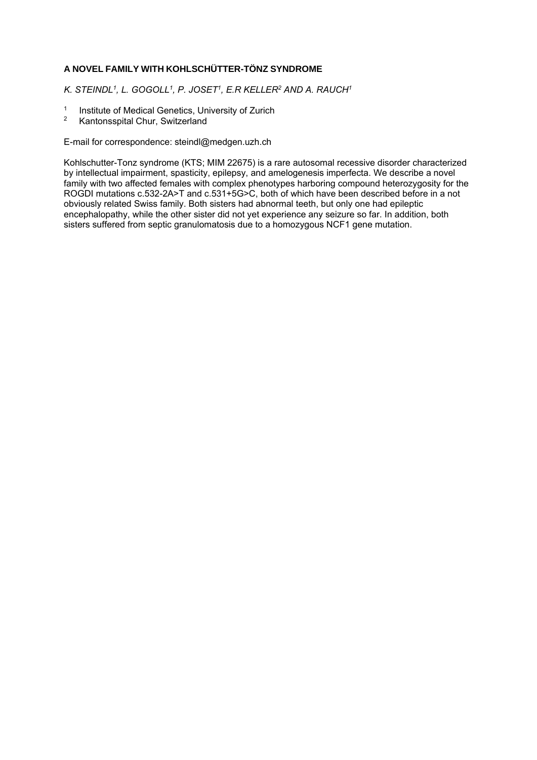**A NOVEL FAMILY WITH KOHLSCHÜTTER-TÖNZ SYNDROME**

*K. STEINDL[1], L. GOGOLL[1], P. JOSET[1], E.R KELLER[2] AND A. RAUCH[1]*

[1] Institute of Medical Genetics, University of Zurich
[2] Kantonsspital Chur, Switzerland

E-mail for correspondence: steindl@medgen.uzh.ch

Kohlschutter-Tonz syndrome (KTS; MIM 22675) is a rare autosomal recessive disorder characterized by intellectual impairment, spasticity, epilepsy, and amelogenesis imperfecta. We describe a novel family with two affected females with complex phenotypes harboring compound heterozygosity for the ROGDI mutations c.532-2A>T and c.531+5G>C, both of which have been described before in a not obviously related Swiss family. Both sisters had abnormal teeth, but only one had epileptic encephalopathy, while the other sister did not yet experience any seizure so far. In addition, both sisters suffered from septic granulomatosis due to a homozygous NCF1 gene mutation.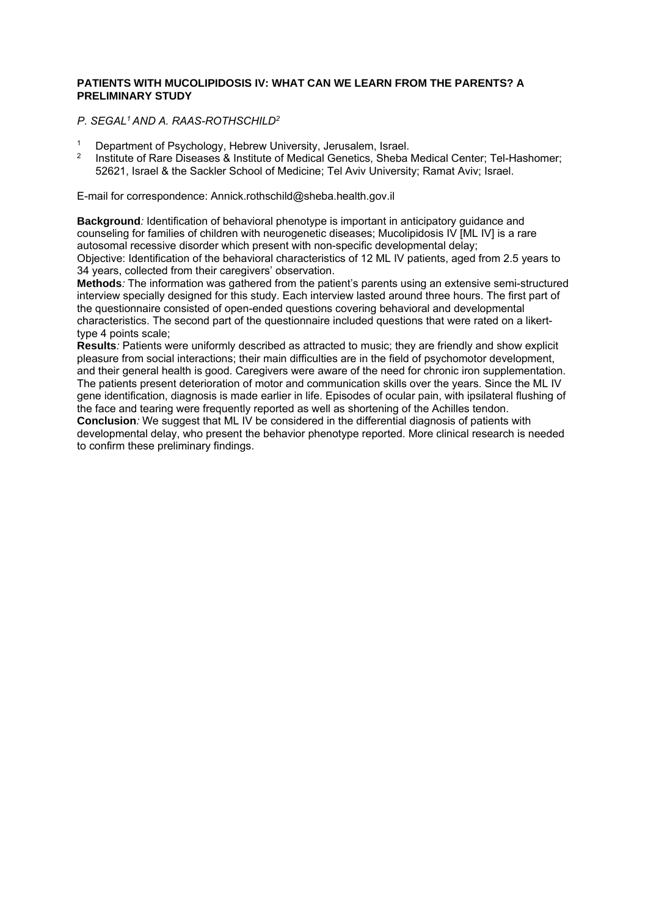## PATIENTS WITH MUCOLIPIDOSIS IV: WHAT CAN WE LEARN FROM THE PARENTS? A PRELIMINARY STUDY

*P. SEGAL[1] AND A. RAAS-ROTHSCHILD[2]*

[1] Department of Psychology, Hebrew University, Jerusalem, Israel.
[2] Institute of Rare Diseases & Institute of Medical Genetics, Sheba Medical Center; Tel-Hashomer; 52621, Israel & the Sackler School of Medicine; Tel Aviv University; Ramat Aviv; Israel.

E-mail for correspondence: Annick.rothschild@sheba.health.gov.il

**Background***:* Identification of behavioral phenotype is important in anticipatory guidance and counseling for families of children with neurogenetic diseases; Mucolipidosis IV [ML IV] is a rare autosomal recessive disorder which present with non-specific developmental delay;
Objective: Identification of the behavioral characteristics of 12 ML IV patients, aged from 2.5 years to 34 years, collected from their caregivers' observation.
**Methods***:* The information was gathered from the patient's parents using an extensive semi-structured interview specially designed for this study. Each interview lasted around three hours. The first part of the questionnaire consisted of open-ended questions covering behavioral and developmental characteristics. The second part of the questionnaire included questions that were rated on a likert-type 4 points scale;
**Results***:* Patients were uniformly described as attracted to music; they are friendly and show explicit pleasure from social interactions; their main difficulties are in the field of psychomotor development, and their general health is good. Caregivers were aware of the need for chronic iron supplementation. The patients present deterioration of motor and communication skills over the years. Since the ML IV gene identification, diagnosis is made earlier in life. Episodes of ocular pain, with ipsilateral flushing of the face and tearing were frequently reported as well as shortening of the Achilles tendon.
**Conclusion***:* We suggest that ML IV be considered in the differential diagnosis of patients with developmental delay, who present the behavior phenotype reported. More clinical research is needed to confirm these preliminary findings.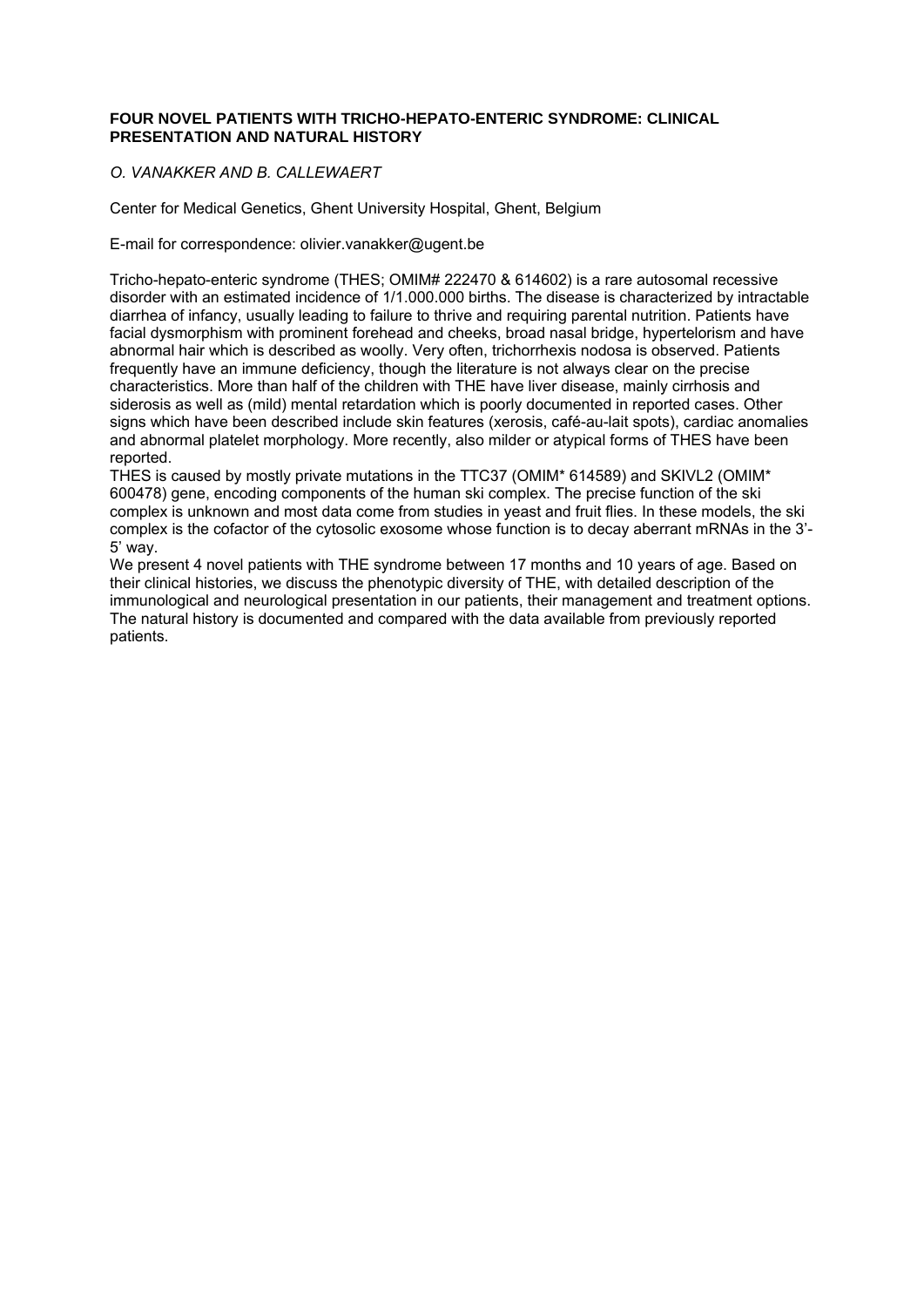# FOUR NOVEL PATIENTS WITH TRICHO-HEPATO-ENTERIC SYNDROME: CLINICAL PRESENTATION AND NATURAL HISTORY

*O. VANAKKER AND B. CALLEWAERT*

Center for Medical Genetics, Ghent University Hospital, Ghent, Belgium

E-mail for correspondence: olivier.vanakker@ugent.be

Tricho-hepato-enteric syndrome (THES; OMIM# 222470 & 614602) is a rare autosomal recessive disorder with an estimated incidence of 1/1.000.000 births. The disease is characterized by intractable diarrhea of infancy, usually leading to failure to thrive and requiring parental nutrition. Patients have facial dysmorphism with prominent forehead and cheeks, broad nasal bridge, hypertelorism and have abnormal hair which is described as woolly. Very often, trichorrhexis nodosa is observed. Patients frequently have an immune deficiency, though the literature is not always clear on the precise characteristics. More than half of the children with THE have liver disease, mainly cirrhosis and siderosis as well as (mild) mental retardation which is poorly documented in reported cases. Other signs which have been described include skin features (xerosis, café-au-lait spots), cardiac anomalies and abnormal platelet morphology. More recently, also milder or atypical forms of THES have been reported.

THES is caused by mostly private mutations in the TTC37 (OMIM* 614589) and SKIVL2 (OMIM* 600478) gene, encoding components of the human ski complex. The precise function of the ski complex is unknown and most data come from studies in yeast and fruit flies. In these models, the ski complex is the cofactor of the cytosolic exosome whose function is to decay aberrant mRNAs in the 3'-5' way.

We present 4 novel patients with THE syndrome between 17 months and 10 years of age. Based on their clinical histories, we discuss the phenotypic diversity of THE, with detailed description of the immunological and neurological presentation in our patients, their management and treatment options. The natural history is documented and compared with the data available from previously reported patients.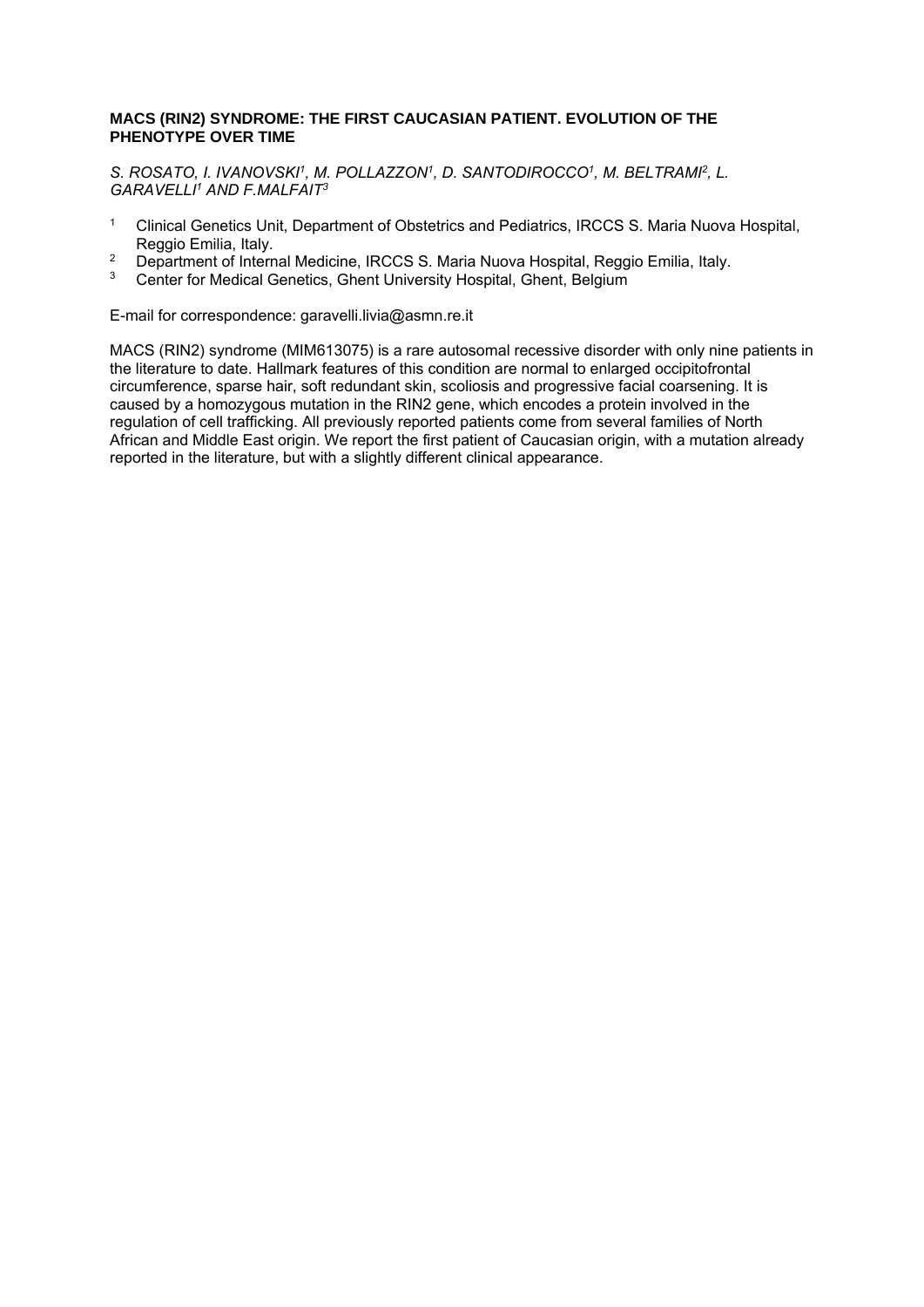### MACS (RIN2) SYNDROME: THE FIRST CAUCASIAN PATIENT. EVOLUTION OF THE PHENOTYPE OVER TIME

*S. ROSATO, I. IVANOVSKI[1], M. POLLAZZON[1], D. SANTODIROCCO[1], M. BELTRAMI[2], L. GARAVELLI[1] AND F.MALFAIT[3]*

1. Clinical Genetics Unit, Department of Obstetrics and Pediatrics, IRCCS S. Maria Nuova Hospital, Reggio Emilia, Italy.
2. Department of Internal Medicine, IRCCS S. Maria Nuova Hospital, Reggio Emilia, Italy.
3. Center for Medical Genetics, Ghent University Hospital, Ghent, Belgium

E-mail for correspondence: garavelli.livia@asmn.re.it

MACS (RIN2) syndrome (MIM613075) is a rare autosomal recessive disorder with only nine patients in the literature to date. Hallmark features of this condition are normal to enlarged occipitofrontal circumference, sparse hair, soft redundant skin, scoliosis and progressive facial coarsening. It is caused by a homozygous mutation in the RIN2 gene, which encodes a protein involved in the regulation of cell trafficking. All previously reported patients come from several families of North African and Middle East origin. We report the first patient of Caucasian origin, with a mutation already reported in the literature, but with a slightly different clinical appearance.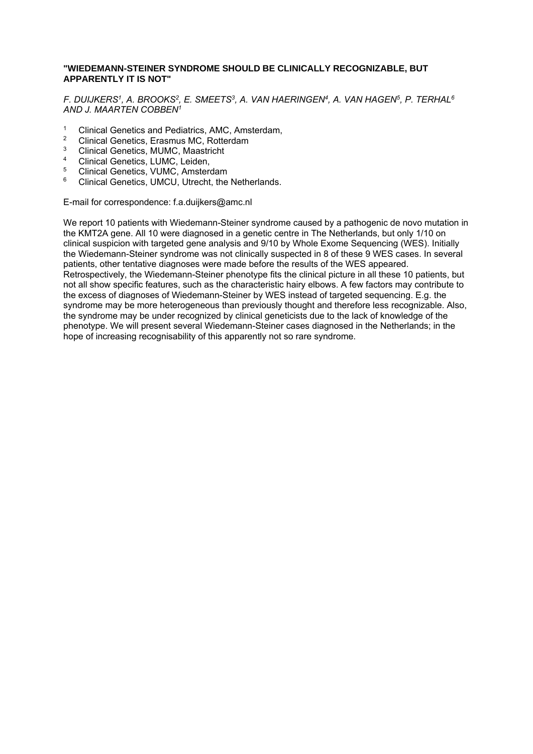**"WIEDEMANN-STEINER SYNDROME SHOULD BE CLINICALLY RECOGNIZABLE, BUT APPARENTLY IT IS NOT"**

*F. DUIJKERS[1], A. BROOKS[2], E. SMEETS[3], A. VAN HAERINGEN[4], A. VAN HAGEN[5], P. TERHAL[6] AND J. MAARTEN COBBEN[1]*

[1] Clinical Genetics and Pediatrics, AMC, Amsterdam,
[2] Clinical Genetics, Erasmus MC, Rotterdam
[3] Clinical Genetics, MUMC, Maastricht
[4] Clinical Genetics, LUMC, Leiden,
[5] Clinical Genetics, VUMC, Amsterdam
[6] Clinical Genetics, UMCU, Utrecht, the Netherlands.

E-mail for correspondence: f.a.duijkers@amc.nl

We report 10 patients with Wiedemann-Steiner syndrome caused by a pathogenic de novo mutation in the KMT2A gene. All 10 were diagnosed in a genetic centre in The Netherlands, but only 1/10 on clinical suspicion with targeted gene analysis and 9/10 by Whole Exome Sequencing (WES). Initially the Wiedemann-Steiner syndrome was not clinically suspected in 8 of these 9 WES cases. In several patients, other tentative diagnoses were made before the results of the WES appeared. Retrospectively, the Wiedemann-Steiner phenotype fits the clinical picture in all these 10 patients, but not all show specific features, such as the characteristic hairy elbows. A few factors may contribute to the excess of diagnoses of Wiedemann-Steiner by WES instead of targeted sequencing. E.g. the syndrome may be more heterogeneous than previously thought and therefore less recognizable. Also, the syndrome may be under recognized by clinical geneticists due to the lack of knowledge of the phenotype. We will present several Wiedemann-Steiner cases diagnosed in the Netherlands; in the hope of increasing recognisability of this apparently not so rare syndrome.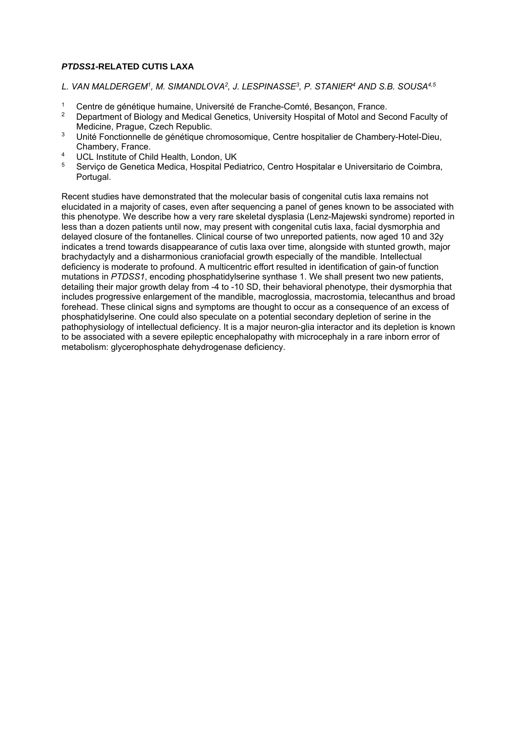## *PTDSS1*-RELATED CUTIS LAXA

*L. VAN MALDERGEM[1], M. SIMANDLOVA[2], J. LESPINASSE[3], P. STANIER[4] AND S.B. SOUSA[4,5]*

1. Centre de génétique humaine, Université de Franche-Comté, Besançon, France.
2. Department of Biology and Medical Genetics, University Hospital of Motol and Second Faculty of Medicine, Prague, Czech Republic.
3. Unité Fonctionnelle de génétique chromosomique, Centre hospitalier de Chambery-Hotel-Dieu, Chambery, France.
4. UCL Institute of Child Health, London, UK
5. Serviço de Genetica Medica, Hospital Pediatrico, Centro Hospitalar e Universitario de Coimbra, Portugal.

Recent studies have demonstrated that the molecular basis of congenital cutis laxa remains not elucidated in a majority of cases, even after sequencing a panel of genes known to be associated with this phenotype. We describe how a very rare skeletal dysplasia (Lenz-Majewski syndrome) reported in less than a dozen patients until now, may present with congenital cutis laxa, facial dysmorphia and delayed closure of the fontanelles. Clinical course of two unreported patients, now aged 10 and 32y indicates a trend towards disappearance of cutis laxa over time, alongside with stunted growth, major brachydactyly and a disharmonious craniofacial growth especially of the mandible. Intellectual deficiency is moderate to profound. A multicentric effort resulted in identification of gain-of function mutations in *PTDSS1*, encoding phosphatidylserine synthase 1. We shall present two new patients, detailing their major growth delay from -4 to -10 SD, their behavioral phenotype, their dysmorphia that includes progressive enlargement of the mandible, macroglossia, macrostomia, telecanthus and broad forehead. These clinical signs and symptoms are thought to occur as a consequence of an excess of phosphatidylserine. One could also speculate on a potential secondary depletion of serine in the pathophysiology of intellectual deficiency. It is a major neuron-glia interactor and its depletion is known to be associated with a severe epileptic encephalopathy with microcephaly in a rare inborn error of metabolism: glycerophosphate dehydrogenase deficiency.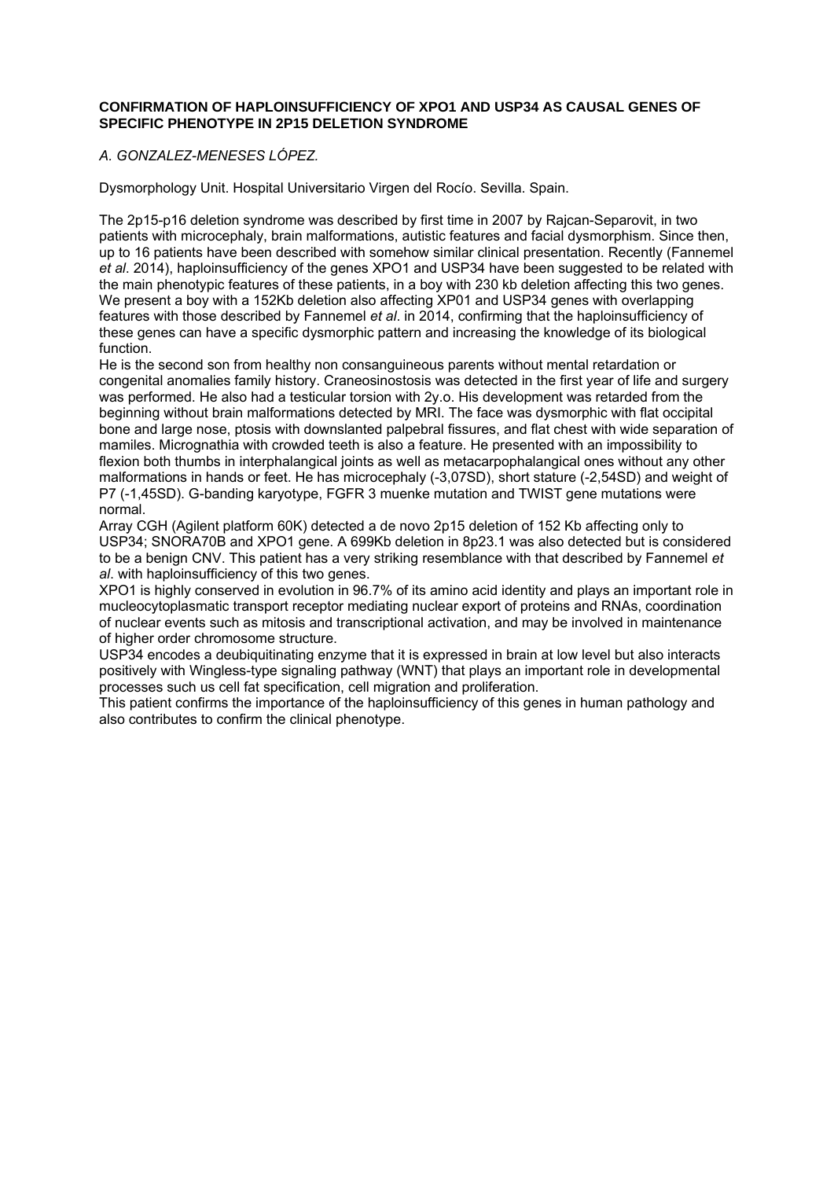**CONFIRMATION OF HAPLOINSUFFICIENCY OF XPO1 AND USP34 AS CAUSAL GENES OF SPECIFIC PHENOTYPE IN 2P15 DELETION SYNDROME**

*A. GONZALEZ-MENESES LÓPEZ.*

Dysmorphology Unit. Hospital Universitario Virgen del Rocío. Sevilla. Spain.

The 2p15-p16 deletion syndrome was described by first time in 2007 by Rajcan-Separovit, in two patients with microcephaly, brain malformations, autistic features and facial dysmorphism. Since then, up to 16 patients have been described with somehow similar clinical presentation. Recently (Fannemel *et al*. 2014), haploinsufficiency of the genes XPO1 and USP34 have been suggested to be related with the main phenotypic features of these patients, in a boy with 230 kb deletion affecting this two genes. We present a boy with a 152Kb deletion also affecting XP01 and USP34 genes with overlapping features with those described by Fannemel *et al*. in 2014, confirming that the haploinsufficiency of these genes can have a specific dysmorphic pattern and increasing the knowledge of its biological function.

He is the second son from healthy non consanguineous parents without mental retardation or congenital anomalies family history. Craneosinostosis was detected in the first year of life and surgery was performed. He also had a testicular torsion with 2y.o. His development was retarded from the beginning without brain malformations detected by MRI. The face was dysmorphic with flat occipital bone and large nose, ptosis with downslanted palpebral fissures, and flat chest with wide separation of mamiles. Micrognathia with crowded teeth is also a feature. He presented with an impossibility to flexion both thumbs in interphalangical joints as well as metacarpophalangical ones without any other malformations in hands or feet. He has microcephaly (-3,07SD), short stature (-2,54SD) and weight of P7 (-1,45SD). G-banding karyotype, FGFR 3 muenke mutation and TWIST gene mutations were normal.

Array CGH (Agilent platform 60K) detected a de novo 2p15 deletion of 152 Kb affecting only to USP34; SNORA70B and XPO1 gene. A 699Kb deletion in 8p23.1 was also detected but is considered to be a benign CNV. This patient has a very striking resemblance with that described by Fannemel *et al*. with haploinsufficiency of this two genes.

XPO1 is highly conserved in evolution in 96.7% of its amino acid identity and plays an important role in mucleocytoplasmatic transport receptor mediating nuclear export of proteins and RNAs, coordination of nuclear events such as mitosis and transcriptional activation, and may be involved in maintenance of higher order chromosome structure.

USP34 encodes a deubiquitinating enzyme that it is expressed in brain at low level but also interacts positively with Wingless-type signaling pathway (WNT) that plays an important role in developmental processes such us cell fat specification, cell migration and proliferation.

This patient confirms the importance of the haploinsufficiency of this genes in human pathology and also contributes to confirm the clinical phenotype.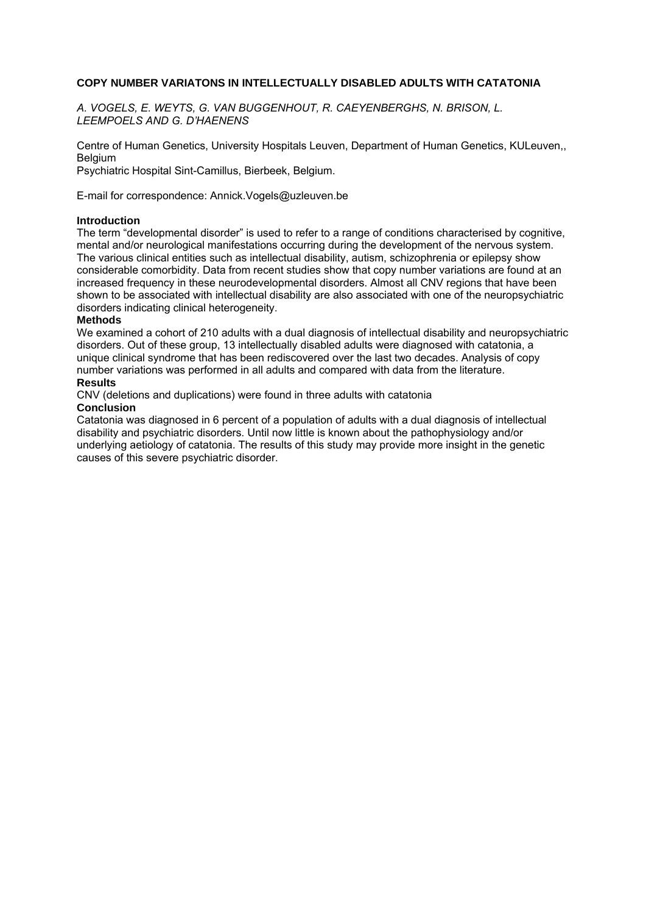# COPY NUMBER VARIATONS IN INTELLECTUALLY DISABLED ADULTS WITH CATATONIA

*A. VOGELS, E. WEYTS, G. VAN BUGGENHOUT, R. CAEYENBERGHS, N. BRISON, L. LEEMPOELS AND G. D'HAENENS*

Centre of Human Genetics, University Hospitals Leuven, Department of Human Genetics, KULeuven,, Belgium
Psychiatric Hospital Sint-Camillus, Bierbeek, Belgium.

E-mail for correspondence: Annick.Vogels@uzleuven.be

**Introduction**
The term "developmental disorder" is used to refer to a range of conditions characterised by cognitive, mental and/or neurological manifestations occurring during the development of the nervous system. The various clinical entities such as intellectual disability, autism, schizophrenia or epilepsy show considerable comorbidity. Data from recent studies show that copy number variations are found at an increased frequency in these neurodevelopmental disorders. Almost all CNV regions that have been shown to be associated with intellectual disability are also associated with one of the neuropsychiatric disorders indicating clinical heterogeneity.

**Methods**
We examined a cohort of 210 adults with a dual diagnosis of intellectual disability and neuropsychiatric disorders. Out of these group, 13 intellectually disabled adults were diagnosed with catatonia, a unique clinical syndrome that has been rediscovered over the last two decades. Analysis of copy number variations was performed in all adults and compared with data from the literature.

**Results**
CNV (deletions and duplications) were found in three adults with catatonia

**Conclusion**
Catatonia was diagnosed in 6 percent of a population of adults with a dual diagnosis of intellectual disability and psychiatric disorders. Until now little is known about the pathophysiology and/or underlying aetiology of catatonia. The results of this study may provide more insight in the genetic causes of this severe psychiatric disorder.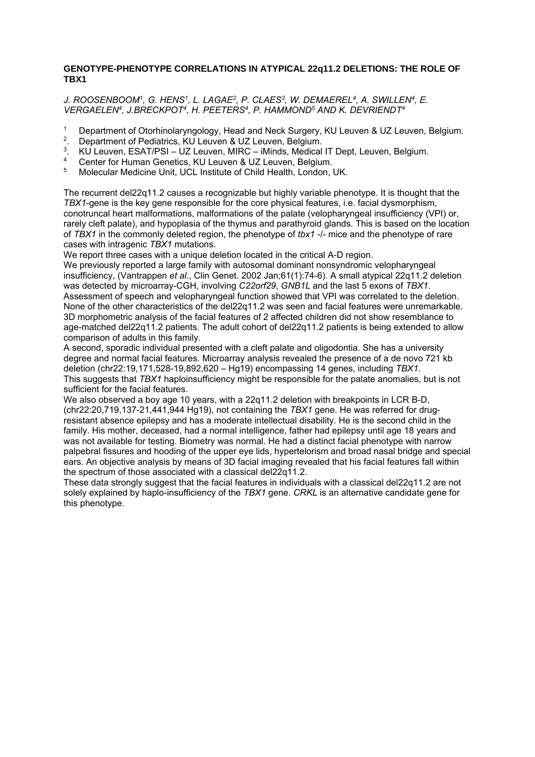## GENOTYPE-PHENOTYPE CORRELATIONS IN ATYPICAL 22q11.2 DELETIONS: THE ROLE OF TBX1

*J. ROOSENBOOM[1], G. HENS[1], L. LAGAE[2], P. CLAES[3], W. DEMAEREL[4], A. SWILLEN[4], E. VERGAELEN[4], J.BRECKPOT[4], H. PEETERS[4], P. HAMMOND[5] AND K. DEVRIENDT[4]*

1. Department of Otorhinolaryngology, Head and Neck Surgery, KU Leuven & UZ Leuven, Belgium.
2. Department of Pediatrics, KU Leuven & UZ Leuven, Belgium.
3. KU Leuven, ESAT/PSI – UZ Leuven, MIRC – iMinds, Medical IT Dept, Leuven, Belgium.
4. Center for Human Genetics, KU Leuven & UZ Leuven, Belgium.
5. Molecular Medicine Unit, UCL Institute of Child Health, London, UK.

The recurrent del22q11.2 causes a recognizable but highly variable phenotype. It is thought that the *TBX1*-gene is the key gene responsible for the core physical features, i.e. facial dysmorphism, conotruncal heart malformations, malformations of the palate (velopharyngeal insufficiency (VPI) or, rarely cleft palate), and hypoplasia of the thymus and parathyroid glands. This is based on the location of *TBX1* in the commonly deleted region, the phenotype of *tbx1* -/- mice and the phenotype of rare cases with intragenic *TBX1* mutations.

We report three cases with a unique deletion located in the critical A-D region.

We previously reported a large family with autosomal dominant nonsyndromic velopharyngeal insufficiency, (Vantrappen *et al*., Clin Genet. 2002 Jan;61(1):74-6). A small atypical 22q11.2 deletion was detected by microarray-CGH, involving *C22orf29*, *GNB1L* and the last 5 exons of *TBX1*. Assessment of speech and velopharyngeal function showed that VPI was correlated to the deletion. None of the other characteristics of the del22q11.2 was seen and facial features were unremarkable. 3D morphometric analysis of the facial features of 2 affected children did not show resemblance to age-matched del22q11.2 patients. The adult cohort of del22q11.2 patients is being extended to allow comparison of adults in this family.

A second, sporadic individual presented with a cleft palate and oligodontia. She has a university degree and normal facial features. Microarray analysis revealed the presence of a de novo 721 kb deletion (chr22:19,171,528-19,892,620 – Hg19) encompassing 14 genes, including *TBX1*.

This suggests that *TBX1* haploinsufficiency might be responsible for the palate anomalies, but is not sufficient for the facial features.

We also observed a boy age 10 years, with a 22q11.2 deletion with breakpoints in LCR B-D, (chr22:20,719,137-21,441,944 Hg19), not containing the *TBX1* gene. He was referred for drug-resistant absence epilepsy and has a moderate intellectual disability. He is the second child in the family. His mother, deceased, had a normal intelligence, father had epilepsy until age 18 years and was not available for testing. Biometry was normal. He had a distinct facial phenotype with narrow palpebral fissures and hooding of the upper eye lids, hypertelorism and broad nasal bridge and special ears. An objective analysis by means of 3D facial imaging revealed that his facial features fall within the spectrum of those associated with a classical del22q11.2.

These data strongly suggest that the facial features in individuals with a classical del22q11.2 are not solely explained by haplo-insufficiency of the *TBX1* gene. *CRKL* is an alternative candidate gene for this phenotype.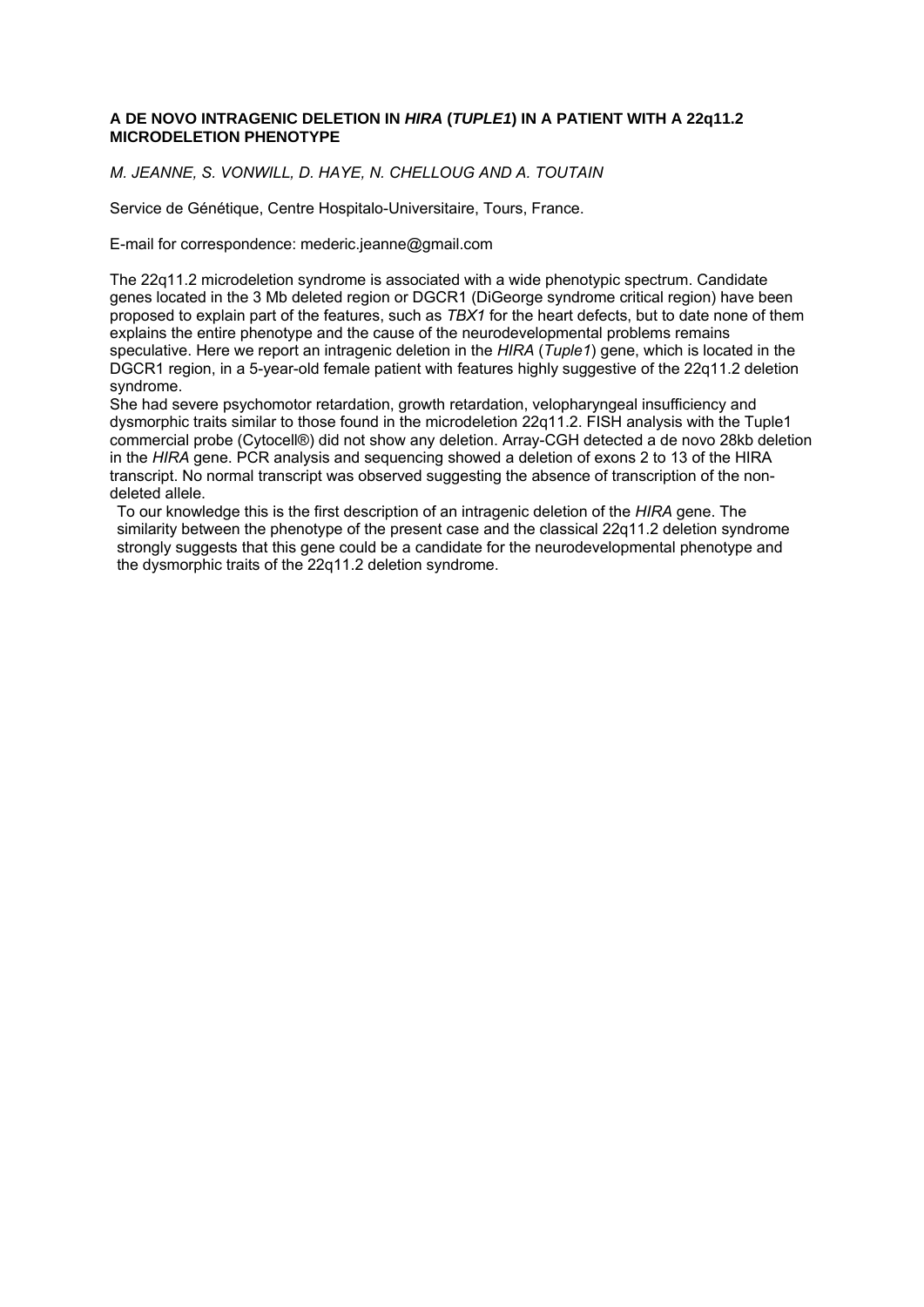### A DE NOVO INTRAGENIC DELETION IN *HIRA* (*TUPLE1*) IN A PATIENT WITH A 22q11.2 MICRODELETION PHENOTYPE

*M. JEANNE, S. VONWILL, D. HAYE, N. CHELLOUG AND A. TOUTAIN*

Service de Génétique, Centre Hospitalo-Universitaire, Tours, France.

E-mail for correspondence: mederic.jeanne@gmail.com

The 22q11.2 microdeletion syndrome is associated with a wide phenotypic spectrum. Candidate genes located in the 3 Mb deleted region or DGCR1 (DiGeorge syndrome critical region) have been proposed to explain part of the features, such as *TBX1* for the heart defects, but to date none of them explains the entire phenotype and the cause of the neurodevelopmental problems remains speculative. Here we report an intragenic deletion in the *HIRA* (*Tuple1*) gene, which is located in the DGCR1 region, in a 5-year-old female patient with features highly suggestive of the 22q11.2 deletion syndrome.

She had severe psychomotor retardation, growth retardation, velopharyngeal insufficiency and dysmorphic traits similar to those found in the microdeletion 22q11.2. FISH analysis with the Tuple1 commercial probe (Cytocell®) did not show any deletion. Array-CGH detected a de novo 28kb deletion in the *HIRA* gene. PCR analysis and sequencing showed a deletion of exons 2 to 13 of the HIRA transcript. No normal transcript was observed suggesting the absence of transcription of the non-deleted allele.

To our knowledge this is the first description of an intragenic deletion of the *HIRA* gene. The similarity between the phenotype of the present case and the classical 22q11.2 deletion syndrome strongly suggests that this gene could be a candidate for the neurodevelopmental phenotype and the dysmorphic traits of the 22q11.2 deletion syndrome.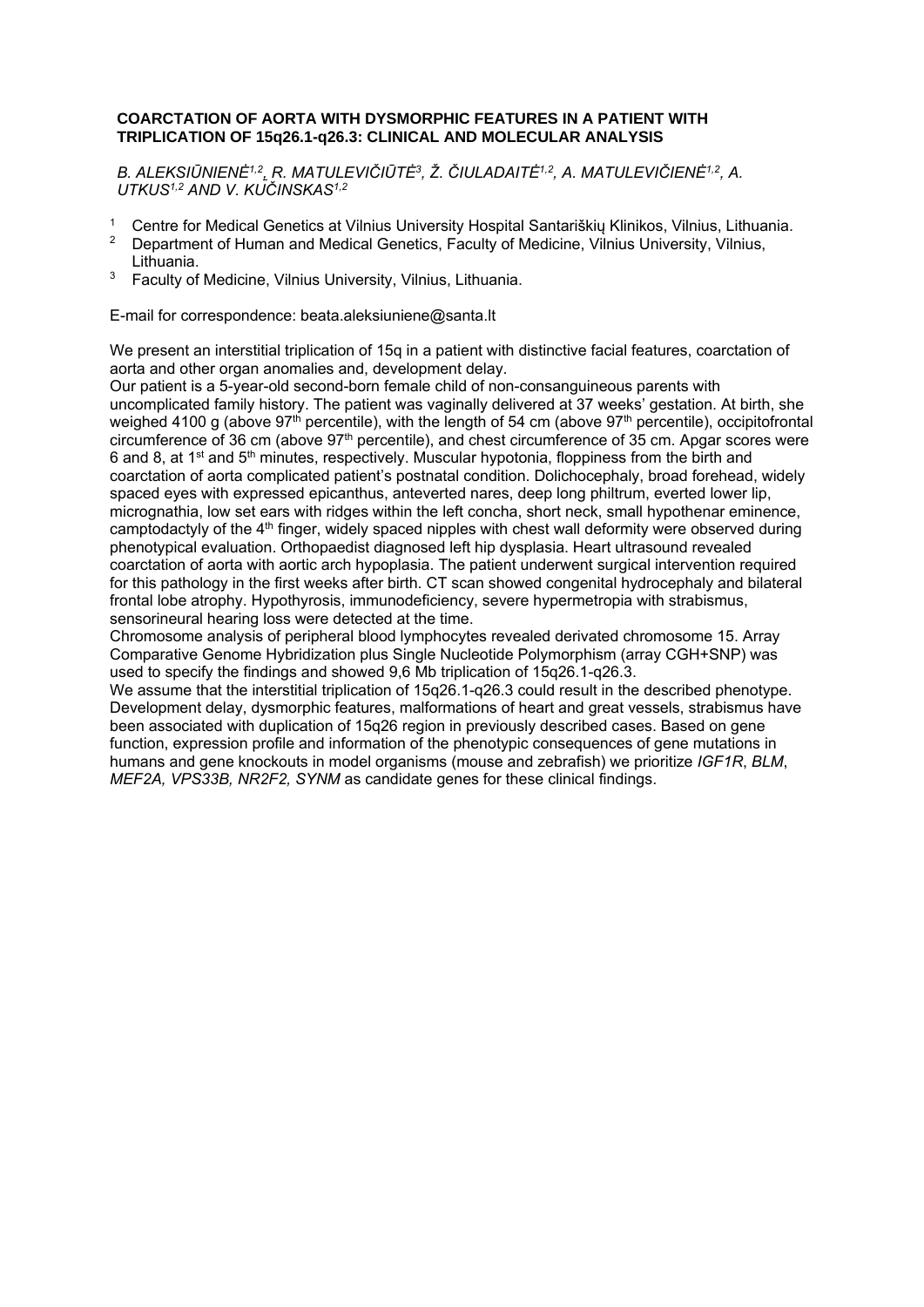## COARCTATION OF AORTA WITH DYSMORPHIC FEATURES IN A PATIENT WITH TRIPLICATION OF 15q26.1-q26.3: CLINICAL AND MOLECULAR ANALYSIS

*B. ALEKSIŪNIENĖ[1,2], R. MATULEVIČIŪTĖ[3], Ž. ČIULADAITĖ[1,2], A. MATULEVIČIENĖ[1,2], A. UTKUS[1,2] AND V. KUČINSKAS[1,2]*

1. Centre for Medical Genetics at Vilnius University Hospital Santariškių Klinikos, Vilnius, Lithuania.
2. Department of Human and Medical Genetics, Faculty of Medicine, Vilnius University, Vilnius, Lithuania.
3. Faculty of Medicine, Vilnius University, Vilnius, Lithuania.

E-mail for correspondence: beata.aleksiuniene@santa.lt

We present an interstitial triplication of 15q in a patient with distinctive facial features, coarctation of aorta and other organ anomalies and, development delay.

Our patient is a 5-year-old second-born female child of non-consanguineous parents with uncomplicated family history. The patient was vaginally delivered at 37 weeks' gestation. At birth, she weighed 4100 g (above 97th percentile), with the length of 54 cm (above 97th percentile), occipitofrontal circumference of 36 cm (above 97th percentile), and chest circumference of 35 cm. Apgar scores were 6 and 8, at 1st and 5th minutes, respectively. Muscular hypotonia, floppiness from the birth and coarctation of aorta complicated patient's postnatal condition. Dolichocephaly, broad forehead, widely spaced eyes with expressed epicanthus, anteverted nares, deep long philtrum, everted lower lip, micrognathia, low set ears with ridges within the left concha, short neck, small hypothenar eminence, camptodactyly of the 4th finger, widely spaced nipples with chest wall deformity were observed during phenotypical evaluation. Orthopaedist diagnosed left hip dysplasia. Heart ultrasound revealed coarctation of aorta with aortic arch hypoplasia. The patient underwent surgical intervention required for this pathology in the first weeks after birth. CT scan showed congenital hydrocephaly and bilateral frontal lobe atrophy. Hypothyrosis, immunodeficiency, severe hypermetropia with strabismus, sensorineural hearing loss were detected at the time.

Chromosome analysis of peripheral blood lymphocytes revealed derivated chromosome 15. Array Comparative Genome Hybridization plus Single Nucleotide Polymorphism (array CGH+SNP) was used to specify the findings and showed 9,6 Mb triplication of 15q26.1-q26.3.

We assume that the interstitial triplication of 15q26.1-q26.3 could result in the described phenotype. Development delay, dysmorphic features, malformations of heart and great vessels, strabismus have been associated with duplication of 15q26 region in previously described cases. Based on gene function, expression profile and information of the phenotypic consequences of gene mutations in humans and gene knockouts in model organisms (mouse and zebrafish) we prioritize *IGF1R*, *BLM*, *MEF2A, VPS33B, NR2F2, SYNM* as candidate genes for these clinical findings.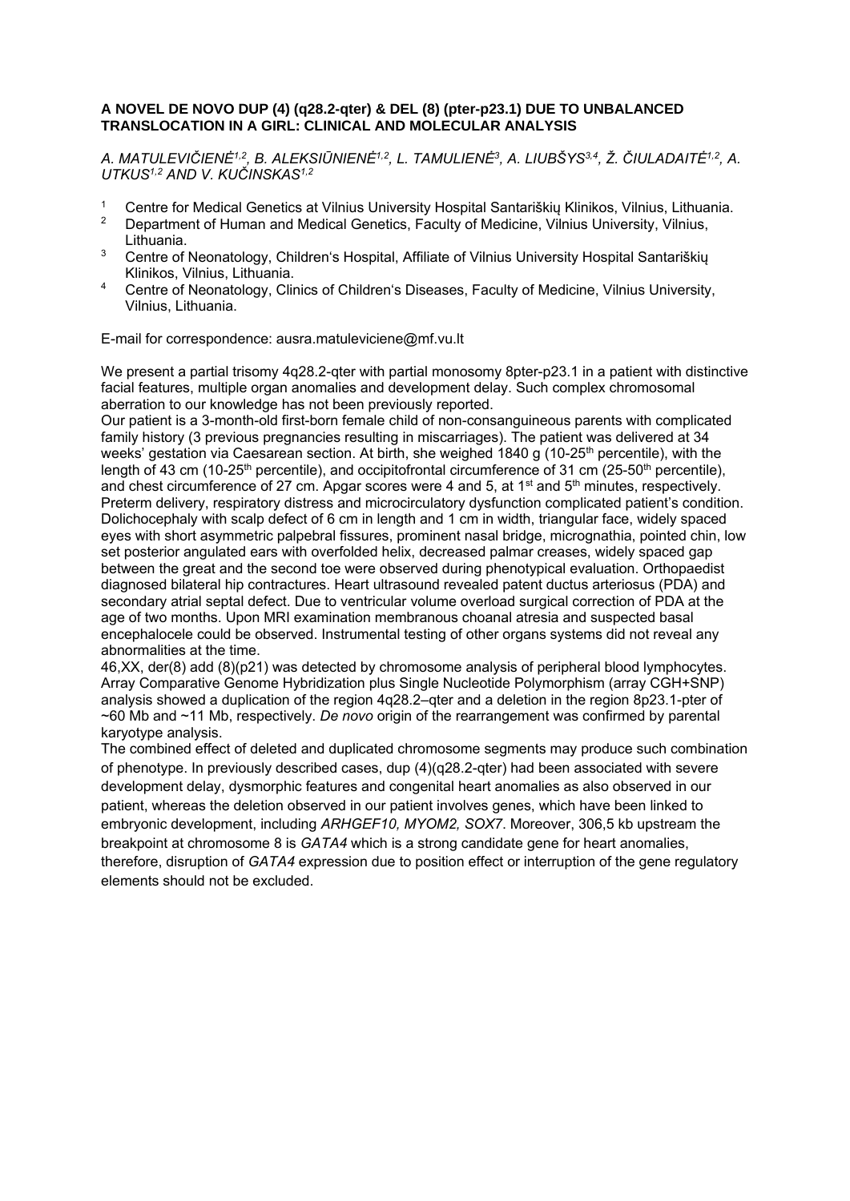### A NOVEL DE NOVO DUP (4) (q28.2-qter) & DEL (8) (pter-p23.1) DUE TO UNBALANCED TRANSLOCATION IN A GIRL: CLINICAL AND MOLECULAR ANALYSIS

*A. MATULEVIČIENĖ[1,2], B. ALEKSIŪNIENĖ[1,2], L. TAMULIENĖ[3], A. LIUBŠYS[3,4], Ž. ČIULADAITĖ[1,2], A. UTKUS[1,2] AND V. KUČINSKAS[1,2]*

1. Centre for Medical Genetics at Vilnius University Hospital Santariškių Klinikos, Vilnius, Lithuania.
2. Department of Human and Medical Genetics, Faculty of Medicine, Vilnius University, Vilnius, Lithuania.
3. Centre of Neonatology, Children's Hospital, Affiliate of Vilnius University Hospital Santariškių Klinikos, Vilnius, Lithuania.
4. Centre of Neonatology, Clinics of Children's Diseases, Faculty of Medicine, Vilnius University, Vilnius, Lithuania.

E-mail for correspondence: ausra.matuleviciene@mf.vu.lt

We present a partial trisomy 4q28.2-qter with partial monosomy 8pter-p23.1 in a patient with distinctive facial features, multiple organ anomalies and development delay. Such complex chromosomal aberration to our knowledge has not been previously reported.

Our patient is a 3-month-old first-born female child of non-consanguineous parents with complicated family history (3 previous pregnancies resulting in miscarriages). The patient was delivered at 34 weeks' gestation via Caesarean section. At birth, she weighed 1840 g (10-25$^{th}$ percentile), with the length of 43 cm (10-25$^{th}$ percentile), and occipitofrontal circumference of 31 cm (25-50$^{th}$ percentile), and chest circumference of 27 cm. Apgar scores were 4 and 5, at 1$^{st}$ and 5$^{th}$ minutes, respectively. Preterm delivery, respiratory distress and microcirculatory dysfunction complicated patient's condition. Dolichocephaly with scalp defect of 6 cm in length and 1 cm in width, triangular face, widely spaced eyes with short asymmetric palpebral fissures, prominent nasal bridge, micrognathia, pointed chin, low set posterior angulated ears with overfolded helix, decreased palmar creases, widely spaced gap between the great and the second toe were observed during phenotypical evaluation. Orthopaedist diagnosed bilateral hip contractures. Heart ultrasound revealed patent ductus arteriosus (PDA) and secondary atrial septal defect. Due to ventricular volume overload surgical correction of PDA at the age of two months. Upon MRI examination membranous choanal atresia and suspected basal encephalocele could be observed. Instrumental testing of other organs systems did not reveal any abnormalities at the time.

46,XX, der(8) add (8)(p21) was detected by chromosome analysis of peripheral blood lymphocytes. Array Comparative Genome Hybridization plus Single Nucleotide Polymorphism (array CGH+SNP) analysis showed a duplication of the region 4q28.2–qter and a deletion in the region 8p23.1-pter of ~60 Mb and ~11 Mb, respectively. *De novo* origin of the rearrangement was confirmed by parental karyotype analysis.

The combined effect of deleted and duplicated chromosome segments may produce such combination of phenotype. In previously described cases, dup (4)(q28.2-qter) had been associated with severe development delay, dysmorphic features and congenital heart anomalies as also observed in our patient, whereas the deletion observed in our patient involves genes, which have been linked to embryonic development, including *ARHGEF10, MYOM2, SOX7*. Moreover, 306,5 kb upstream the breakpoint at chromosome 8 is *GATA4* which is a strong candidate gene for heart anomalies, therefore, disruption of *GATA4* expression due to position effect or interruption of the gene regulatory elements should not be excluded.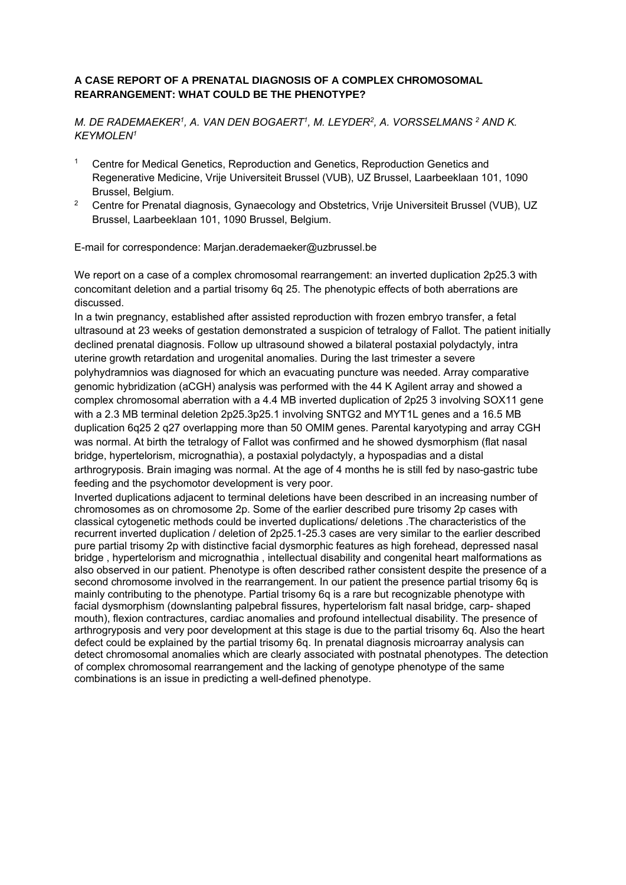**A CASE REPORT OF A PRENATAL DIAGNOSIS OF A COMPLEX CHROMOSOMAL REARRANGEMENT: WHAT COULD BE THE PHENOTYPE?**

*M. DE RADEMAEKER[1], A. VAN DEN BOGAERT[1], M. LEYDER[2], A. VORSSELMANS [2] AND K. KEYMOLEN[1]*

[1] Centre for Medical Genetics, Reproduction and Genetics, Reproduction Genetics and Regenerative Medicine, Vrije Universiteit Brussel (VUB), UZ Brussel, Laarbeeklaan 101, 1090 Brussel, Belgium.

[2] Centre for Prenatal diagnosis, Gynaecology and Obstetrics, Vrije Universiteit Brussel (VUB), UZ Brussel, Laarbeeklaan 101, 1090 Brussel, Belgium.

E-mail for correspondence: Marjan.derademaeker@uzbrussel.be

We report on a case of a complex chromosomal rearrangement: an inverted duplication 2p25.3 with concomitant deletion and a partial trisomy 6q 25. The phenotypic effects of both aberrations are discussed.

In a twin pregnancy, established after assisted reproduction with frozen embryo transfer, a fetal ultrasound at 23 weeks of gestation demonstrated a suspicion of tetralogy of Fallot. The patient initially declined prenatal diagnosis. Follow up ultrasound showed a bilateral postaxial polydactyly, intra uterine growth retardation and urogenital anomalies. During the last trimester a severe polyhydramnios was diagnosed for which an evacuating puncture was needed. Array comparative genomic hybridization (aCGH) analysis was performed with the 44 K Agilent array and showed a complex chromosomal aberration with a 4.4 MB inverted duplication of 2p25 3 involving SOX11 gene with a 2.3 MB terminal deletion 2p25.3p25.1 involving SNTG2 and MYT1L genes and a 16.5 MB duplication 6q25 2 q27 overlapping more than 50 OMIM genes. Parental karyotyping and array CGH was normal. At birth the tetralogy of Fallot was confirmed and he showed dysmorphism (flat nasal bridge, hypertelorism, micrognathia), a postaxial polydactyly, a hypospadias and a distal arthrogryposis. Brain imaging was normal. At the age of 4 months he is still fed by naso-gastric tube feeding and the psychomotor development is very poor.

Inverted duplications adjacent to terminal deletions have been described in an increasing number of chromosomes as on chromosome 2p. Some of the earlier described pure trisomy 2p cases with classical cytogenetic methods could be inverted duplications/ deletions .The characteristics of the recurrent inverted duplication / deletion of 2p25.1-25.3 cases are very similar to the earlier described pure partial trisomy 2p with distinctive facial dysmorphic features as high forehead, depressed nasal bridge , hypertelorism and micrognathia , intellectual disability and congenital heart malformations as also observed in our patient. Phenotype is often described rather consistent despite the presence of a second chromosome involved in the rearrangement. In our patient the presence partial trisomy 6q is mainly contributing to the phenotype. Partial trisomy 6q is a rare but recognizable phenotype with facial dysmorphism (downslanting palpebral fissures, hypertelorism falt nasal bridge, carp- shaped mouth), flexion contractures, cardiac anomalies and profound intellectual disability. The presence of arthrogryposis and very poor development at this stage is due to the partial trisomy 6q. Also the heart defect could be explained by the partial trisomy 6q. In prenatal diagnosis microarray analysis can detect chromosomal anomalies which are clearly associated with postnatal phenotypes. The detection of complex chromosomal rearrangement and the lacking of genotype phenotype of the same combinations is an issue in predicting a well-defined phenotype.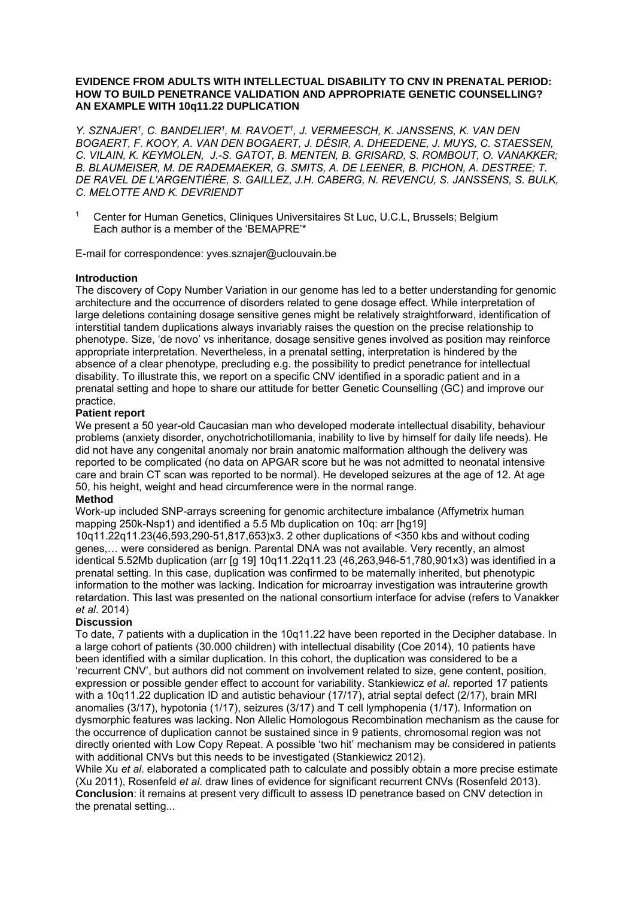**EVIDENCE FROM ADULTS WITH INTELLECTUAL DISABILITY TO CNV IN PRENATAL PERIOD: HOW TO BUILD PENETRANCE VALIDATION AND APPROPRIATE GENETIC COUNSELLING? AN EXAMPLE WITH 10q11.22 DUPLICATION**

*Y. SZNAJER[1], C. BANDELIER[1], M. RAVOET[1], J. VERMEESCH, K. JANSSENS, K. VAN DEN BOGAERT, F. KOOY, A. VAN DEN BOGAERT, J. DÉSIR, A. DHEEDENE, J. MUYS, C. STAESSEN, C. VILAIN, K. KEYMOLEN, J.-S. GATOT, B. MENTEN, B. GRISARD, S. ROMBOUT, O. VANAKKER; B. BLAUMEISER, M. DE RADEMAEKER, G. SMITS, A. DE LEENER, B. PICHON, A. DESTREE; T. DE RAVEL DE L'ARGENTIÈRE, S. GAILLEZ, J.H. CABERG, N. REVENCU, S. JANSSENS, S. BULK, C. MELOTTE AND K. DEVRIENDT*

[1] Center for Human Genetics, Cliniques Universitaires St Luc, U.C.L, Brussels; Belgium
Each author is a member of the 'BEMAPRE'*

E-mail for correspondence: yves.sznajer@uclouvain.be

**Introduction**

The discovery of Copy Number Variation in our genome has led to a better understanding for genomic architecture and the occurrence of disorders related to gene dosage effect. While interpretation of large deletions containing dosage sensitive genes might be relatively straightforward, identification of interstitial tandem duplications always invariably raises the question on the precise relationship to phenotype. Size, 'de novo' vs inheritance, dosage sensitive genes involved as position may reinforce appropriate interpretation. Nevertheless, in a prenatal setting, interpretation is hindered by the absence of a clear phenotype, precluding e.g. the possibility to predict penetrance for intellectual disability. To illustrate this, we report on a specific CNV identified in a sporadic patient and in a prenatal setting and hope to share our attitude for better Genetic Counselling (GC) and improve our practice.

**Patient report**

We present a 50 year-old Caucasian man who developed moderate intellectual disability, behaviour problems (anxiety disorder, onychotrichotillomania, inability to live by himself for daily life needs). He did not have any congenital anomaly nor brain anatomic malformation although the delivery was reported to be complicated (no data on APGAR score but he was not admitted to neonatal intensive care and brain CT scan was reported to be normal). He developed seizures at the age of 12. At age 50, his height, weight and head circumference were in the normal range.

**Method**

Work-up included SNP-arrays screening for genomic architecture imbalance (Affymetrix human mapping 250k-Nsp1) and identified a 5.5 Mb duplication on 10q: arr [hg19] 10q11.22q11.23(46,593,290-51,817,653)x3. 2 other duplications of <350 kbs and without coding genes,… were considered as benign. Parental DNA was not available. Very recently, an almost identical 5.52Mb duplication (arr [g 19] 10q11.22q11.23 (46,263,946-51,780,901x3) was identified in a prenatal setting. In this case, duplication was confirmed to be maternally inherited, but phenotypic information to the mother was lacking. Indication for microarray investigation was intrauterine growth retardation. This last was presented on the national consortium interface for advise (refers to Vanakker *et al*. 2014)

**Discussion**

To date, 7 patients with a duplication in the 10q11.22 have been reported in the Decipher database. In a large cohort of patients (30.000 children) with intellectual disability (Coe 2014), 10 patients have been identified with a similar duplication. In this cohort, the duplication was considered to be a 'recurrent CNV', but authors did not comment on involvement related to size, gene content, position, expression or possible gender effect to account for variability. Stankiewicz *et al*. reported 17 patients with a 10q11.22 duplication ID and autistic behaviour (17/17), atrial septal defect (2/17), brain MRI anomalies (3/17), hypotonia (1/17), seizures (3/17) and T cell lymphopenia (1/17). Information on dysmorphic features was lacking. Non Allelic Homologous Recombination mechanism as the cause for the occurrence of duplication cannot be sustained since in 9 patients, chromosomal region was not directly oriented with Low Copy Repeat. A possible 'two hit' mechanism may be considered in patients with additional CNVs but this needs to be investigated (Stankiewicz 2012).

While Xu *et al*. elaborated a complicated path to calculate and possibly obtain a more precise estimate (Xu 2011), Rosenfeld *et al*. draw lines of evidence for significant recurrent CNVs (Rosenfeld 2013).

**Conclusion**: it remains at present very difficult to assess ID penetrance based on CNV detection in the prenatal setting...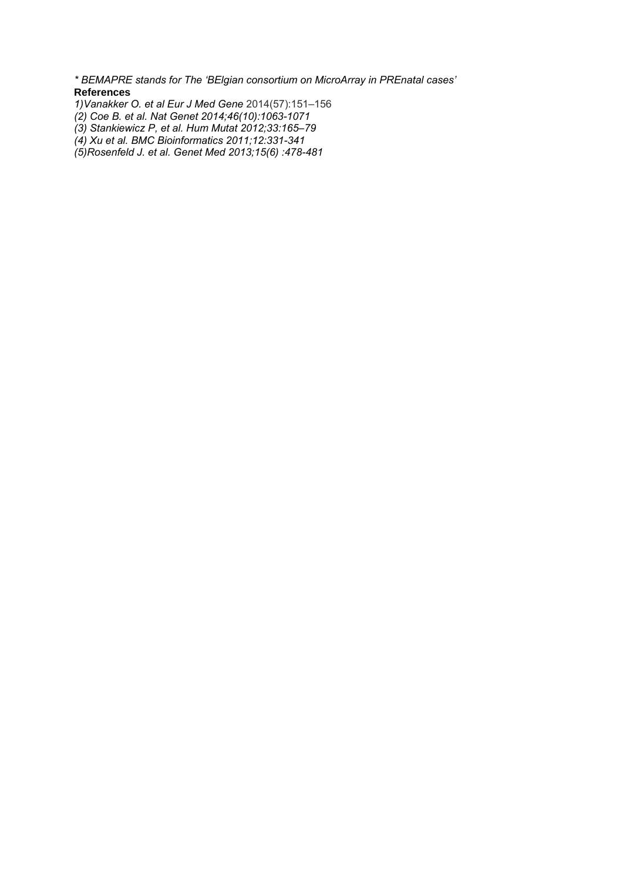*\* BEMAPRE stands for The 'BElgian consortium on MicroArray in PREnatal cases'*

**References**

*1)Vanakker O. et al Eur J Med Gene* 2014(57):151–156

*(2) Coe B. et al. Nat Genet 2014;46(10):1063-1071*

*(3) Stankiewicz P, et al. Hum Mutat 2012;33:165–79*

*(4) Xu et al. BMC Bioinformatics 2011;12:331-341*

*(5)Rosenfeld J. et al. Genet Med 2013;15(6) :478-481*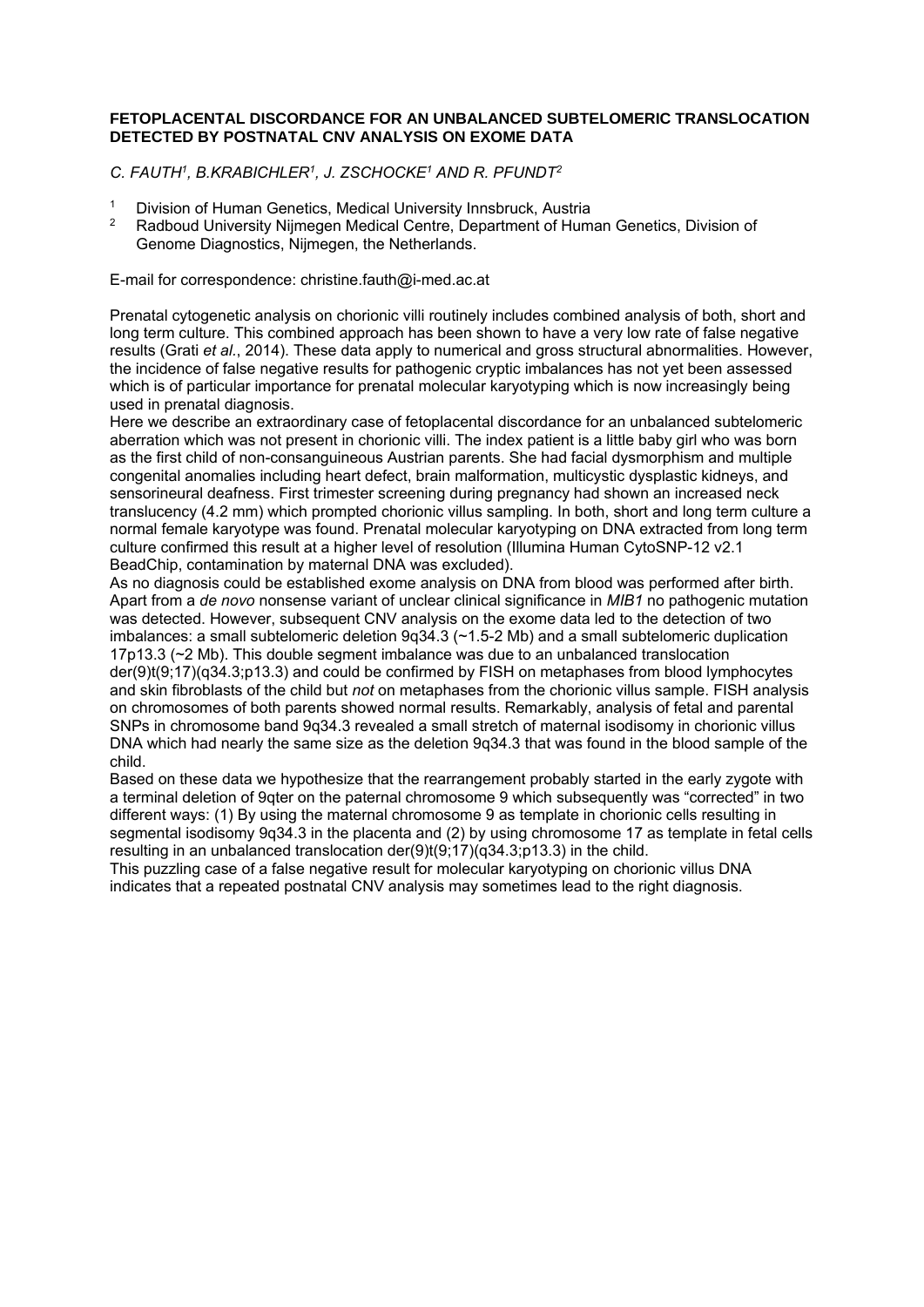**FETOPLACENTAL DISCORDANCE FOR AN UNBALANCED SUBTELOMERIC TRANSLOCATION DETECTED BY POSTNATAL CNV ANALYSIS ON EXOME DATA**

*C. FAUTH[1], B.KRABICHLER[1], J. ZSCHOCKE[1] AND R. PFUNDT[2]*

[1] Division of Human Genetics, Medical University Innsbruck, Austria
[2] Radboud University Nijmegen Medical Centre, Department of Human Genetics, Division of Genome Diagnostics, Nijmegen, the Netherlands.

E-mail for correspondence: christine.fauth@i-med.ac.at

Prenatal cytogenetic analysis on chorionic villi routinely includes combined analysis of both, short and long term culture. This combined approach has been shown to have a very low rate of false negative results (Grati *et al.*, 2014). These data apply to numerical and gross structural abnormalities. However, the incidence of false negative results for pathogenic cryptic imbalances has not yet been assessed which is of particular importance for prenatal molecular karyotyping which is now increasingly being used in prenatal diagnosis.

Here we describe an extraordinary case of fetoplacental discordance for an unbalanced subtelomeric aberration which was not present in chorionic villi. The index patient is a little baby girl who was born as the first child of non-consanguineous Austrian parents. She had facial dysmorphism and multiple congenital anomalies including heart defect, brain malformation, multicystic dysplastic kidneys, and sensorineural deafness. First trimester screening during pregnancy had shown an increased neck translucency (4.2 mm) which prompted chorionic villus sampling. In both, short and long term culture a normal female karyotype was found. Prenatal molecular karyotyping on DNA extracted from long term culture confirmed this result at a higher level of resolution (Illumina Human CytoSNP-12 v2.1 BeadChip, contamination by maternal DNA was excluded).

As no diagnosis could be established exome analysis on DNA from blood was performed after birth. Apart from a *de novo* nonsense variant of unclear clinical significance in *MIB1* no pathogenic mutation was detected. However, subsequent CNV analysis on the exome data led to the detection of two imbalances: a small subtelomeric deletion 9q34.3 (~1.5-2 Mb) and a small subtelomeric duplication 17p13.3 (~2 Mb). This double segment imbalance was due to an unbalanced translocation der(9)t(9;17)(q34.3;p13.3) and could be confirmed by FISH on metaphases from blood lymphocytes and skin fibroblasts of the child but *not* on metaphases from the chorionic villus sample. FISH analysis on chromosomes of both parents showed normal results. Remarkably, analysis of fetal and parental SNPs in chromosome band 9q34.3 revealed a small stretch of maternal isodisomy in chorionic villus DNA which had nearly the same size as the deletion 9q34.3 that was found in the blood sample of the child.

Based on these data we hypothesize that the rearrangement probably started in the early zygote with a terminal deletion of 9qter on the paternal chromosome 9 which subsequently was "corrected" in two different ways: (1) By using the maternal chromosome 9 as template in chorionic cells resulting in segmental isodisomy 9q34.3 in the placenta and (2) by using chromosome 17 as template in fetal cells resulting in an unbalanced translocation der(9)t(9;17)(q34.3;p13.3) in the child.

This puzzling case of a false negative result for molecular karyotyping on chorionic villus DNA indicates that a repeated postnatal CNV analysis may sometimes lead to the right diagnosis.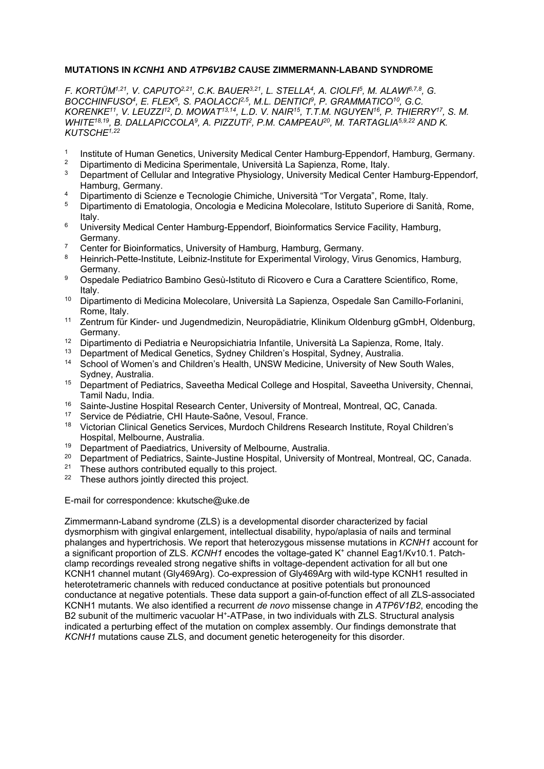**MUTATIONS IN *KCNH1* AND *ATP6V1B2* CAUSE ZIMMERMANN-LABAND SYNDROME**

*F. KORTÜM[1,21], V. CAPUTO[2,21], C.K. BAUER[3,21], L. STELLA[4], A. CIOLFI[5], M. ALAWI[6,7,8], G. BOCCHINFUSO[4], E. FLEX[5], S. PAOLACCI[2,5], M.L. DENTICI[9], P. GRAMMATICO[10], G.C. KORENKE[11], V. LEUZZI[12], D. MOWAT[13,14], L.D. V. NAIR[15], T.T.M. NGUYEN[16], P. THIERRY[17], S. M. WHITE[18,19], B. DALLAPICCOLA[9], A. PIZZUTI[2], P.M. CAMPEAU[20], M. TARTAGLIA[5,9,22] AND K. KUTSCHE[1,22]*

1. Institute of Human Genetics, University Medical Center Hamburg-Eppendorf, Hamburg, Germany.
2. Dipartimento di Medicina Sperimentale, Università La Sapienza, Rome, Italy.
3. Department of Cellular and Integrative Physiology, University Medical Center Hamburg-Eppendorf, Hamburg, Germany.
4. Dipartimento di Scienze e Tecnologie Chimiche, Università "Tor Vergata", Rome, Italy.
5. Dipartimento di Ematologia, Oncologia e Medicina Molecolare, Istituto Superiore di Sanità, Rome, Italy.
6. University Medical Center Hamburg-Eppendorf, Bioinformatics Service Facility, Hamburg, Germany.
7. Center for Bioinformatics, University of Hamburg, Hamburg, Germany.
8. Heinrich-Pette-Institute, Leibniz-Institute for Experimental Virology, Virus Genomics, Hamburg, Germany.
9. Ospedale Pediatrico Bambino Gesù-Istituto di Ricovero e Cura a Carattere Scientifico, Rome, Italy.
10. Dipartimento di Medicina Molecolare, Università La Sapienza, Ospedale San Camillo-Forlanini, Rome, Italy.
11. Zentrum für Kinder- und Jugendmedizin, Neuropädiatrie, Klinikum Oldenburg gGmbH, Oldenburg, Germany.
12. Dipartimento di Pediatria e Neuropsichiatria Infantile, Università La Sapienza, Rome, Italy.
13. Department of Medical Genetics, Sydney Children's Hospital, Sydney, Australia.
14. School of Women's and Children's Health, UNSW Medicine, University of New South Wales, Sydney, Australia.
15. Department of Pediatrics, Saveetha Medical College and Hospital, Saveetha University, Chennai, Tamil Nadu, India.
16. Sainte-Justine Hospital Research Center, University of Montreal, Montreal, QC, Canada.
17. Service de Pédiatrie, CHI Haute-Saône, Vesoul, France.
18. Victorian Clinical Genetics Services, Murdoch Childrens Research Institute, Royal Children's Hospital, Melbourne, Australia.
19. Department of Paediatrics, University of Melbourne, Australia.
20. Department of Pediatrics, Sainte-Justine Hospital, University of Montreal, Montreal, QC, Canada.
21. These authors contributed equally to this project.
22. These authors jointly directed this project.

E-mail for correspondence: kkutsche@uke.de

Zimmermann-Laband syndrome (ZLS) is a developmental disorder characterized by facial dysmorphism with gingival enlargement, intellectual disability, hypo/aplasia of nails and terminal phalanges and hypertrichosis. We report that heterozygous missense mutations in *KCNH1* account for a significant proportion of ZLS. *KCNH1* encodes the voltage-gated $K^+$ channel Eag1/Kv10.1. Patch-clamp recordings revealed strong negative shifts in voltage-dependent activation for all but one KCNH1 channel mutant (Gly469Arg). Co-expression of Gly469Arg with wild-type KCNH1 resulted in heterotetrameric channels with reduced conductance at positive potentials but pronounced conductance at negative potentials. These data support a gain-of-function effect of all ZLS-associated KCNH1 mutants. We also identified a recurrent *de novo* missense change in *ATP6V1B2*, encoding the B2 subunit of the multimeric vacuolar $H^+$-ATPase, in two individuals with ZLS. Structural analysis indicated a perturbing effect of the mutation on complex assembly. Our findings demonstrate that *KCNH1* mutations cause ZLS, and document genetic heterogeneity for this disorder.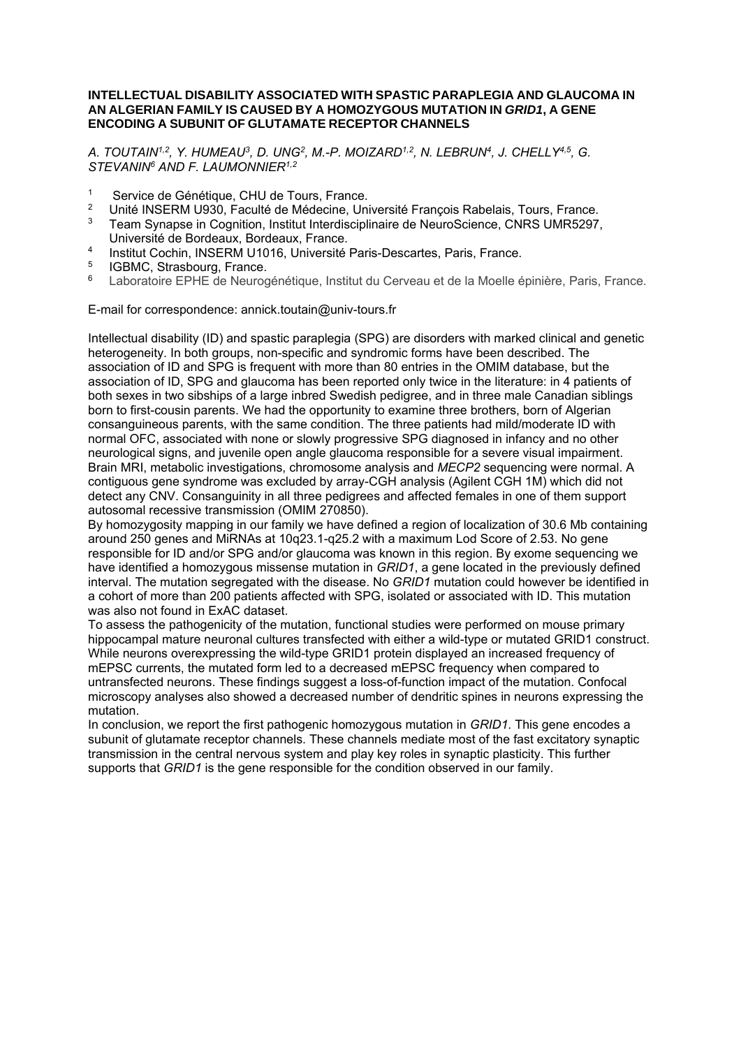**INTELLECTUAL DISABILITY ASSOCIATED WITH SPASTIC PARAPLEGIA AND GLAUCOMA IN AN ALGERIAN FAMILY IS CAUSED BY A HOMOZYGOUS MUTATION IN *GRID1*, A GENE ENCODING A SUBUNIT OF GLUTAMATE RECEPTOR CHANNELS**

*A. TOUTAIN[1,2], Y. HUMEAU[3], D. UNG[2], M.-P. MOIZARD[1,2], N. LEBRUN[4], J. CHELLY[4,5], G. STEVANIN[6] AND F. LAUMONNIER[1,2]*

1. Service de Génétique, CHU de Tours, France.
2. Unité INSERM U930, Faculté de Médecine, Université François Rabelais, Tours, France.
3. Team Synapse in Cognition, Institut Interdisciplinaire de NeuroScience, CNRS UMR5297, Université de Bordeaux, Bordeaux, France.
4. Institut Cochin, INSERM U1016, Université Paris-Descartes, Paris, France.
5. IGBMC, Strasbourg, France.
6. Laboratoire EPHE de Neurogénétique, Institut du Cerveau et de la Moelle épinière, Paris, France.

E-mail for correspondence: annick.toutain@univ-tours.fr

Intellectual disability (ID) and spastic paraplegia (SPG) are disorders with marked clinical and genetic heterogeneity. In both groups, non-specific and syndromic forms have been described. The association of ID and SPG is frequent with more than 80 entries in the OMIM database, but the association of ID, SPG and glaucoma has been reported only twice in the literature: in 4 patients of both sexes in two sibships of a large inbred Swedish pedigree, and in three male Canadian siblings born to first-cousin parents. We had the opportunity to examine three brothers, born of Algerian consanguineous parents, with the same condition. The three patients had mild/moderate ID with normal OFC, associated with none or slowly progressive SPG diagnosed in infancy and no other neurological signs, and juvenile open angle glaucoma responsible for a severe visual impairment. Brain MRI, metabolic investigations, chromosome analysis and *MECP2* sequencing were normal. A contiguous gene syndrome was excluded by array-CGH analysis (Agilent CGH 1M) which did not detect any CNV. Consanguinity in all three pedigrees and affected females in one of them support autosomal recessive transmission (OMIM 270850).
By homozygosity mapping in our family we have defined a region of localization of 30.6 Mb containing around 250 genes and MiRNAs at 10q23.1-q25.2 with a maximum Lod Score of 2.53. No gene responsible for ID and/or SPG and/or glaucoma was known in this region. By exome sequencing we have identified a homozygous missense mutation in *GRID1*, a gene located in the previously defined interval. The mutation segregated with the disease. No *GRID1* mutation could however be identified in a cohort of more than 200 patients affected with SPG, isolated or associated with ID. This mutation was also not found in ExAC dataset.
To assess the pathogenicity of the mutation, functional studies were performed on mouse primary hippocampal mature neuronal cultures transfected with either a wild-type or mutated GRID1 construct. While neurons overexpressing the wild-type GRID1 protein displayed an increased frequency of mEPSC currents, the mutated form led to a decreased mEPSC frequency when compared to untransfected neurons. These findings suggest a loss-of-function impact of the mutation. Confocal microscopy analyses also showed a decreased number of dendritic spines in neurons expressing the mutation.
In conclusion, we report the first pathogenic homozygous mutation in *GRID1*. This gene encodes a subunit of glutamate receptor channels. These channels mediate most of the fast excitatory synaptic transmission in the central nervous system and play key roles in synaptic plasticity. This further supports that *GRID1* is the gene responsible for the condition observed in our family.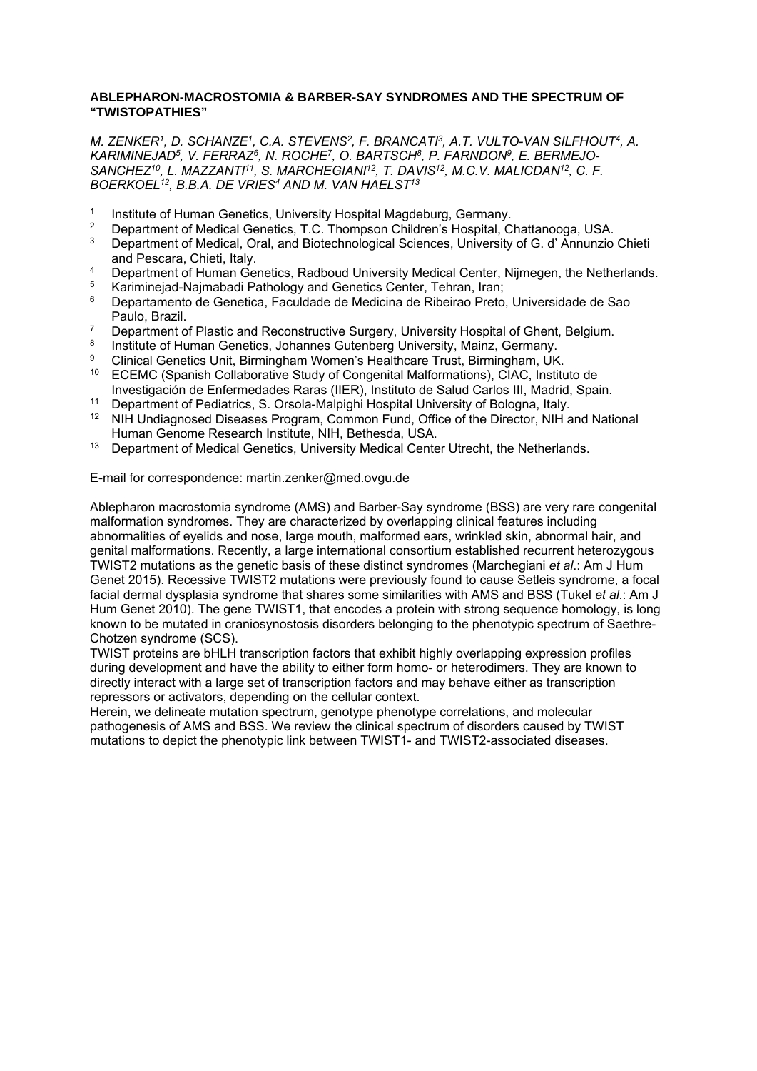# ABLEPHARON-MACROSTOMIA & BARBER-SAY SYNDROMES AND THE SPECTRUM OF "TWISTOPATHIES"

*M. ZENKER[1], D. SCHANZE[1], C.A. STEVENS[2], F. BRANCATI[3], A.T. VULTO-VAN SILFHOUT[4], A. KARIMINEJAD[5], V. FERRAZ[6], N. ROCHE[7], O. BARTSCH[8], P. FARNDON[9], E. BERMEJO-SANCHEZ[10], L. MAZZANTI[11], S. MARCHEGIANI[12], T. DAVIS[12], M.C.V. MALICDAN[12], C. F. BOERKOEL[12], B.B.A. DE VRIES[4] AND M. VAN HAELST[13]*

1. Institute of Human Genetics, University Hospital Magdeburg, Germany.
2. Department of Medical Genetics, T.C. Thompson Children's Hospital, Chattanooga, USA.
3. Department of Medical, Oral, and Biotechnological Sciences, University of G. d' Annunzio Chieti and Pescara, Chieti, Italy.
4. Department of Human Genetics, Radboud University Medical Center, Nijmegen, the Netherlands.
5. Kariminejad-Najmabadi Pathology and Genetics Center, Tehran, Iran;
6. Departamento de Genetica, Faculdade de Medicina de Ribeirao Preto, Universidade de Sao Paulo, Brazil.
7. Department of Plastic and Reconstructive Surgery, University Hospital of Ghent, Belgium.
8. Institute of Human Genetics, Johannes Gutenberg University, Mainz, Germany.
9. Clinical Genetics Unit, Birmingham Women's Healthcare Trust, Birmingham, UK.
10. ECEMC (Spanish Collaborative Study of Congenital Malformations), CIAC, Instituto de Investigación de Enfermedades Raras (IIER), Instituto de Salud Carlos III, Madrid, Spain.
11. Department of Pediatrics, S. Orsola-Malpighi Hospital University of Bologna, Italy.
12. NIH Undiagnosed Diseases Program, Common Fund, Office of the Director, NIH and National Human Genome Research Institute, NIH, Bethesda, USA.
13. Department of Medical Genetics, University Medical Center Utrecht, the Netherlands.

E-mail for correspondence: martin.zenker@med.ovgu.de

Ablepharon macrostomia syndrome (AMS) and Barber-Say syndrome (BSS) are very rare congenital malformation syndromes. They are characterized by overlapping clinical features including abnormalities of eyelids and nose, large mouth, malformed ears, wrinkled skin, abnormal hair, and genital malformations. Recently, a large international consortium established recurrent heterozygous TWIST2 mutations as the genetic basis of these distinct syndromes (Marchegiani *et al*.: Am J Hum Genet 2015). Recessive TWIST2 mutations were previously found to cause Setleis syndrome, a focal facial dermal dysplasia syndrome that shares some similarities with AMS and BSS (Tukel *et al*.: Am J Hum Genet 2010). The gene TWIST1, that encodes a protein with strong sequence homology, is long known to be mutated in craniosynostosis disorders belonging to the phenotypic spectrum of Saethre-Chotzen syndrome (SCS).
TWIST proteins are bHLH transcription factors that exhibit highly overlapping expression profiles during development and have the ability to either form homo- or heterodimers. They are known to directly interact with a large set of transcription factors and may behave either as transcription repressors or activators, depending on the cellular context.
Herein, we delineate mutation spectrum, genotype phenotype correlations, and molecular pathogenesis of AMS and BSS. We review the clinical spectrum of disorders caused by TWIST mutations to depict the phenotypic link between TWIST1- and TWIST2-associated diseases.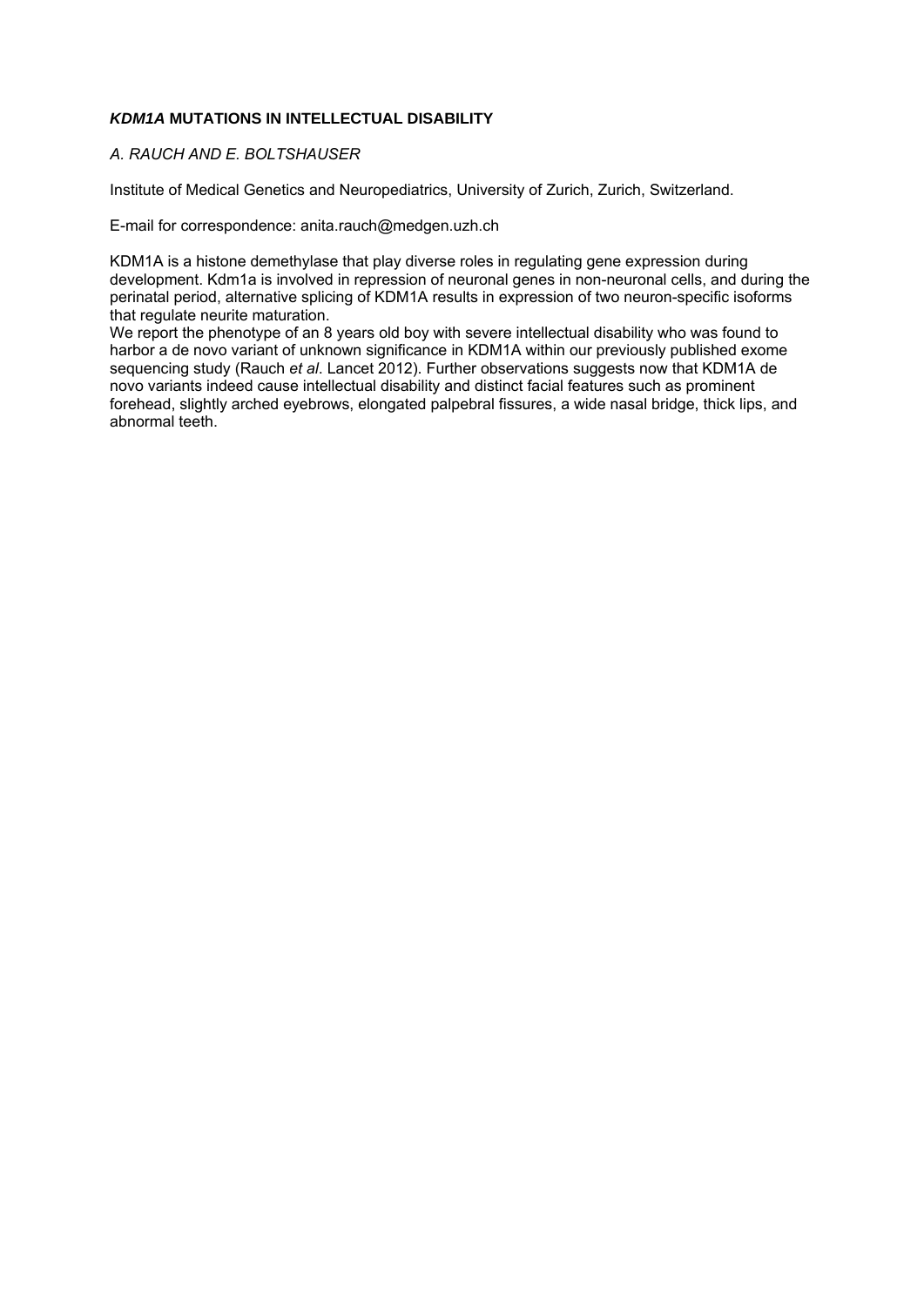### ***KDM1A*** **MUTATIONS IN INTELLECTUAL DISABILITY**

*A. RAUCH AND E. BOLTSHAUSER*

Institute of Medical Genetics and Neuropediatrics, University of Zurich, Zurich, Switzerland.

E-mail for correspondence: anita.rauch@medgen.uzh.ch

KDM1A is a histone demethylase that play diverse roles in regulating gene expression during development. Kdm1a is involved in repression of neuronal genes in non-neuronal cells, and during the perinatal period, alternative splicing of KDM1A results in expression of two neuron-specific isoforms that regulate neurite maturation.
We report the phenotype of an 8 years old boy with severe intellectual disability who was found to harbor a de novo variant of unknown significance in KDM1A within our previously published exome sequencing study (Rauch *et al*. Lancet 2012). Further observations suggests now that KDM1A de novo variants indeed cause intellectual disability and distinct facial features such as prominent forehead, slightly arched eyebrows, elongated palpebral fissures, a wide nasal bridge, thick lips, and abnormal teeth.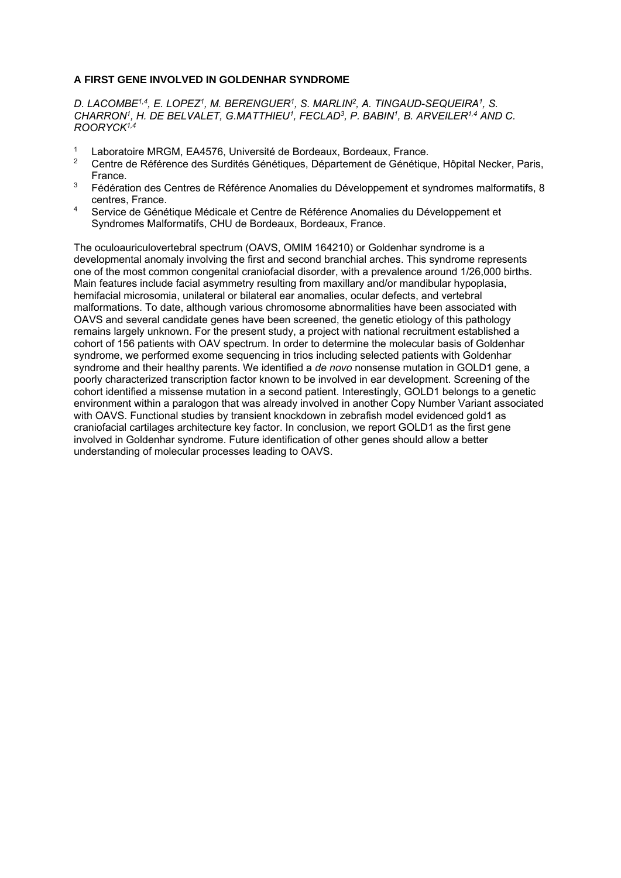### A FIRST GENE INVOLVED IN GOLDENHAR SYNDROME

*D. LACOMBE[1,4], E. LOPEZ[1], M. BERENGUER[1], S. MARLIN[2], A. TINGAUD-SEQUEIRA[1], S. CHARRON[1], H. DE BELVALET, G.MATTHIEU[1], FECLAD[3], P. BABIN[1], B. ARVEILER[1,4] AND C. ROORYCK[1,4]*

1. Laboratoire MRGM, EA4576, Université de Bordeaux, Bordeaux, France.
2. Centre de Référence des Surdités Génétiques, Département de Génétique, Hôpital Necker, Paris, France.
3. Fédération des Centres de Référence Anomalies du Développement et syndromes malformatifs, 8 centres, France.
4. Service de Génétique Médicale et Centre de Référence Anomalies du Développement et Syndromes Malformatifs, CHU de Bordeaux, Bordeaux, France.

The oculoauriculovertebral spectrum (OAVS, OMIM 164210) or Goldenhar syndrome is a developmental anomaly involving the first and second branchial arches. This syndrome represents one of the most common congenital craniofacial disorder, with a prevalence around 1/26,000 births. Main features include facial asymmetry resulting from maxillary and/or mandibular hypoplasia, hemifacial microsomia, unilateral or bilateral ear anomalies, ocular defects, and vertebral malformations. To date, although various chromosome abnormalities have been associated with OAVS and several candidate genes have been screened, the genetic etiology of this pathology remains largely unknown. For the present study, a project with national recruitment established a cohort of 156 patients with OAV spectrum. In order to determine the molecular basis of Goldenhar syndrome, we performed exome sequencing in trios including selected patients with Goldenhar syndrome and their healthy parents. We identified a *de novo* nonsense mutation in GOLD1 gene, a poorly characterized transcription factor known to be involved in ear development. Screening of the cohort identified a missense mutation in a second patient. Interestingly, GOLD1 belongs to a genetic environment within a paralogon that was already involved in another Copy Number Variant associated with OAVS. Functional studies by transient knockdown in zebrafish model evidenced gold1 as craniofacial cartilages architecture key factor. In conclusion, we report GOLD1 as the first gene involved in Goldenhar syndrome. Future identification of other genes should allow a better understanding of molecular processes leading to OAVS.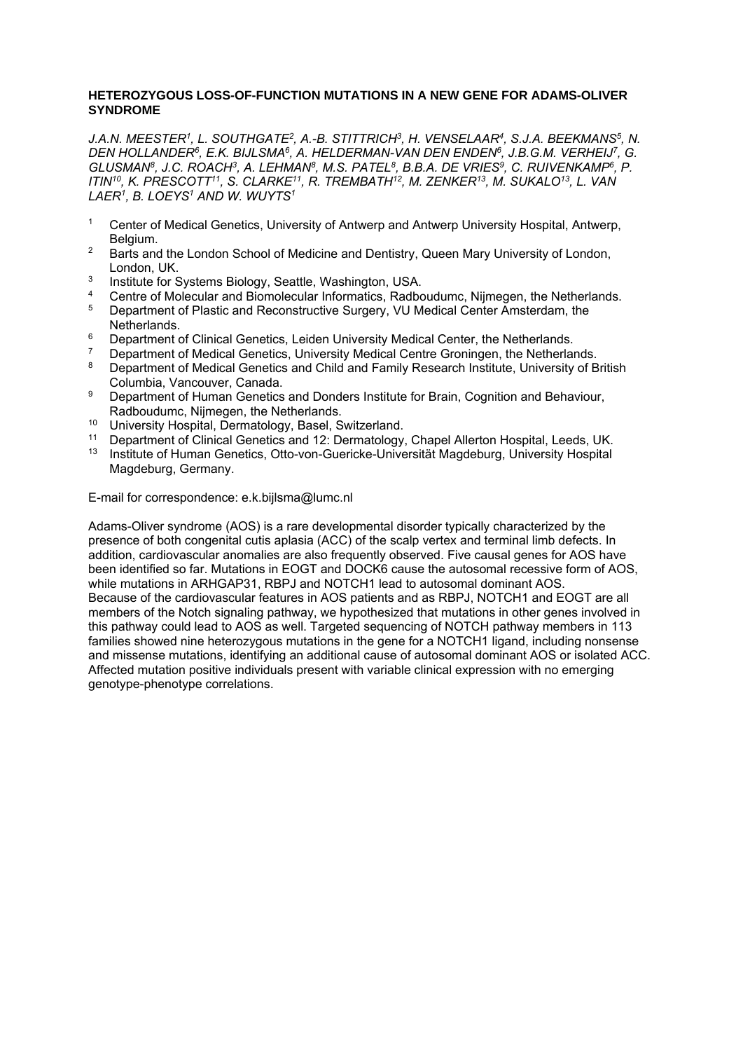**HETEROZYGOUS LOSS-OF-FUNCTION MUTATIONS IN A NEW GENE FOR ADAMS-OLIVER SYNDROME**

*J.A.N. MEESTER[1], L. SOUTHGATE[2], A.-B. STITTRICH[3], H. VENSELAAR[4], S.J.A. BEEKMANS[5], N. DEN HOLLANDER[6], E.K. BIJLSMA[6], A. HELDERMAN-VAN DEN ENDEN[6], J.B.G.M. VERHEIJ[7], G. GLUSMAN[8], J.C. ROACH[3], A. LEHMAN[8], M.S. PATEL[8], B.B.A. DE VRIES[9], C. RUIVENKAMP[6], P. ITIN[10], K. PRESCOTT[11], S. CLARKE[11], R. TREMBATH[12], M. ZENKER[13], M. SUKALO[13], L. VAN LAER[1], B. LOEYS[1] AND W. WUYTS[1]*

- [1] Center of Medical Genetics, University of Antwerp and Antwerp University Hospital, Antwerp, Belgium.
- [2] Barts and the London School of Medicine and Dentistry, Queen Mary University of London, London, UK.
- [3] Institute for Systems Biology, Seattle, Washington, USA.
- [4] Centre of Molecular and Biomolecular Informatics, Radboudumc, Nijmegen, the Netherlands.
- [5] Department of Plastic and Reconstructive Surgery, VU Medical Center Amsterdam, the Netherlands.
- [6] Department of Clinical Genetics, Leiden University Medical Center, the Netherlands.
- [7] Department of Medical Genetics, University Medical Centre Groningen, the Netherlands.
- [8] Department of Medical Genetics and Child and Family Research Institute, University of British Columbia, Vancouver, Canada.
- [9] Department of Human Genetics and Donders Institute for Brain, Cognition and Behaviour, Radboudumc, Nijmegen, the Netherlands.
- [10] University Hospital, Dermatology, Basel, Switzerland.
- [11] Department of Clinical Genetics and 12: Dermatology, Chapel Allerton Hospital, Leeds, UK.
- [13] Institute of Human Genetics, Otto-von-Guericke-Universität Magdeburg, University Hospital Magdeburg, Germany.

E-mail for correspondence: e.k.bijlsma@lumc.nl

Adams-Oliver syndrome (AOS) is a rare developmental disorder typically characterized by the presence of both congenital cutis aplasia (ACC) of the scalp vertex and terminal limb defects. In addition, cardiovascular anomalies are also frequently observed. Five causal genes for AOS have been identified so far. Mutations in EOGT and DOCK6 cause the autosomal recessive form of AOS, while mutations in ARHGAP31, RBPJ and NOTCH1 lead to autosomal dominant AOS. Because of the cardiovascular features in AOS patients and as RBPJ, NOTCH1 and EOGT are all members of the Notch signaling pathway, we hypothesized that mutations in other genes involved in this pathway could lead to AOS as well. Targeted sequencing of NOTCH pathway members in 113 families showed nine heterozygous mutations in the gene for a NOTCH1 ligand, including nonsense and missense mutations, identifying an additional cause of autosomal dominant AOS or isolated ACC. Affected mutation positive individuals present with variable clinical expression with no emerging genotype-phenotype correlations.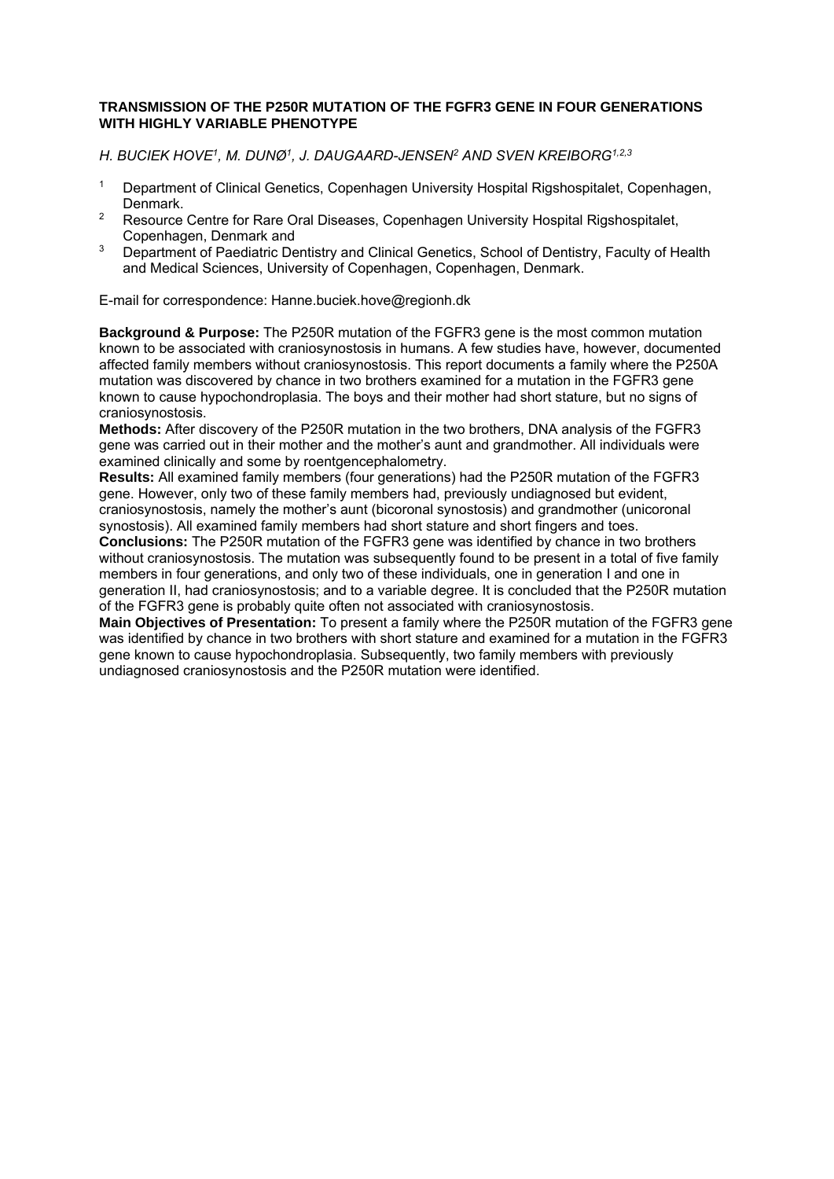**TRANSMISSION OF THE P250R MUTATION OF THE FGFR3 GENE IN FOUR GENERATIONS WITH HIGHLY VARIABLE PHENOTYPE**

*H. BUCIEK HOVE[1], M. DUNØ[1], J. DAUGAARD-JENSEN[2] AND SVEN KREIBORG[1,2,3]*

1. Department of Clinical Genetics, Copenhagen University Hospital Rigshospitalet, Copenhagen, Denmark.
2. Resource Centre for Rare Oral Diseases, Copenhagen University Hospital Rigshospitalet, Copenhagen, Denmark and
3. Department of Paediatric Dentistry and Clinical Genetics, School of Dentistry, Faculty of Health and Medical Sciences, University of Copenhagen, Copenhagen, Denmark.

E-mail for correspondence: Hanne.buciek.hove@regionh.dk

**Background & Purpose:** The P250R mutation of the FGFR3 gene is the most common mutation known to be associated with craniosynostosis in humans. A few studies have, however, documented affected family members without craniosynostosis. This report documents a family where the P250A mutation was discovered by chance in two brothers examined for a mutation in the FGFR3 gene known to cause hypochondroplasia. The boys and their mother had short stature, but no signs of craniosynostosis.

**Methods:** After discovery of the P250R mutation in the two brothers, DNA analysis of the FGFR3 gene was carried out in their mother and the mother's aunt and grandmother. All individuals were examined clinically and some by roentgencephalometry.

**Results:** All examined family members (four generations) had the P250R mutation of the FGFR3 gene. However, only two of these family members had, previously undiagnosed but evident, craniosynostosis, namely the mother's aunt (bicoronal synostosis) and grandmother (unicoronal synostosis). All examined family members had short stature and short fingers and toes.

**Conclusions:** The P250R mutation of the FGFR3 gene was identified by chance in two brothers without craniosynostosis. The mutation was subsequently found to be present in a total of five family members in four generations, and only two of these individuals, one in generation I and one in generation II, had craniosynostosis; and to a variable degree. It is concluded that the P250R mutation of the FGFR3 gene is probably quite often not associated with craniosynostosis.

**Main Objectives of Presentation:** To present a family where the P250R mutation of the FGFR3 gene was identified by chance in two brothers with short stature and examined for a mutation in the FGFR3 gene known to cause hypochondroplasia. Subsequently, two family members with previously undiagnosed craniosynostosis and the P250R mutation were identified.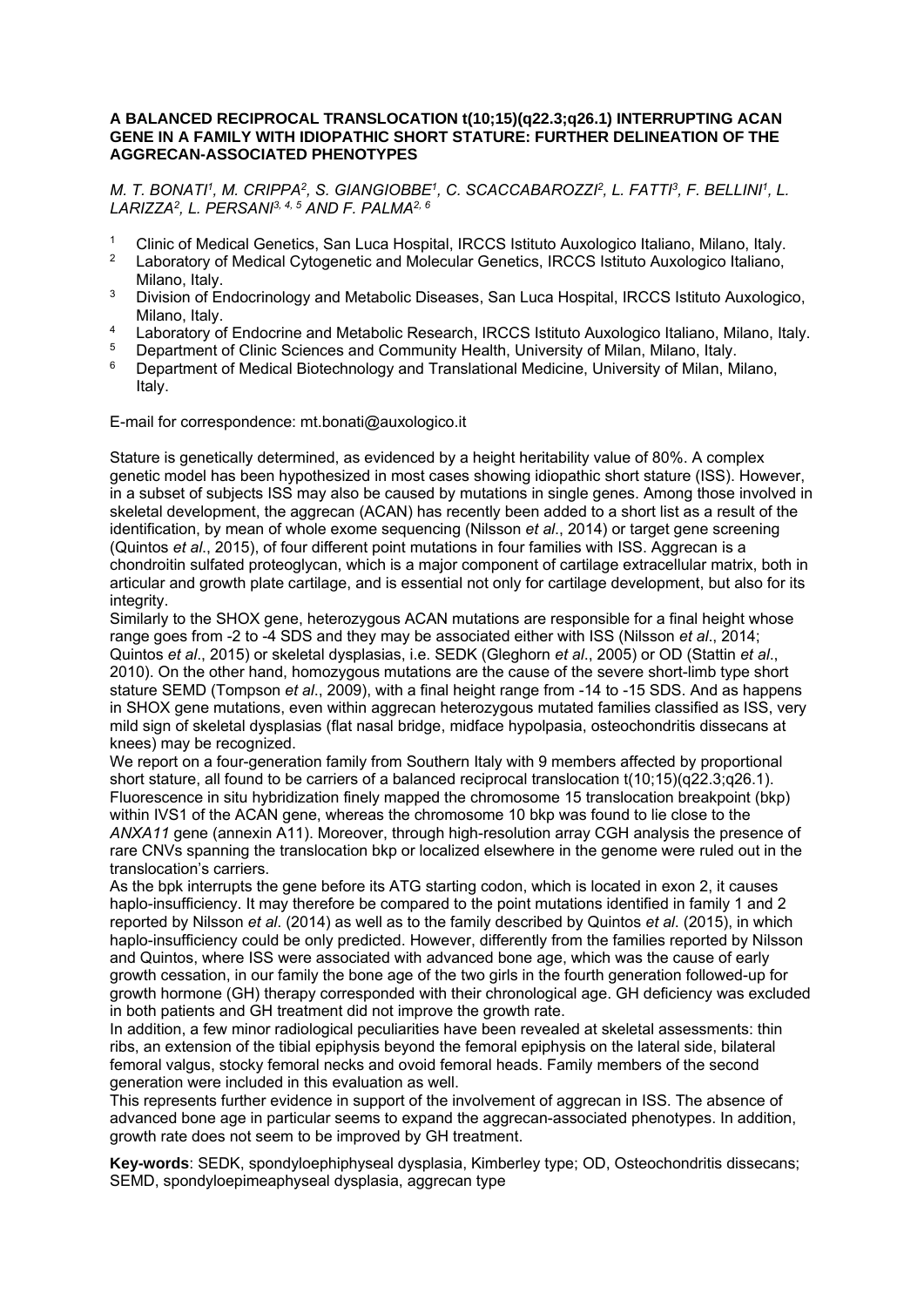# A BALANCED RECIPROCAL TRANSLOCATION t(10;15)(q22.3;q26.1) INTERRUPTING ACAN GENE IN A FAMILY WITH IDIOPATHIC SHORT STATURE: FURTHER DELINEATION OF THE AGGRECAN-ASSOCIATED PHENOTYPES

*M. T. BONATI[1], M. CRIPPA[2], S. GIANGIOBBE[1], C. SCACCABAROZZI[2], L. FATTI[3], F. BELLINI[1], L. LARIZZA[2], L. PERSANI[3, 4, 5] AND F. PALMA[2, 6]*

1. Clinic of Medical Genetics, San Luca Hospital, IRCCS Istituto Auxologico Italiano, Milano, Italy.
2. Laboratory of Medical Cytogenetic and Molecular Genetics, IRCCS Istituto Auxologico Italiano, Milano, Italy.
3. Division of Endocrinology and Metabolic Diseases, San Luca Hospital, IRCCS Istituto Auxologico, Milano, Italy.
4. Laboratory of Endocrine and Metabolic Research, IRCCS Istituto Auxologico Italiano, Milano, Italy.
5. Department of Clinic Sciences and Community Health, University of Milan, Milano, Italy.
6. Department of Medical Biotechnology and Translational Medicine, University of Milan, Milano, Italy.

E-mail for correspondence: mt.bonati@auxologico.it

Stature is genetically determined, as evidenced by a height heritability value of 80%. A complex genetic model has been hypothesized in most cases showing idiopathic short stature (ISS). However, in a subset of subjects ISS may also be caused by mutations in single genes. Among those involved in skeletal development, the aggrecan (ACAN) has recently been added to a short list as a result of the identification, by mean of whole exome sequencing (Nilsson *et al*., 2014) or target gene screening (Quintos *et al*., 2015), of four different point mutations in four families with ISS. Aggrecan is a chondroitin sulfated proteoglycan, which is a major component of cartilage extracellular matrix, both in articular and growth plate cartilage, and is essential not only for cartilage development, but also for its integrity.

Similarly to the SHOX gene, heterozygous ACAN mutations are responsible for a final height whose range goes from -2 to -4 SDS and they may be associated either with ISS (Nilsson *et al*., 2014; Quintos *et al*., 2015) or skeletal dysplasias, i.e. SEDK (Gleghorn *et al*., 2005) or OD (Stattin *et al*., 2010). On the other hand, homozygous mutations are the cause of the severe short-limb type short stature SEMD (Tompson *et al*., 2009), with a final height range from -14 to -15 SDS. And as happens in SHOX gene mutations, even within aggrecan heterozygous mutated families classified as ISS, very mild sign of skeletal dysplasias (flat nasal bridge, midface hypolpasia, osteochondritis dissecans at knees) may be recognized.

We report on a four-generation family from Southern Italy with 9 members affected by proportional short stature, all found to be carriers of a balanced reciprocal translocation t(10;15)(q22.3;q26.1). Fluorescence in situ hybridization finely mapped the chromosome 15 translocation breakpoint (bkp) within IVS1 of the ACAN gene, whereas the chromosome 10 bkp was found to lie close to the *ANXA11* gene (annexin A11). Moreover, through high-resolution array CGH analysis the presence of rare CNVs spanning the translocation bkp or localized elsewhere in the genome were ruled out in the translocation's carriers.

As the bpk interrupts the gene before its ATG starting codon, which is located in exon 2, it causes haplo-insufficiency. It may therefore be compared to the point mutations identified in family 1 and 2 reported by Nilsson *et al*. (2014) as well as to the family described by Quintos *et al*. (2015), in which haplo-insufficiency could be only predicted. However, differently from the families reported by Nilsson and Quintos, where ISS were associated with advanced bone age, which was the cause of early growth cessation, in our family the bone age of the two girls in the fourth generation followed-up for growth hormone (GH) therapy corresponded with their chronological age. GH deficiency was excluded in both patients and GH treatment did not improve the growth rate.

In addition, a few minor radiological peculiarities have been revealed at skeletal assessments: thin ribs, an extension of the tibial epiphysis beyond the femoral epiphysis on the lateral side, bilateral femoral valgus, stocky femoral necks and ovoid femoral heads. Family members of the second generation were included in this evaluation as well.

This represents further evidence in support of the involvement of aggrecan in ISS. The absence of advanced bone age in particular seems to expand the aggrecan-associated phenotypes. In addition, growth rate does not seem to be improved by GH treatment.

**Key-words**: SEDK, spondyloephiphyseal dysplasia, Kimberley type; OD, Osteochondritis dissecans; SEMD, spondyloepimeaphyseal dysplasia, aggrecan type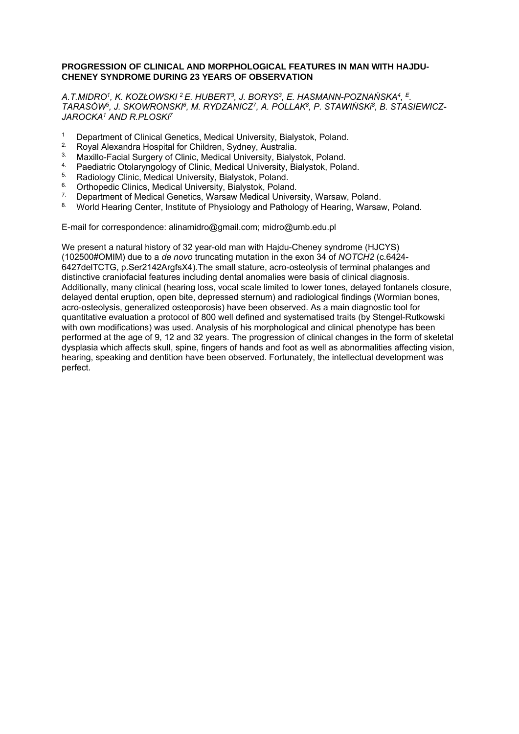**PROGRESSION OF CLINICAL AND MORPHOLOGICAL FEATURES IN MAN WITH HAJDU-CHENEY SYNDROME DURING 23 YEARS OF OBSERVATION**

*A.T.MIDRO[1], K. KOZŁOWSKI [2] E. HUBERT[3], J. BORYS[3], E. HASMANN-POZNAŃSKA[4], E. TARASÓW[5], J. SKOWRONSKI[6], M. RYDZANICZ[7], A. POLLAK[8], P. STAWIŃSKI[8], B. STASIEWICZ-JAROCKA[1] AND R.PLOSKI[7]*

1. Department of Clinical Genetics, Medical University, Bialystok, Poland.
2. Royal Alexandra Hospital for Children, Sydney, Australia.
3. Maxillo-Facial Surgery of Clinic, Medical University, Bialystok, Poland.
4. Paediatric Otolaryngology of Clinic, Medical University, Bialystok, Poland.
5. Radiology Clinic, Medical University, Bialystok, Poland.
6. Orthopedic Clinics, Medical University, Bialystok, Poland.
7. Department of Medical Genetics, Warsaw Medical University, Warsaw, Poland.
8. World Hearing Center, Institute of Physiology and Pathology of Hearing, Warsaw, Poland.

E-mail for correspondence: alinamidro@gmail.com; midro@umb.edu.pl

We present a natural history of 32 year-old man with Hajdu-Cheney syndrome (HJCYS) (102500#OMIM) due to a *de novo* truncating mutation in the exon 34 of *NOTCH2* (c.6424-6427delTCTG, p.Ser2142ArgfsX4).The small stature, acro-osteolysis of terminal phalanges and distinctive craniofacial features including dental anomalies were basis of clinical diagnosis. Additionally, many clinical (hearing loss, vocal scale limited to lower tones, delayed fontanels closure, delayed dental eruption, open bite, depressed sternum) and radiological findings (Wormian bones, acro-osteolysis, generalized osteoporosis) have been observed. As a main diagnostic tool for quantitative evaluation a protocol of 800 well defined and systematised traits (by Stengel-Rutkowski with own modifications) was used. Analysis of his morphological and clinical phenotype has been performed at the age of 9, 12 and 32 years. The progression of clinical changes in the form of skeletal dysplasia which affects skull, spine, fingers of hands and foot as well as abnormalities affecting vision, hearing, speaking and dentition have been observed. Fortunately, the intellectual development was perfect.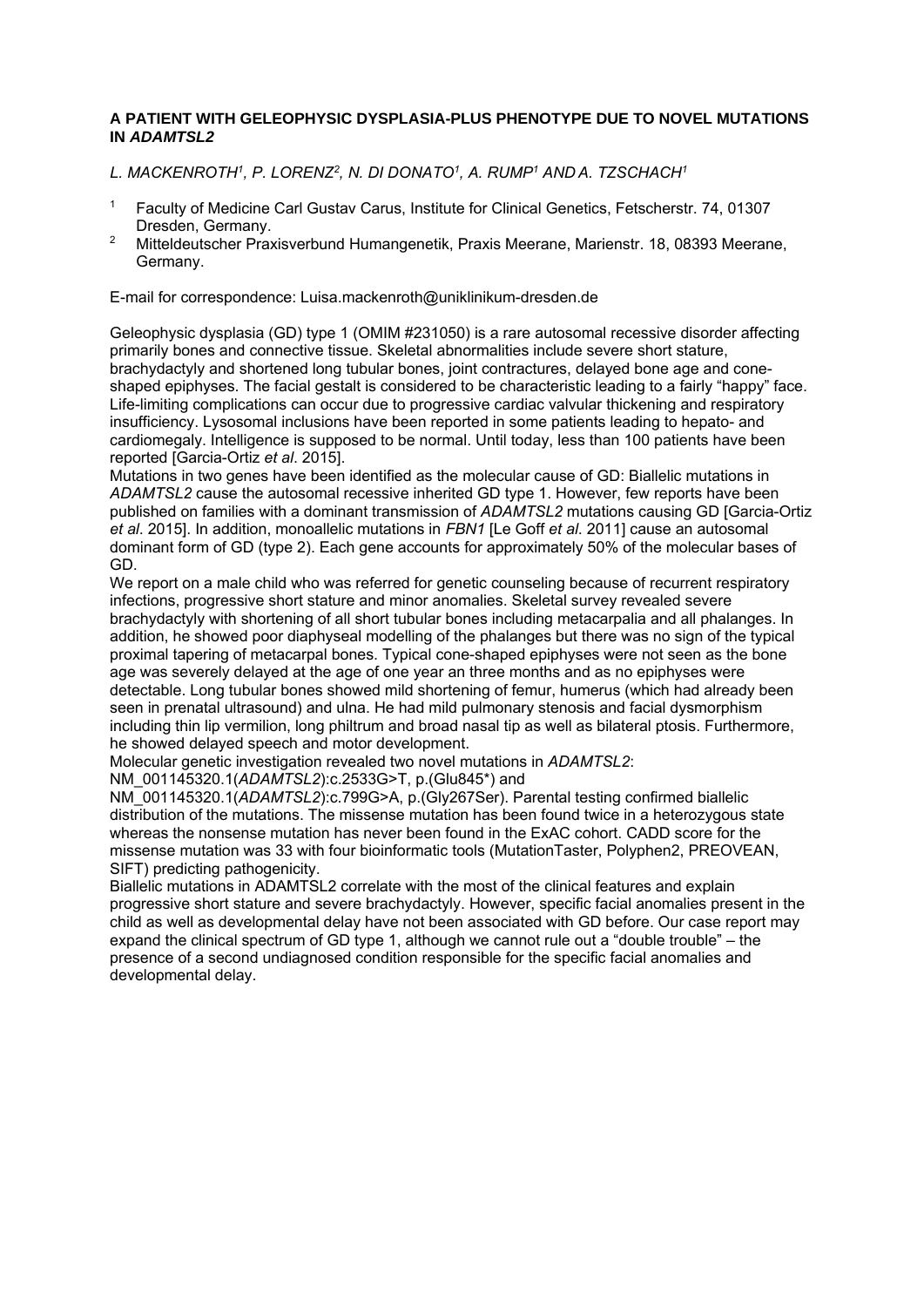## A PATIENT WITH GELEOPHYSIC DYSPLASIA-PLUS PHENOTYPE DUE TO NOVEL MUTATIONS IN *ADAMTSL2*

*L. MACKENROTH[1], P. LORENZ[2], N. DI DONATO[1], A. RUMP[1] AND A. TZSCHACH[1]*

1. Faculty of Medicine Carl Gustav Carus, Institute for Clinical Genetics, Fetscherstr. 74, 01307 Dresden, Germany.
2. Mitteldeutscher Praxisverbund Humangenetik, Praxis Meerane, Marienstr. 18, 08393 Meerane, Germany.

E-mail for correspondence: Luisa.mackenroth@uniklinikum-dresden.de

Geleophysic dysplasia (GD) type 1 (OMIM #231050) is a rare autosomal recessive disorder affecting primarily bones and connective tissue. Skeletal abnormalities include severe short stature, brachydactyly and shortened long tubular bones, joint contractures, delayed bone age and cone-shaped epiphyses. The facial gestalt is considered to be characteristic leading to a fairly "happy" face. Life-limiting complications can occur due to progressive cardiac valvular thickening and respiratory insufficiency. Lysosomal inclusions have been reported in some patients leading to hepato- and cardiomegaly. Intelligence is supposed to be normal. Until today, less than 100 patients have been reported [Garcia-Ortiz *et al*. 2015].

Mutations in two genes have been identified as the molecular cause of GD: Biallelic mutations in *ADAMTSL2* cause the autosomal recessive inherited GD type 1. However, few reports have been published on families with a dominant transmission of *ADAMTSL2* mutations causing GD [Garcia-Ortiz *et al*. 2015]. In addition, monoallelic mutations in *FBN1* [Le Goff *et al*. 2011] cause an autosomal dominant form of GD (type 2). Each gene accounts for approximately 50% of the molecular bases of GD.

We report on a male child who was referred for genetic counseling because of recurrent respiratory infections, progressive short stature and minor anomalies. Skeletal survey revealed severe brachydactyly with shortening of all short tubular bones including metacarpalia and all phalanges. In addition, he showed poor diaphyseal modelling of the phalanges but there was no sign of the typical proximal tapering of metacarpal bones. Typical cone-shaped epiphyses were not seen as the bone age was severely delayed at the age of one year an three months and as no epiphyses were detectable. Long tubular bones showed mild shortening of femur, humerus (which had already been seen in prenatal ultrasound) and ulna. He had mild pulmonary stenosis and facial dysmorphism including thin lip vermilion, long philtrum and broad nasal tip as well as bilateral ptosis. Furthermore, he showed delayed speech and motor development.

Molecular genetic investigation revealed two novel mutations in *ADAMTSL2*:

NM_001145320.1(*ADAMTSL2*):c.2533G>T, p.(Glu845*) and

NM_001145320.1(*ADAMTSL2*):c.799G>A, p.(Gly267Ser). Parental testing confirmed biallelic distribution of the mutations. The missense mutation has been found twice in a heterozygous state whereas the nonsense mutation has never been found in the ExAC cohort. CADD score for the missense mutation was 33 with four bioinformatic tools (MutationTaster, Polyphen2, PREOVEAN, SIFT) predicting pathogenicity.

Biallelic mutations in ADAMTSL2 correlate with the most of the clinical features and explain progressive short stature and severe brachydactyly. However, specific facial anomalies present in the child as well as developmental delay have not been associated with GD before. Our case report may expand the clinical spectrum of GD type 1, although we cannot rule out a "double trouble" – the presence of a second undiagnosed condition responsible for the specific facial anomalies and developmental delay.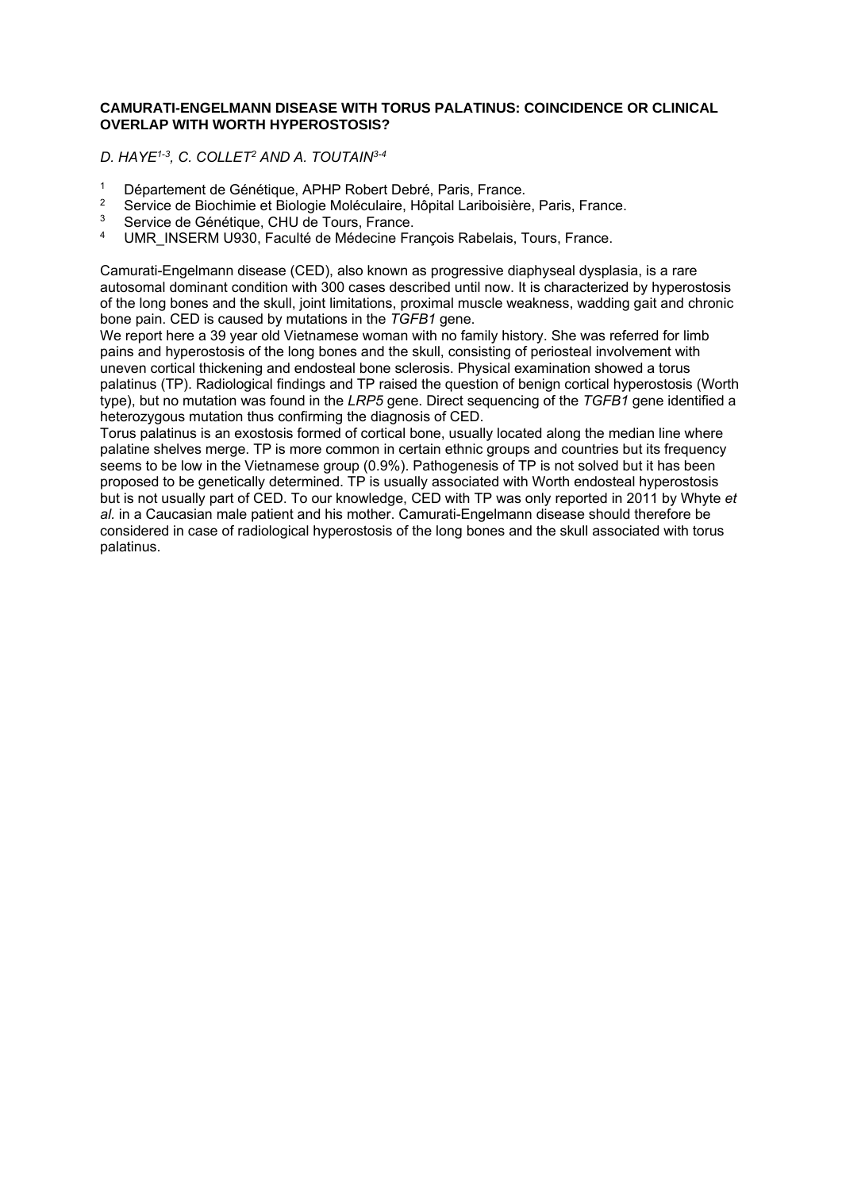### CAMURATI-ENGELMANN DISEASE WITH TORUS PALATINUS: COINCIDENCE OR CLINICAL OVERLAP WITH WORTH HYPEROSTOSIS?

*D. HAYE[1-3], C. COLLET[2] AND A. TOUTAIN[3-4]*

1. Département de Génétique, APHP Robert Debré, Paris, France.
2. Service de Biochimie et Biologie Moléculaire, Hôpital Lariboisière, Paris, France.
3. Service de Génétique, CHU de Tours, France.
4. UMR_INSERM U930, Faculté de Médecine François Rabelais, Tours, France.

Camurati-Engelmann disease (CED), also known as progressive diaphyseal dysplasia, is a rare autosomal dominant condition with 300 cases described until now. It is characterized by hyperostosis of the long bones and the skull, joint limitations, proximal muscle weakness, wadding gait and chronic bone pain. CED is caused by mutations in the *TGFB1* gene.

We report here a 39 year old Vietnamese woman with no family history. She was referred for limb pains and hyperostosis of the long bones and the skull, consisting of periosteal involvement with uneven cortical thickening and endosteal bone sclerosis. Physical examination showed a torus palatinus (TP). Radiological findings and TP raised the question of benign cortical hyperostosis (Worth type), but no mutation was found in the *LRP5* gene. Direct sequencing of the *TGFB1* gene identified a heterozygous mutation thus confirming the diagnosis of CED.

Torus palatinus is an exostosis formed of cortical bone, usually located along the median line where palatine shelves merge. TP is more common in certain ethnic groups and countries but its frequency seems to be low in the Vietnamese group (0.9%). Pathogenesis of TP is not solved but it has been proposed to be genetically determined. TP is usually associated with Worth endosteal hyperostosis but is not usually part of CED. To our knowledge, CED with TP was only reported in 2011 by Whyte *et al.* in a Caucasian male patient and his mother. Camurati-Engelmann disease should therefore be considered in case of radiological hyperostosis of the long bones and the skull associated with torus palatinus.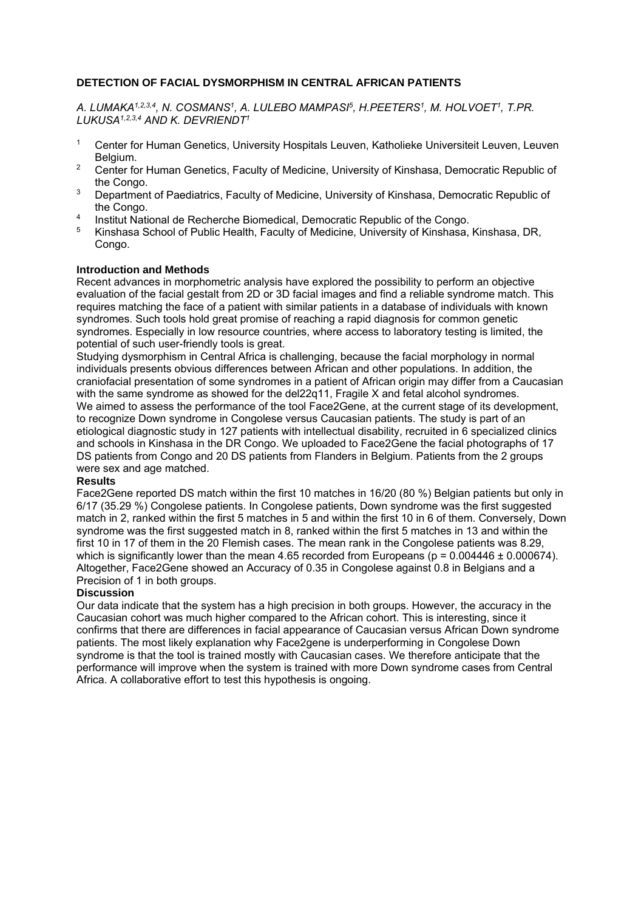# DETECTION OF FACIAL DYSMORPHISM IN CENTRAL AFRICAN PATIENTS

*A. LUMAKA[1,2,3,4], N. COSMANS[1], A. LULEBO MAMPASI[5], H.PEETERS[1], M. HOLVOET[1], T.PR. LUKUSA[1,2,3,4] AND K. DEVRIENDT[1]*

1. Center for Human Genetics, University Hospitals Leuven, Katholieke Universiteit Leuven, Leuven Belgium.
2. Center for Human Genetics, Faculty of Medicine, University of Kinshasa, Democratic Republic of the Congo.
3. Department of Paediatrics, Faculty of Medicine, University of Kinshasa, Democratic Republic of the Congo.
4. Institut National de Recherche Biomedical, Democratic Republic of the Congo.
5. Kinshasa School of Public Health, Faculty of Medicine, University of Kinshasa, Kinshasa, DR, Congo.

## Introduction and Methods

Recent advances in morphometric analysis have explored the possibility to perform an objective evaluation of the facial gestalt from 2D or 3D facial images and find a reliable syndrome match. This requires matching the face of a patient with similar patients in a database of individuals with known syndromes. Such tools hold great promise of reaching a rapid diagnosis for common genetic syndromes. Especially in low resource countries, where access to laboratory testing is limited, the potential of such user-friendly tools is great.

Studying dysmorphism in Central Africa is challenging, because the facial morphology in normal individuals presents obvious differences between African and other populations. In addition, the craniofacial presentation of some syndromes in a patient of African origin may differ from a Caucasian with the same syndrome as showed for the del22q11, Fragile X and fetal alcohol syndromes.

We aimed to assess the performance of the tool Face2Gene, at the current stage of its development, to recognize Down syndrome in Congolese versus Caucasian patients. The study is part of an etiological diagnostic study in 127 patients with intellectual disability, recruited in 6 specialized clinics and schools in Kinshasa in the DR Congo. We uploaded to Face2Gene the facial photographs of 17 DS patients from Congo and 20 DS patients from Flanders in Belgium. Patients from the 2 groups were sex and age matched.

## Results

Face2Gene reported DS match within the first 10 matches in 16/20 (80 %) Belgian patients but only in 6/17 (35.29 %) Congolese patients. In Congolese patients, Down syndrome was the first suggested match in 2, ranked within the first 5 matches in 5 and within the first 10 in 6 of them. Conversely, Down syndrome was the first suggested match in 8, ranked within the first 5 matches in 13 and within the first 10 in 17 of them in the 20 Flemish cases. The mean rank in the Congolese patients was 8.29, which is significantly lower than the mean 4.65 recorded from Europeans ($p = 0.004446 \pm 0.000674$). Altogether, Face2Gene showed an Accuracy of 0.35 in Congolese against 0.8 in Belgians and a Precision of 1 in both groups.

## Discussion

Our data indicate that the system has a high precision in both groups. However, the accuracy in the Caucasian cohort was much higher compared to the African cohort. This is interesting, since it confirms that there are differences in facial appearance of Caucasian versus African Down syndrome patients. The most likely explanation why Face2gene is underperforming in Congolese Down syndrome is that the tool is trained mostly with Caucasian cases. We therefore anticipate that the performance will improve when the system is trained with more Down syndrome cases from Central Africa. A collaborative effort to test this hypothesis is ongoing.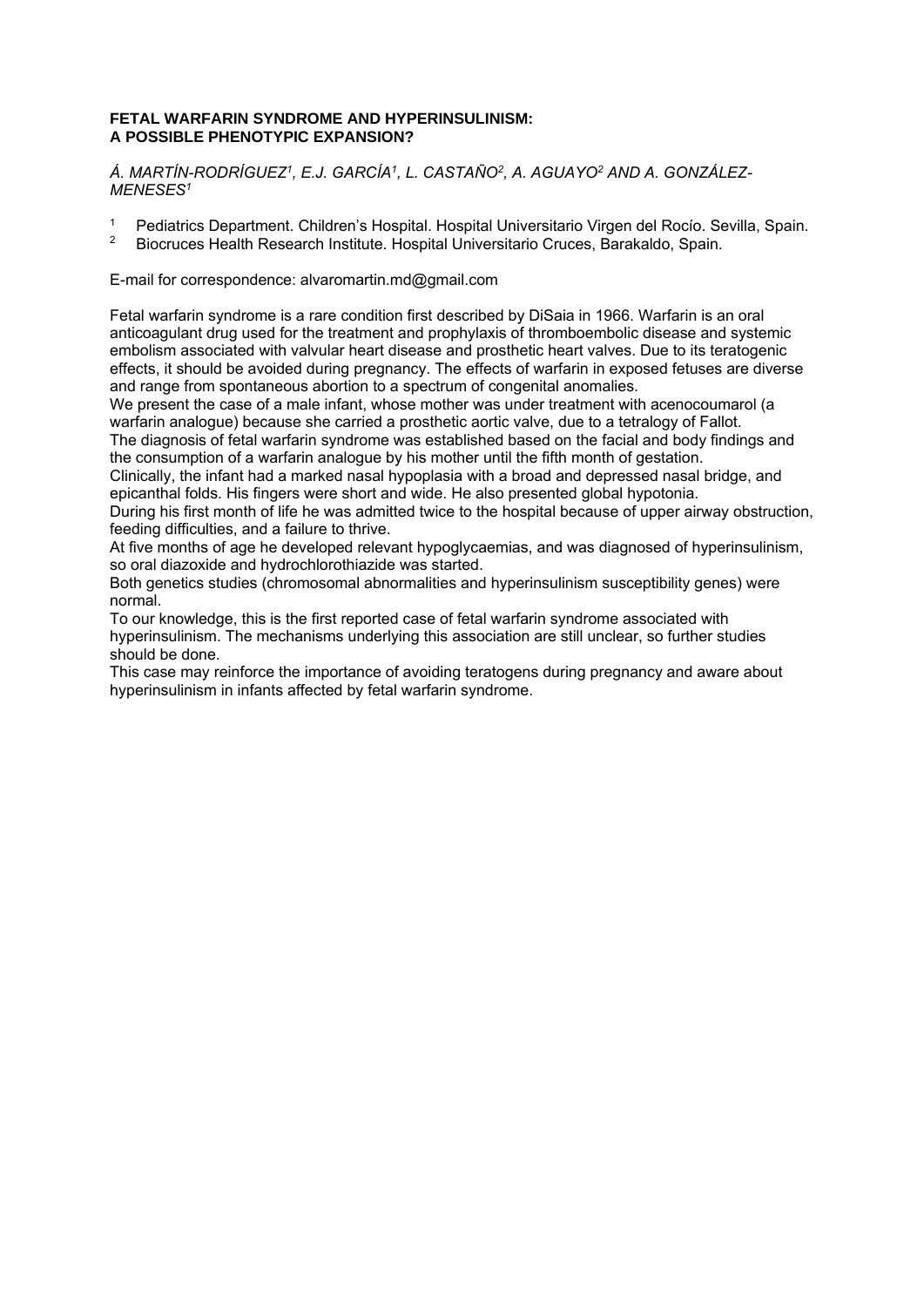**FETAL WARFARIN SYNDROME AND HYPERINSULINISM: A POSSIBLE PHENOTYPIC EXPANSION?**

*Á. MARTÍN-RODRÍGUEZ[1], E.J. GARCÍA[1], L. CASTAÑO[2], A. AGUAYO[2] AND A. GONZÁLEZ-MENESES[1]*

[1] Pediatrics Department. Children's Hospital. Hospital Universitario Virgen del Rocío. Sevilla, Spain.
[2] Biocruces Health Research Institute. Hospital Universitario Cruces, Barakaldo, Spain.

E-mail for correspondence: alvaromartin.md@gmail.com

Fetal warfarin syndrome is a rare condition first described by DiSaia in 1966. Warfarin is an oral anticoagulant drug used for the treatment and prophylaxis of thromboembolic disease and systemic embolism associated with valvular heart disease and prosthetic heart valves. Due to its teratogenic effects, it should be avoided during pregnancy. The effects of warfarin in exposed fetuses are diverse and range from spontaneous abortion to a spectrum of congenital anomalies.

We present the case of a male infant, whose mother was under treatment with acenocoumarol (a warfarin analogue) because she carried a prosthetic aortic valve, due to a tetralogy of Fallot.

The diagnosis of fetal warfarin syndrome was established based on the facial and body findings and the consumption of a warfarin analogue by his mother until the fifth month of gestation.

Clinically, the infant had a marked nasal hypoplasia with a broad and depressed nasal bridge, and epicanthal folds. His fingers were short and wide. He also presented global hypotonia.

During his first month of life he was admitted twice to the hospital because of upper airway obstruction, feeding difficulties, and a failure to thrive.

At five months of age he developed relevant hypoglycaemias, and was diagnosed of hyperinsulinism, so oral diazoxide and hydrochlorothiazide was started.

Both genetics studies (chromosomal abnormalities and hyperinsulinism susceptibility genes) were normal.

To our knowledge, this is the first reported case of fetal warfarin syndrome associated with hyperinsulinism. The mechanisms underlying this association are still unclear, so further studies should be done.

This case may reinforce the importance of avoiding teratogens during pregnancy and aware about hyperinsulinism in infants affected by fetal warfarin syndrome.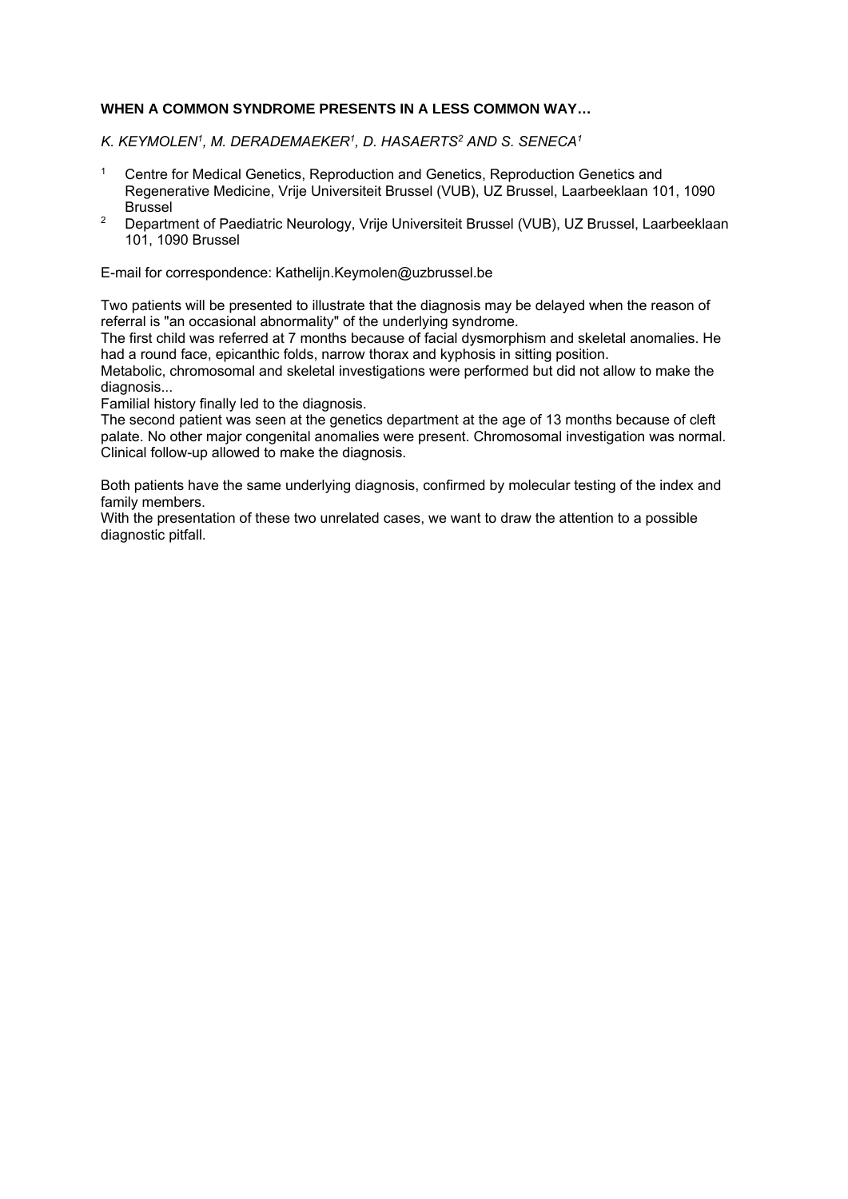**WHEN A COMMON SYNDROME PRESENTS IN A LESS COMMON WAY…**

*K. KEYMOLEN[1], M. DERADEMAEKER[1], D. HASAERTS[2] AND S. SENECA[1]*

[1] Centre for Medical Genetics, Reproduction and Genetics, Reproduction Genetics and Regenerative Medicine, Vrije Universiteit Brussel (VUB), UZ Brussel, Laarbeeklaan 101, 1090 Brussel

[2] Department of Paediatric Neurology, Vrije Universiteit Brussel (VUB), UZ Brussel, Laarbeeklaan 101, 1090 Brussel

E-mail for correspondence: Kathelijn.Keymolen@uzbrussel.be

Two patients will be presented to illustrate that the diagnosis may be delayed when the reason of referral is "an occasional abnormality" of the underlying syndrome.
The first child was referred at 7 months because of facial dysmorphism and skeletal anomalies. He had a round face, epicanthic folds, narrow thorax and kyphosis in sitting position.
Metabolic, chromosomal and skeletal investigations were performed but did not allow to make the diagnosis...
Familial history finally led to the diagnosis.
The second patient was seen at the genetics department at the age of 13 months because of cleft palate. No other major congenital anomalies were present. Chromosomal investigation was normal. Clinical follow-up allowed to make the diagnosis.

Both patients have the same underlying diagnosis, confirmed by molecular testing of the index and family members.
With the presentation of these two unrelated cases, we want to draw the attention to a possible diagnostic pitfall.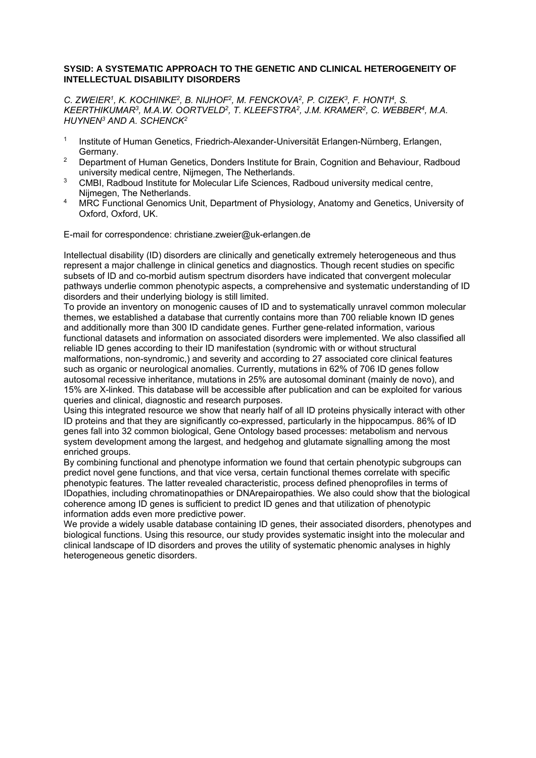## SYSID: A SYSTEMATIC APPROACH TO THE GENETIC AND CLINICAL HETEROGENEITY OF INTELLECTUAL DISABILITY DISORDERS

*C. ZWEIER[1], K. KOCHINKE[2], B. NIJHOF[2], M. FENCKOVA[2], P. CIZEK[3], F. HONTI[4], S. KEERTHIKUMAR[3], M.A.W. OORTVELD[2], T. KLEEFSTRA[2], J.M. KRAMER[2], C. WEBBER[4], M.A. HUYNEN[3] AND A. SCHENCK[2]*

1. Institute of Human Genetics, Friedrich-Alexander-Universität Erlangen-Nürnberg, Erlangen, Germany.
2. Department of Human Genetics, Donders Institute for Brain, Cognition and Behaviour, Radboud university medical centre, Nijmegen, The Netherlands.
3. CMBI, Radboud Institute for Molecular Life Sciences, Radboud university medical centre, Nijmegen, The Netherlands.
4. MRC Functional Genomics Unit, Department of Physiology, Anatomy and Genetics, University of Oxford, Oxford, UK.

E-mail for correspondence: christiane.zweier@uk-erlangen.de

Intellectual disability (ID) disorders are clinically and genetically extremely heterogeneous and thus represent a major challenge in clinical genetics and diagnostics. Though recent studies on specific subsets of ID and co-morbid autism spectrum disorders have indicated that convergent molecular pathways underlie common phenotypic aspects, a comprehensive and systematic understanding of ID disorders and their underlying biology is still limited.
To provide an inventory on monogenic causes of ID and to systematically unravel common molecular themes, we established a database that currently contains more than 700 reliable known ID genes and additionally more than 300 ID candidate genes. Further gene-related information, various functional datasets and information on associated disorders were implemented. We also classified all reliable ID genes according to their ID manifestation (syndromic with or without structural malformations, non-syndromic,) and severity and according to 27 associated core clinical features such as organic or neurological anomalies. Currently, mutations in 62% of 706 ID genes follow autosomal recessive inheritance, mutations in 25% are autosomal dominant (mainly de novo), and 15% are X-linked. This database will be accessible after publication and can be exploited for various queries and clinical, diagnostic and research purposes.
Using this integrated resource we show that nearly half of all ID proteins physically interact with other ID proteins and that they are significantly co-expressed, particularly in the hippocampus. 86% of ID genes fall into 32 common biological, Gene Ontology based processes: metabolism and nervous system development among the largest, and hedgehog and glutamate signalling among the most enriched groups.
By combining functional and phenotype information we found that certain phenotypic subgroups can predict novel gene functions, and that vice versa, certain functional themes correlate with specific phenotypic features. The latter revealed characteristic, process defined phenoprofiles in terms of IDopathies, including chromatinopathies or DNArepairopathies. We also could show that the biological coherence among ID genes is sufficient to predict ID genes and that utilization of phenotypic information adds even more predictive power.
We provide a widely usable database containing ID genes, their associated disorders, phenotypes and biological functions. Using this resource, our study provides systematic insight into the molecular and clinical landscape of ID disorders and proves the utility of systematic phenomic analyses in highly heterogeneous genetic disorders.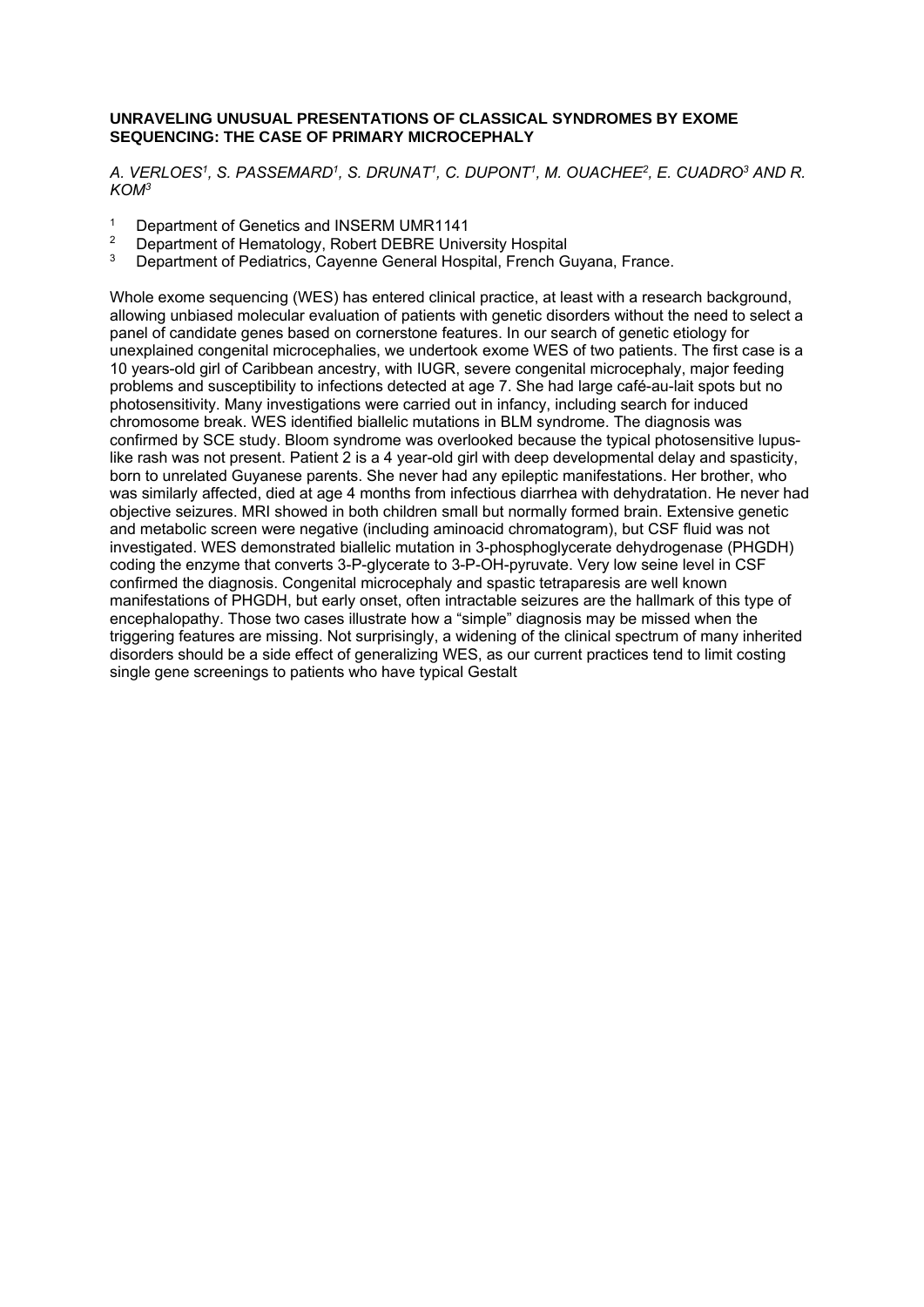**UNRAVELING UNUSUAL PRESENTATIONS OF CLASSICAL SYNDROMES BY EXOME SEQUENCING: THE CASE OF PRIMARY MICROCEPHALY**

*A. VERLOES[1], S. PASSEMARD[1], S. DRUNAT[1], C. DUPONT[1], M. OUACHEE[2], E. CUADRO[3] AND R. KOM[3]*

[1] Department of Genetics and INSERM UMR1141
[2] Department of Hematology, Robert DEBRE University Hospital
[3] Department of Pediatrics, Cayenne General Hospital, French Guyana, France.

Whole exome sequencing (WES) has entered clinical practice, at least with a research background, allowing unbiased molecular evaluation of patients with genetic disorders without the need to select a panel of candidate genes based on cornerstone features. In our search of genetic etiology for unexplained congenital microcephalies, we undertook exome WES of two patients. The first case is a 10 years-old girl of Caribbean ancestry, with IUGR, severe congenital microcephaly, major feeding problems and susceptibility to infections detected at age 7. She had large café-au-lait spots but no photosensitivity. Many investigations were carried out in infancy, including search for induced chromosome break. WES identified biallelic mutations in BLM syndrome. The diagnosis was confirmed by SCE study. Bloom syndrome was overlooked because the typical photosensitive lupus-like rash was not present. Patient 2 is a 4 year-old girl with deep developmental delay and spasticity, born to unrelated Guyanese parents. She never had any epileptic manifestations. Her brother, who was similarly affected, died at age 4 months from infectious diarrhea with dehydratation. He never had objective seizures. MRI showed in both children small but normally formed brain. Extensive genetic and metabolic screen were negative (including aminoacid chromatogram), but CSF fluid was not investigated. WES demonstrated biallelic mutation in 3-phosphoglycerate dehydrogenase (PHGDH) coding the enzyme that converts 3-P-glycerate to 3-P-OH-pyruvate. Very low seine level in CSF confirmed the diagnosis. Congenital microcephaly and spastic tetraparesis are well known manifestations of PHGDH, but early onset, often intractable seizures are the hallmark of this type of encephalopathy. Those two cases illustrate how a "simple" diagnosis may be missed when the triggering features are missing. Not surprisingly, a widening of the clinical spectrum of many inherited disorders should be a side effect of generalizing WES, as our current practices tend to limit costing single gene screenings to patients who have typical Gestalt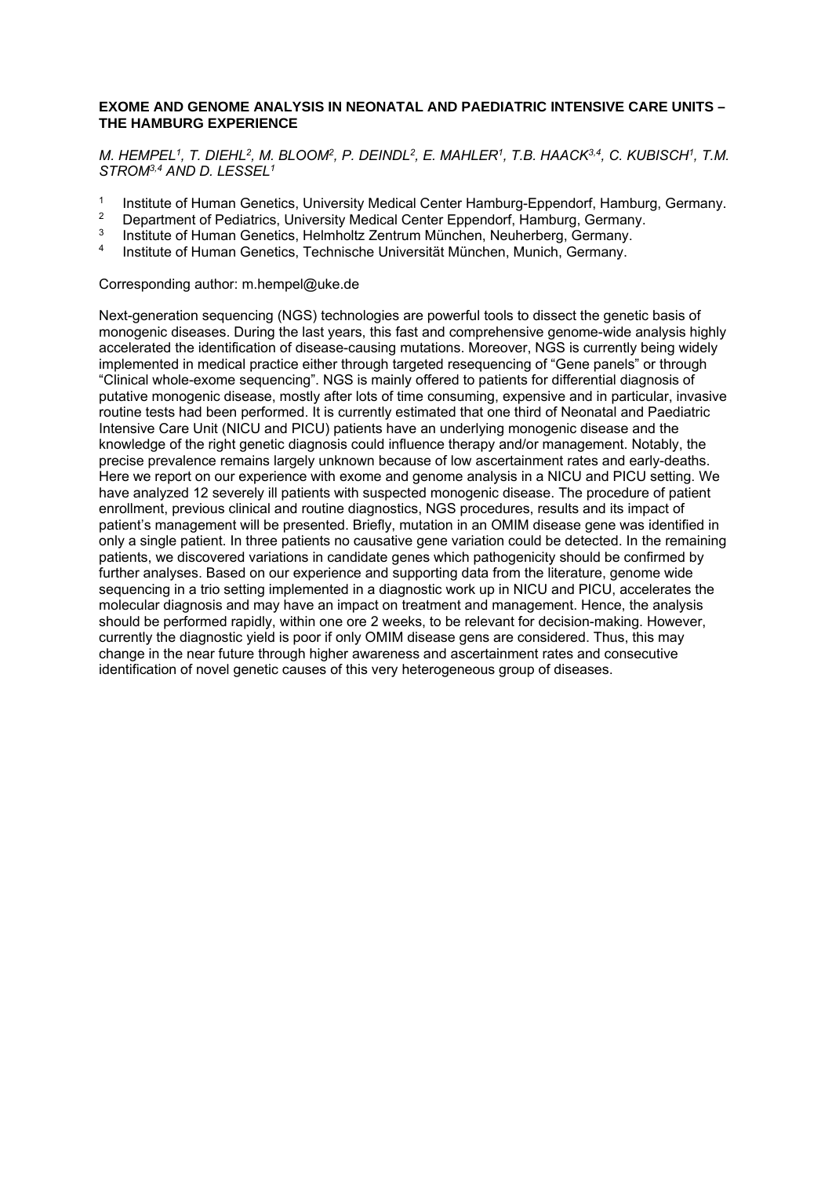**EXOME AND GENOME ANALYSIS IN NEONATAL AND PAEDIATRIC INTENSIVE CARE UNITS – THE HAMBURG EXPERIENCE**

*M. HEMPEL[1], T. DIEHL[2], M. BLOOM[2], P. DEINDL[2], E. MAHLER[1], T.B. HAACK[3,4], C. KUBISCH[1], T.M. STROM[3,4] AND D. LESSEL[1]*

[1] Institute of Human Genetics, University Medical Center Hamburg-Eppendorf, Hamburg, Germany.
[2] Department of Pediatrics, University Medical Center Eppendorf, Hamburg, Germany.
[3] Institute of Human Genetics, Helmholtz Zentrum München, Neuherberg, Germany.
[4] Institute of Human Genetics, Technische Universität München, Munich, Germany.

Corresponding author: m.hempel@uke.de

Next-generation sequencing (NGS) technologies are powerful tools to dissect the genetic basis of monogenic diseases. During the last years, this fast and comprehensive genome-wide analysis highly accelerated the identification of disease-causing mutations. Moreover, NGS is currently being widely implemented in medical practice either through targeted resequencing of "Gene panels" or through "Clinical whole-exome sequencing". NGS is mainly offered to patients for differential diagnosis of putative monogenic disease, mostly after lots of time consuming, expensive and in particular, invasive routine tests had been performed. It is currently estimated that one third of Neonatal and Paediatric Intensive Care Unit (NICU and PICU) patients have an underlying monogenic disease and the knowledge of the right genetic diagnosis could influence therapy and/or management. Notably, the precise prevalence remains largely unknown because of low ascertainment rates and early-deaths. Here we report on our experience with exome and genome analysis in a NICU and PICU setting. We have analyzed 12 severely ill patients with suspected monogenic disease. The procedure of patient enrollment, previous clinical and routine diagnostics, NGS procedures, results and its impact of patient's management will be presented. Briefly, mutation in an OMIM disease gene was identified in only a single patient. In three patients no causative gene variation could be detected. In the remaining patients, we discovered variations in candidate genes which pathogenicity should be confirmed by further analyses. Based on our experience and supporting data from the literature, genome wide sequencing in a trio setting implemented in a diagnostic work up in NICU and PICU, accelerates the molecular diagnosis and may have an impact on treatment and management. Hence, the analysis should be performed rapidly, within one ore 2 weeks, to be relevant for decision-making. However, currently the diagnostic yield is poor if only OMIM disease gens are considered. Thus, this may change in the near future through higher awareness and ascertainment rates and consecutive identification of novel genetic causes of this very heterogeneous group of diseases.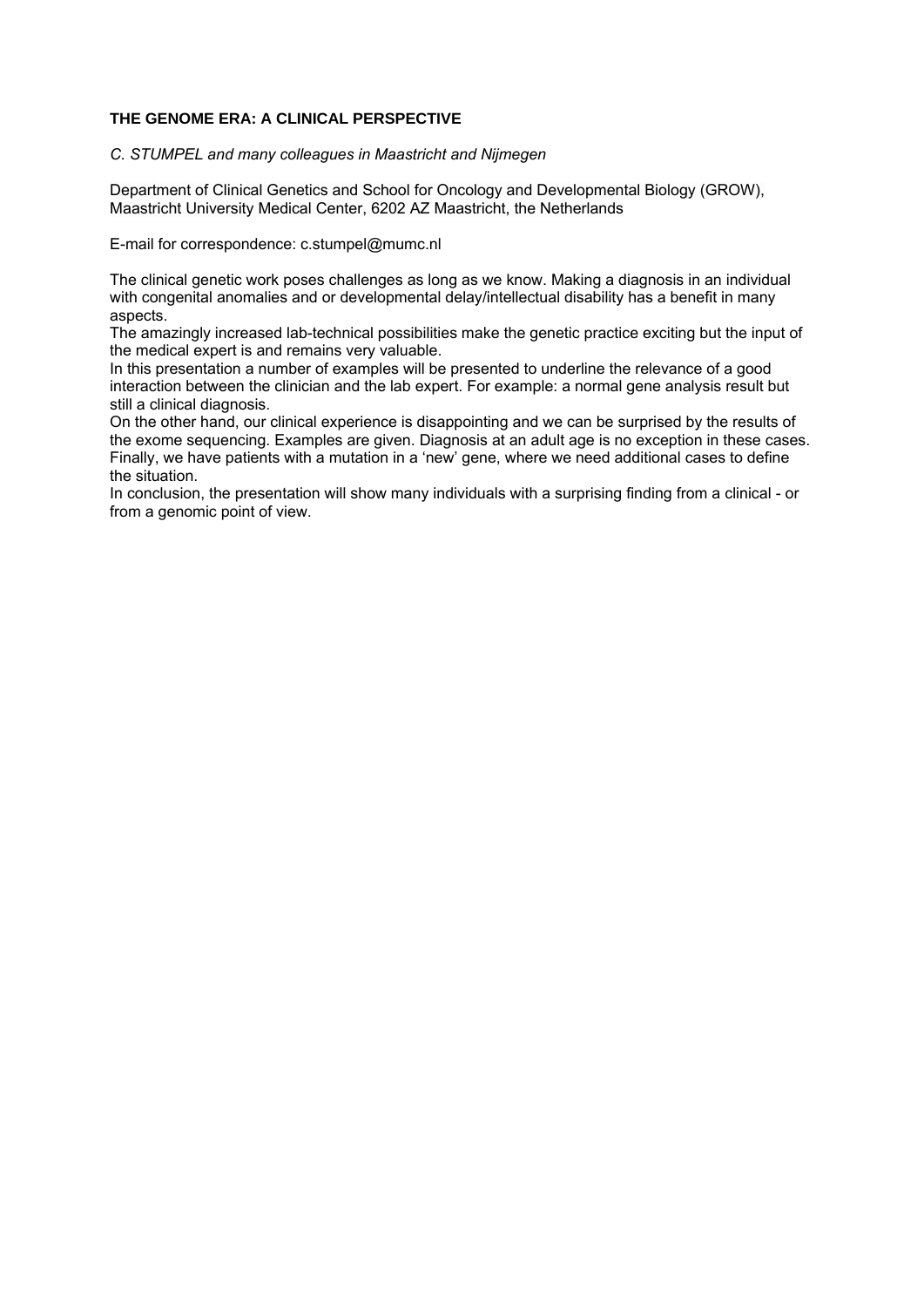# THE GENOME ERA: A CLINICAL PERSPECTIVE

*C. STUMPEL and many colleagues in Maastricht and Nijmegen*

Department of Clinical Genetics and School for Oncology and Developmental Biology (GROW), Maastricht University Medical Center, 6202 AZ Maastricht, the Netherlands

E-mail for correspondence: c.stumpel@mumc.nl

The clinical genetic work poses challenges as long as we know. Making a diagnosis in an individual with congenital anomalies and or developmental delay/intellectual disability has a benefit in many aspects.
The amazingly increased lab-technical possibilities make the genetic practice exciting but the input of the medical expert is and remains very valuable.
In this presentation a number of examples will be presented to underline the relevance of a good interaction between the clinician and the lab expert. For example: a normal gene analysis result but still a clinical diagnosis.
On the other hand, our clinical experience is disappointing and we can be surprised by the results of the exome sequencing. Examples are given. Diagnosis at an adult age is no exception in these cases.
Finally, we have patients with a mutation in a 'new' gene, where we need additional cases to define the situation.
In conclusion, the presentation will show many individuals with a surprising finding from a clinical - or from a genomic point of view.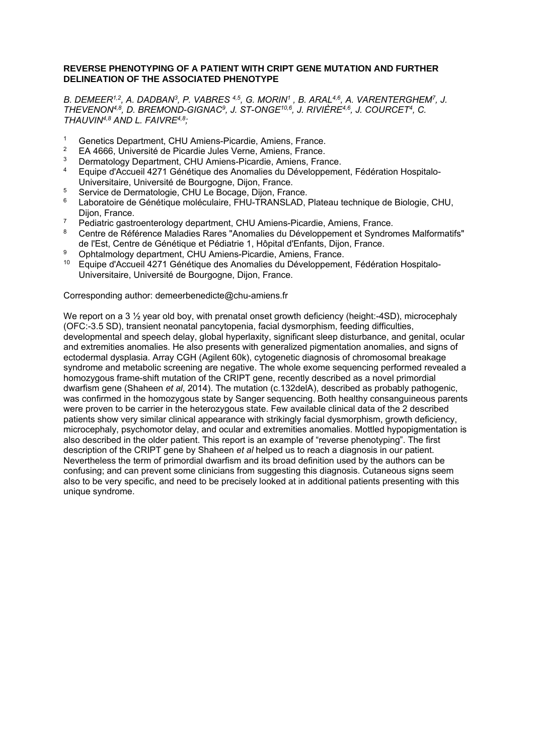**REVERSE PHENOTYPING OF A PATIENT WITH CRIPT GENE MUTATION AND FURTHER DELINEATION OF THE ASSOCIATED PHENOTYPE**

*B. DEMEER[1,2], A. DADBAN[3], P. VABRES [4,5], G. MORIN[1] , B. ARAL[4,6], A. VARENTERGHEM[7], J. THEVENON[4,8], D. BREMOND-GIGNAC[9], J. ST-ONGE[10,6], J. RIVIÈRE[4,6], J. COURCET[4], C. THAUVIN[4,8] AND L. FAIVRE[4,8];*

1. Genetics Department, CHU Amiens-Picardie, Amiens, France.
2. EA 4666, Université de Picardie Jules Verne, Amiens, France.
3. Dermatology Department, CHU Amiens-Picardie, Amiens, France.
4. Equipe d'Accueil 4271 Génétique des Anomalies du Développement, Fédération Hospitalo-Universitaire, Université de Bourgogne, Dijon, France.
5. Service de Dermatologie, CHU Le Bocage, Dijon, France.
6. Laboratoire de Génétique moléculaire, FHU-TRANSLAD, Plateau technique de Biologie, CHU, Dijon, France.
7. Pediatric gastroenterology department, CHU Amiens-Picardie, Amiens, France.
8. Centre de Référence Maladies Rares "Anomalies du Développement et Syndromes Malformatifs" de l'Est, Centre de Génétique et Pédiatrie 1, Hôpital d'Enfants, Dijon, France.
9. Ophtalmology department, CHU Amiens-Picardie, Amiens, France.
10. Equipe d'Accueil 4271 Génétique des Anomalies du Développement, Fédération Hospitalo-Universitaire, Université de Bourgogne, Dijon, France.

Corresponding author: demeerbenedicte@chu-amiens.fr

We report on a 3 ½ year old boy, with prenatal onset growth deficiency (height:-4SD), microcephaly (OFC:-3.5 SD), transient neonatal pancytopenia, facial dysmorphism, feeding difficulties, developmental and speech delay, global hyperlaxity, significant sleep disturbance, and genital, ocular and extremities anomalies. He also presents with generalized pigmentation anomalies, and signs of ectodermal dysplasia. Array CGH (Agilent 60k), cytogenetic diagnosis of chromosomal breakage syndrome and metabolic screening are negative. The whole exome sequencing performed revealed a homozygous frame-shift mutation of the CRIPT gene, recently described as a novel primordial dwarfism gene (Shaheen *et al*, 2014). The mutation (c.132delA), described as probably pathogenic, was confirmed in the homozygous state by Sanger sequencing. Both healthy consanguineous parents were proven to be carrier in the heterozygous state. Few available clinical data of the 2 described patients show very similar clinical appearance with strikingly facial dysmorphism, growth deficiency, microcephaly, psychomotor delay, and ocular and extremities anomalies. Mottled hypopigmentation is also described in the older patient. This report is an example of "reverse phenotyping". The first description of the CRIPT gene by Shaheen *et al* helped us to reach a diagnosis in our patient. Nevertheless the term of primordial dwarfism and its broad definition used by the authors can be confusing; and can prevent some clinicians from suggesting this diagnosis. Cutaneous signs seem also to be very specific, and need to be precisely looked at in additional patients presenting with this unique syndrome.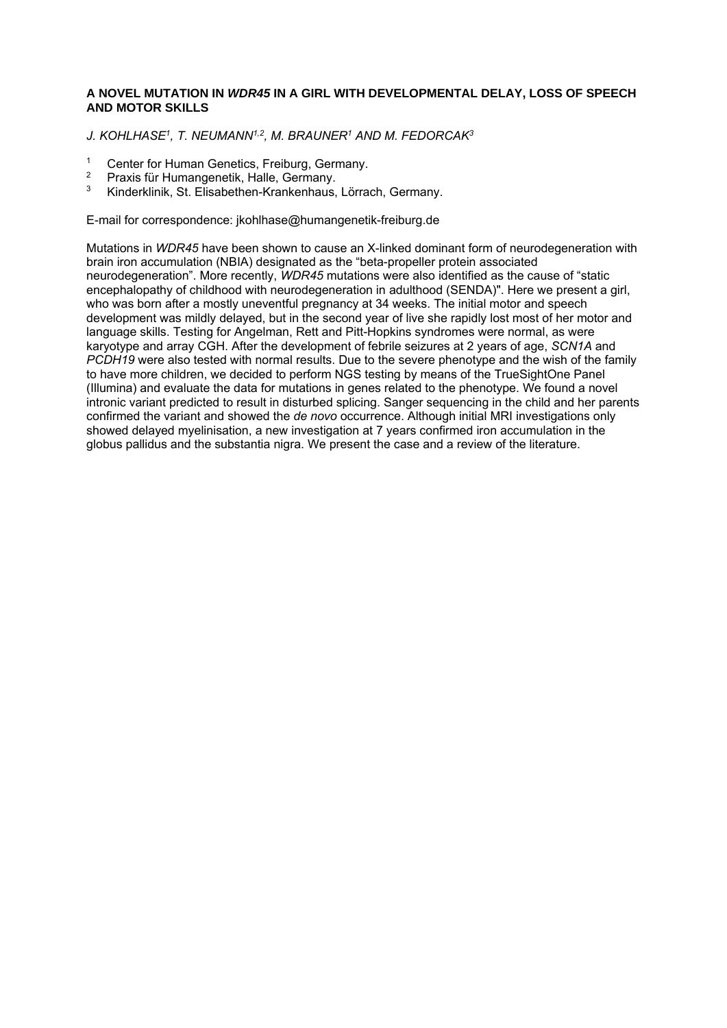### A NOVEL MUTATION IN *WDR45* IN A GIRL WITH DEVELOPMENTAL DELAY, LOSS OF SPEECH AND MOTOR SKILLS

*J. KOHLHASE[1], T. NEUMANN[1,2], M. BRAUNER[1] AND M. FEDORCAK[3]*

[1] Center for Human Genetics, Freiburg, Germany.
[2] Praxis für Humangenetik, Halle, Germany.
[3] Kinderklinik, St. Elisabethen-Krankenhaus, Lörrach, Germany.

E-mail for correspondence: jkohlhase@humangenetik-freiburg.de

Mutations in *WDR45* have been shown to cause an X-linked dominant form of neurodegeneration with brain iron accumulation (NBIA) designated as the "beta-propeller protein associated neurodegeneration". More recently, *WDR45* mutations were also identified as the cause of "static encephalopathy of childhood with neurodegeneration in adulthood (SENDA)". Here we present a girl, who was born after a mostly uneventful pregnancy at 34 weeks. The initial motor and speech development was mildly delayed, but in the second year of live she rapidly lost most of her motor and language skills. Testing for Angelman, Rett and Pitt-Hopkins syndromes were normal, as were karyotype and array CGH. After the development of febrile seizures at 2 years of age, *SCN1A* and *PCDH19* were also tested with normal results. Due to the severe phenotype and the wish of the family to have more children, we decided to perform NGS testing by means of the TrueSightOne Panel (Illumina) and evaluate the data for mutations in genes related to the phenotype. We found a novel intronic variant predicted to result in disturbed splicing. Sanger sequencing in the child and her parents confirmed the variant and showed the *de novo* occurrence. Although initial MRI investigations only showed delayed myelinisation, a new investigation at 7 years confirmed iron accumulation in the globus pallidus and the substantia nigra. We present the case and a review of the literature.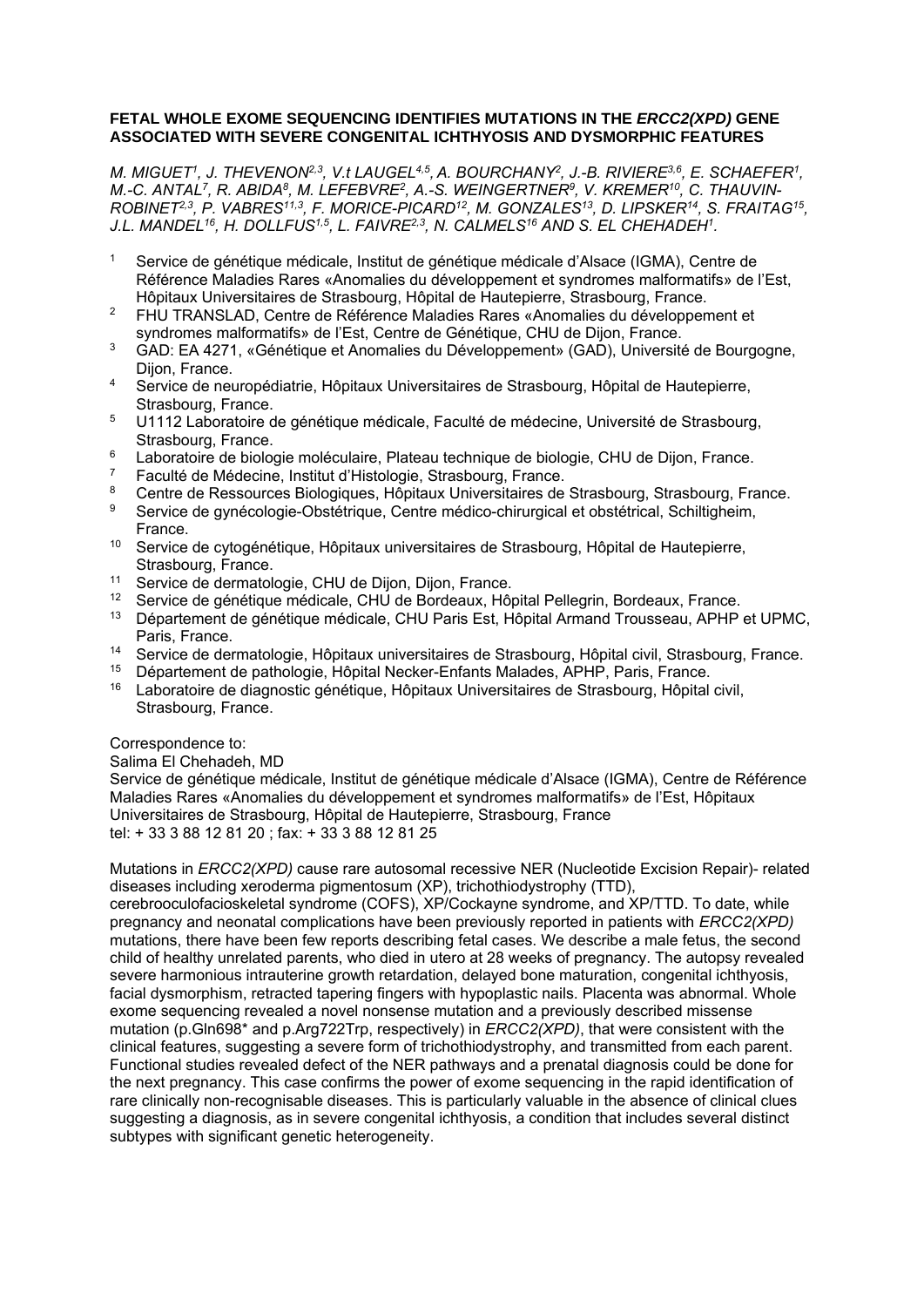**FETAL WHOLE EXOME SEQUENCING IDENTIFIES MUTATIONS IN THE *ERCC2(XPD)* GENE ASSOCIATED WITH SEVERE CONGENITAL ICHTHYOSIS AND DYSMORPHIC FEATURES**

*M. MIGUET[1], J. THEVENON[2,3], V.t LAUGEL[4,5], A. BOURCHANY[2], J.-B. RIVIERE[3,6], E. SCHAEFER[1], M.-C. ANTAL[7], R. ABIDA[8], M. LEFEBVRE[2], A.-S. WEINGERTNER[9], V. KREMER[10], C. THAUVIN-ROBINET[2,3], P. VABRES[11,3], F. MORICE-PICARD[12], M. GONZALES[13], D. LIPSKER[14], S. FRAITAG[15], J.L. MANDEL[16], H. DOLLFUS[1,5], L. FAIVRE[2,3], N. CALMELS[16] AND S. EL CHEHADEH[1].*

1. Service de génétique médicale, Institut de génétique médicale d'Alsace (IGMA), Centre de Référence Maladies Rares «Anomalies du développement et syndromes malformatifs» de l'Est, Hôpitaux Universitaires de Strasbourg, Hôpital de Hautepierre, Strasbourg, France.
2. FHU TRANSLAD, Centre de Référence Maladies Rares «Anomalies du développement et syndromes malformatifs» de l'Est, Centre de Génétique, CHU de Dijon, France.
3. GAD: EA 4271, «Génétique et Anomalies du Développement» (GAD), Université de Bourgogne, Dijon, France.
4. Service de neuropédiatrie, Hôpitaux Universitaires de Strasbourg, Hôpital de Hautepierre, Strasbourg, France.
5. U1112 Laboratoire de génétique médicale, Faculté de médecine, Université de Strasbourg, Strasbourg, France.
6. Laboratoire de biologie moléculaire, Plateau technique de biologie, CHU de Dijon, France.
7. Faculté de Médecine, Institut d'Histologie, Strasbourg, France.
8. Centre de Ressources Biologiques, Hôpitaux Universitaires de Strasbourg, Strasbourg, France.
9. Service de gynécologie-Obstétrique, Centre médico-chirurgical et obstétrical, Schiltigheim, France.
10. Service de cytogénétique, Hôpitaux universitaires de Strasbourg, Hôpital de Hautepierre, Strasbourg, France.
11. Service de dermatologie, CHU de Dijon, Dijon, France.
12. Service de génétique médicale, CHU de Bordeaux, Hôpital Pellegrin, Bordeaux, France.
13. Département de génétique médicale, CHU Paris Est, Hôpital Armand Trousseau, APHP et UPMC, Paris, France.
14. Service de dermatologie, Hôpitaux universitaires de Strasbourg, Hôpital civil, Strasbourg, France.
15. Département de pathologie, Hôpital Necker-Enfants Malades, APHP, Paris, France.
16. Laboratoire de diagnostic génétique, Hôpitaux Universitaires de Strasbourg, Hôpital civil, Strasbourg, France.

Correspondence to:
Salima El Chehadeh, MD
Service de génétique médicale, Institut de génétique médicale d'Alsace (IGMA), Centre de Référence Maladies Rares «Anomalies du développement et syndromes malformatifs» de l'Est, Hôpitaux Universitaires de Strasbourg, Hôpital de Hautepierre, Strasbourg, France
tel: + 33 3 88 12 81 20 ; fax: + 33 3 88 12 81 25

Mutations in *ERCC2(XPD)* cause rare autosomal recessive NER (Nucleotide Excision Repair)- related diseases including xeroderma pigmentosum (XP), trichothiodystrophy (TTD), cerebrooculofacioskeletal syndrome (COFS), XP/Cockayne syndrome, and XP/TTD. To date, while pregnancy and neonatal complications have been previously reported in patients with *ERCC2(XPD)* mutations, there have been few reports describing fetal cases. We describe a male fetus, the second child of healthy unrelated parents, who died in utero at 28 weeks of pregnancy. The autopsy revealed severe harmonious intrauterine growth retardation, delayed bone maturation, congenital ichthyosis, facial dysmorphism, retracted tapering fingers with hypoplastic nails. Placenta was abnormal. Whole exome sequencing revealed a novel nonsense mutation and a previously described missense mutation (p.Gln698* and p.Arg722Trp, respectively) in *ERCC2(XPD)*, that were consistent with the clinical features, suggesting a severe form of trichothiodystrophy, and transmitted from each parent. Functional studies revealed defect of the NER pathways and a prenatal diagnosis could be done for the next pregnancy. This case confirms the power of exome sequencing in the rapid identification of rare clinically non-recognisable diseases. This is particularly valuable in the absence of clinical clues suggesting a diagnosis, as in severe congenital ichthyosis, a condition that includes several distinct subtypes with significant genetic heterogeneity.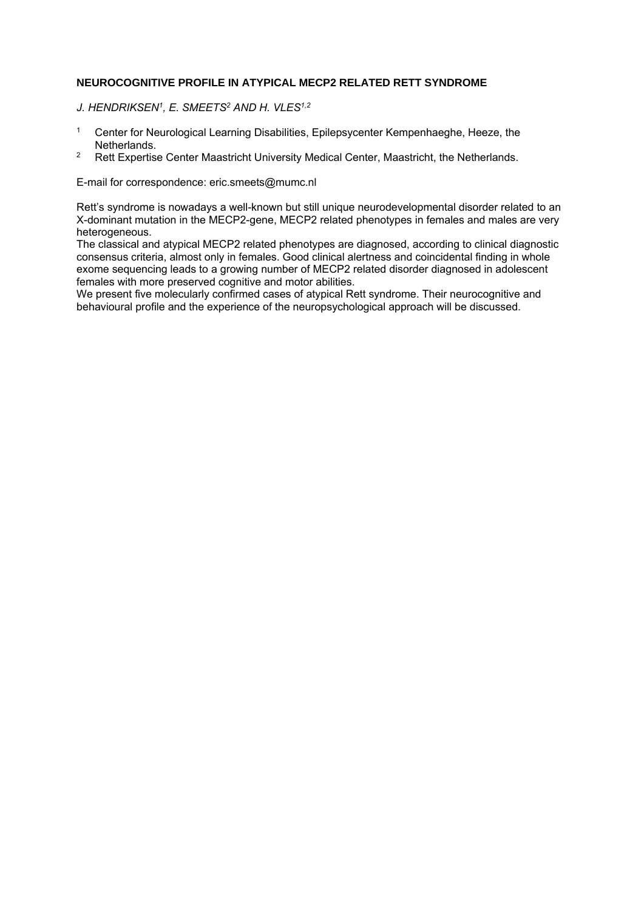**NEUROCOGNITIVE PROFILE IN ATYPICAL MECP2 RELATED RETT SYNDROME**

*J. HENDRIKSEN[1], E. SMEETS[2] AND H. VLES[1,2]*

[1] Center for Neurological Learning Disabilities, Epilepsycenter Kempenhaeghe, Heeze, the Netherlands.
[2] Rett Expertise Center Maastricht University Medical Center, Maastricht, the Netherlands.

E-mail for correspondence: eric.smeets@mumc.nl

Rett's syndrome is nowadays a well-known but still unique neurodevelopmental disorder related to an X-dominant mutation in the MECP2-gene, MECP2 related phenotypes in females and males are very heterogeneous.
The classical and atypical MECP2 related phenotypes are diagnosed, according to clinical diagnostic consensus criteria, almost only in females. Good clinical alertness and coincidental finding in whole exome sequencing leads to a growing number of MECP2 related disorder diagnosed in adolescent females with more preserved cognitive and motor abilities.
We present five molecularly confirmed cases of atypical Rett syndrome. Their neurocognitive and behavioural profile and the experience of the neuropsychological approach will be discussed.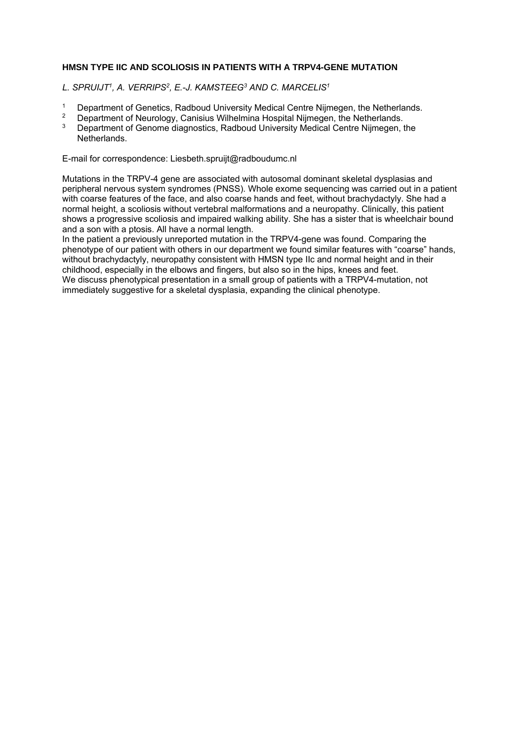### HMSN TYPE IIC AND SCOLIOSIS IN PATIENTS WITH A TRPV4-GENE MUTATION

*L. SPRUIJT[1], A. VERRIPS[2], E.-J. KAMSTEEG[3] AND C. MARCELIS[1]*

1. Department of Genetics, Radboud University Medical Centre Nijmegen, the Netherlands.
2. Department of Neurology, Canisius Wilhelmina Hospital Nijmegen, the Netherlands.
3. Department of Genome diagnostics, Radboud University Medical Centre Nijmegen, the Netherlands.

E-mail for correspondence: Liesbeth.spruijt@radboudumc.nl

Mutations in the TRPV-4 gene are associated with autosomal dominant skeletal dysplasias and peripheral nervous system syndromes (PNSS). Whole exome sequencing was carried out in a patient with coarse features of the face, and also coarse hands and feet, without brachydactyly. She had a normal height, a scoliosis without vertebral malformations and a neuropathy. Clinically, this patient shows a progressive scoliosis and impaired walking ability. She has a sister that is wheelchair bound and a son with a ptosis. All have a normal length.
In the patient a previously unreported mutation in the TRPV4-gene was found. Comparing the phenotype of our patient with others in our department we found similar features with "coarse" hands, without brachydactyly, neuropathy consistent with HMSN type IIc and normal height and in their childhood, especially in the elbows and fingers, but also so in the hips, knees and feet.
We discuss phenotypical presentation in a small group of patients with a TRPV4-mutation, not immediately suggestive for a skeletal dysplasia, expanding the clinical phenotype.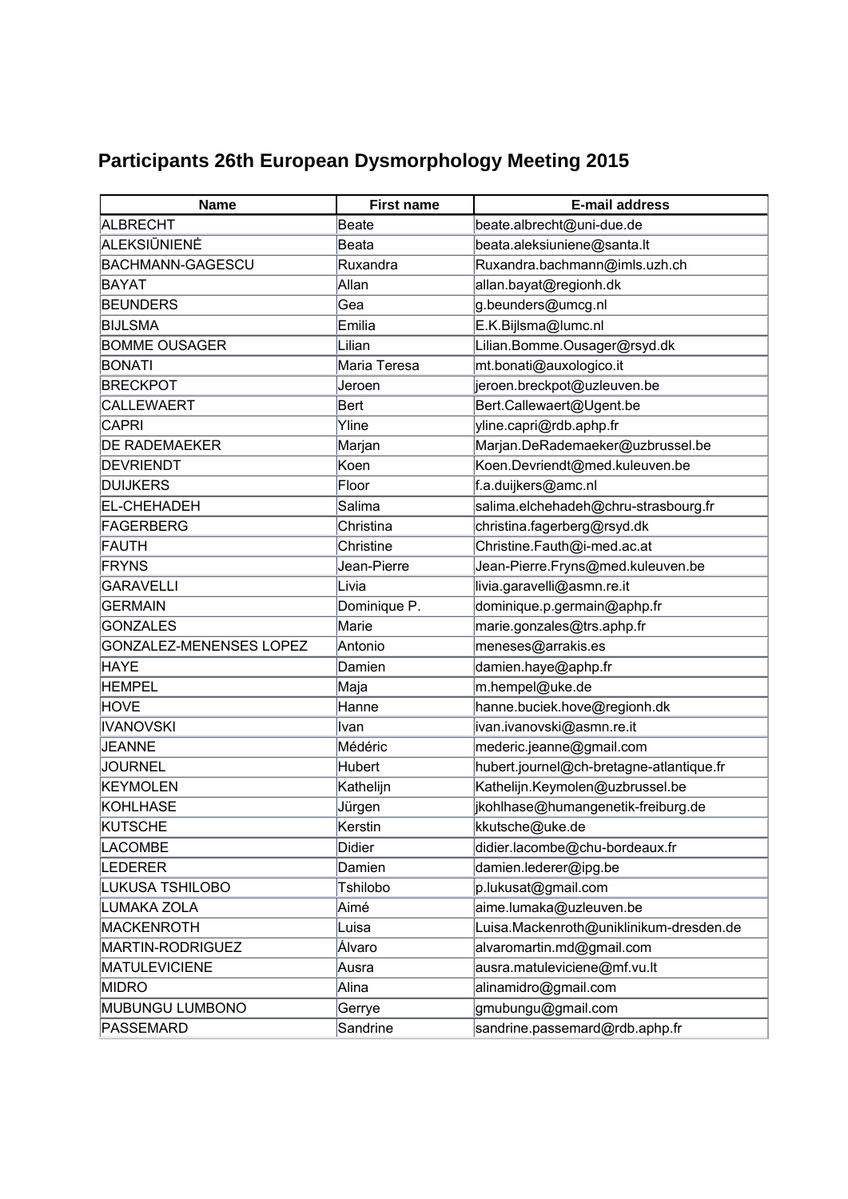## Participants 26th European Dysmorphology Meeting 2015

| Name | First name | E-mail address |
|---|---|---|
| ALBRECHT | Beate | beate.albrecht@uni-due.de |
| ALEKSIŪNIENĖ | Beata | beata.aleksiuniene@santa.lt |
| BACHMANN-GAGESCU | Ruxandra | Ruxandra.bachmann@imls.uzh.ch |
| BAYAT | Allan | allan.bayat@regionh.dk |
| BEUNDERS | Gea | g.beunders@umcg.nl |
| BIJLSMA | Emilia | E.K.Bijlsma@lumc.nl |
| BOMME OUSAGER | Lilian | Lilian.Bomme.Ousager@rsyd.dk |
| BONATI | Maria Teresa | mt.bonati@auxologico.it |
| BRECKPOT | Jeroen | jeroen.breckpot@uzleuven.be |
| CALLEWAERT | Bert | Bert.Callewaert@Ugent.be |
| CAPRI | Yline | yline.capri@rdb.aphp.fr |
| DE RADEMAEKER | Marjan | Marjan.DeRademaeker@uzbrussel.be |
| DEVRIENDT | Koen | Koen.Devriendt@med.kuleuven.be |
| DUIJKERS | Floor | f.a.duijkers@amc.nl |
| EL-CHEHADEH | Salima | salima.elchehadeh@chru-strasbourg.fr |
| FAGERBERG | Christina | christina.fagerberg@rsyd.dk |
| FAUTH | Christine | Christine.Fauth@i-med.ac.at |
| FRYNS | Jean-Pierre | Jean-Pierre.Fryns@med.kuleuven.be |
| GARAVELLI | Livia | livia.garavelli@asmn.re.it |
| GERMAIN | Dominique P. | dominique.p.germain@aphp.fr |
| GONZALES | Marie | marie.gonzales@trs.aphp.fr |
| GONZALEZ-MENENSES LOPEZ | Antonio | meneses@arrakis.es |
| HAYE | Damien | damien.haye@aphp.fr |
| HEMPEL | Maja | m.hempel@uke.de |
| HOVE | Hanne | hanne.buciek.hove@regionh.dk |
| IVANOVSKI | Ivan | ivan.ivanovski@asmn.re.it |
| JEANNE | Médéric | mederic.jeanne@gmail.com |
| JOURNEL | Hubert | hubert.journel@ch-bretagne-atlantique.fr |
| KEYMOLEN | Kathelijn | Kathelijn.Keymolen@uzbrussel.be |
| KOHLHASE | Jürgen | jkohlhase@humangenetik-freiburg.de |
| KUTSCHE | Kerstin | kkutsche@uke.de |
| LACOMBE | Didier | didier.lacombe@chu-bordeaux.fr |
| LEDERER | Damien | damien.lederer@ipg.be |
| LUKUSA TSHILOBO | Tshilobo | p.lukusat@gmail.com |
| LUMAKA ZOLA | Aimé | aime.lumaka@uzleuven.be |
| MACKENROTH | Luisa | Luisa.Mackenroth@uniklinikum-dresden.de |
| MARTIN-RODRIGUEZ | Álvaro | alvaromartin.md@gmail.com |
| MATULEVICIENE | Ausra | ausra.matuleviciene@mf.vu.lt |
| MIDRO | Alina | alinamidro@gmail.com |
| MUBUNGU LUMBONO | Gerrye | gmubungu@gmail.com |
| PASSEMARD | Sandrine | sandrine.passemard@rdb.aphp.fr |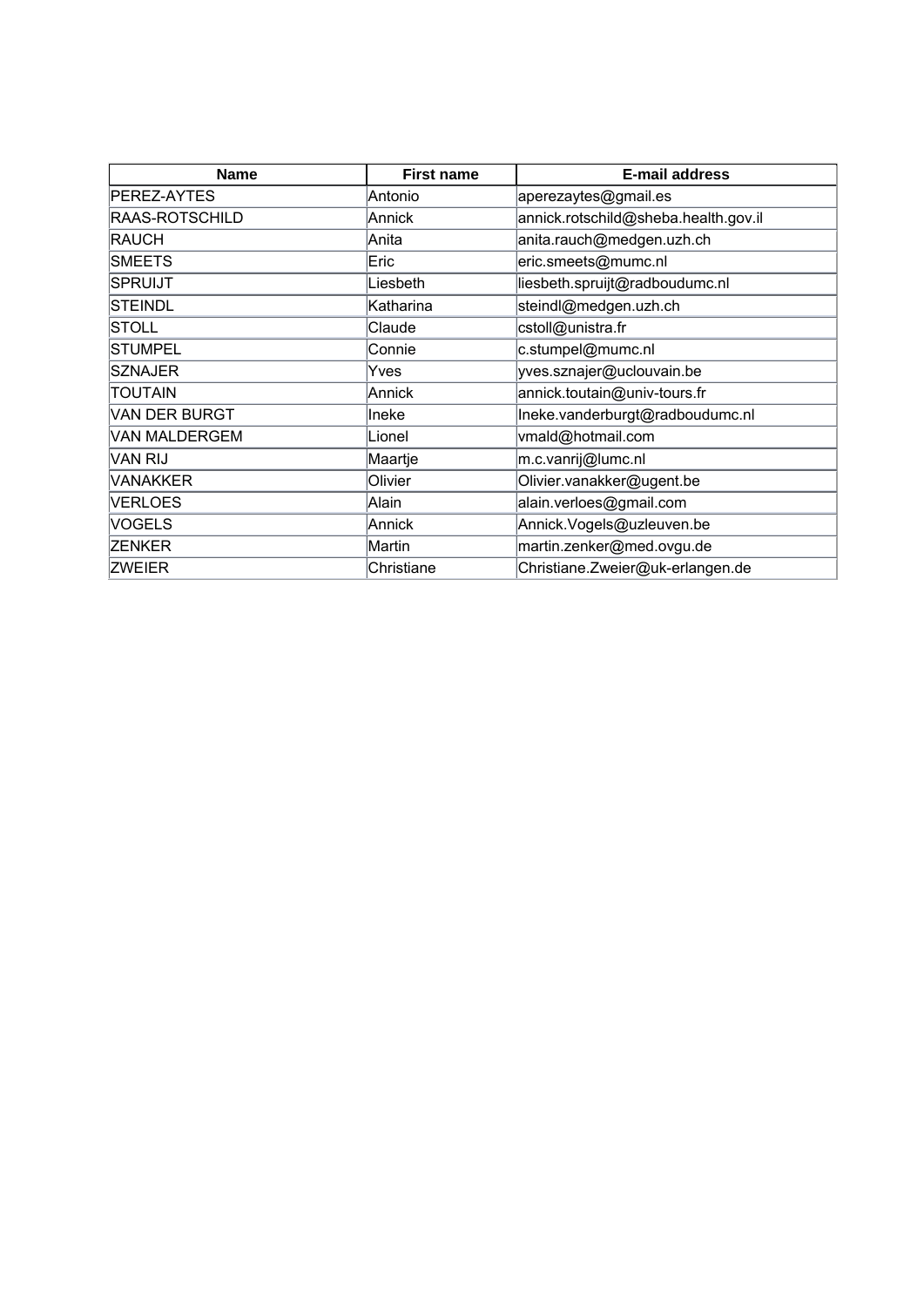| Name | First name | E-mail address |
|---|---|---|
| PEREZ-AYTES | Antonio | aperezaytes@gmail.es |
| RAAS-ROTSCHILD | Annick | annick.rotschild@sheba.health.gov.il |
| RAUCH | Anita | anita.rauch@medgen.uzh.ch |
| SMEETS | Eric | eric.smeets@mumc.nl |
| SPRUIJT | Liesbeth | liesbeth.spruijt@radboudumc.nl |
| STEINDL | Katharina | steindl@medgen.uzh.ch |
| STOLL | Claude | cstoll@unistra.fr |
| STUMPEL | Connie | c.stumpel@mumc.nl |
| SZNAJER | Yves | yves.sznajer@uclouvain.be |
| TOUTAIN | Annick | annick.toutain@univ-tours.fr |
| VAN DER BURGT | Ineke | Ineke.vanderburgt@radboudumc.nl |
| VAN MALDERGEM | Lionel | vmald@hotmail.com |
| VAN RIJ | Maartje | m.c.vanrij@lumc.nl |
| VANAKKER | Olivier | Olivier.vanakker@ugent.be |
| VERLOES | Alain | alain.verloes@gmail.com |
| VOGELS | Annick | Annick.Vogels@uzleuven.be |
| ZENKER | Martin | martin.zenker@med.ovgu.de |
| ZWEIER | Christiane | Christiane.Zweier@uk-erlangen.de |